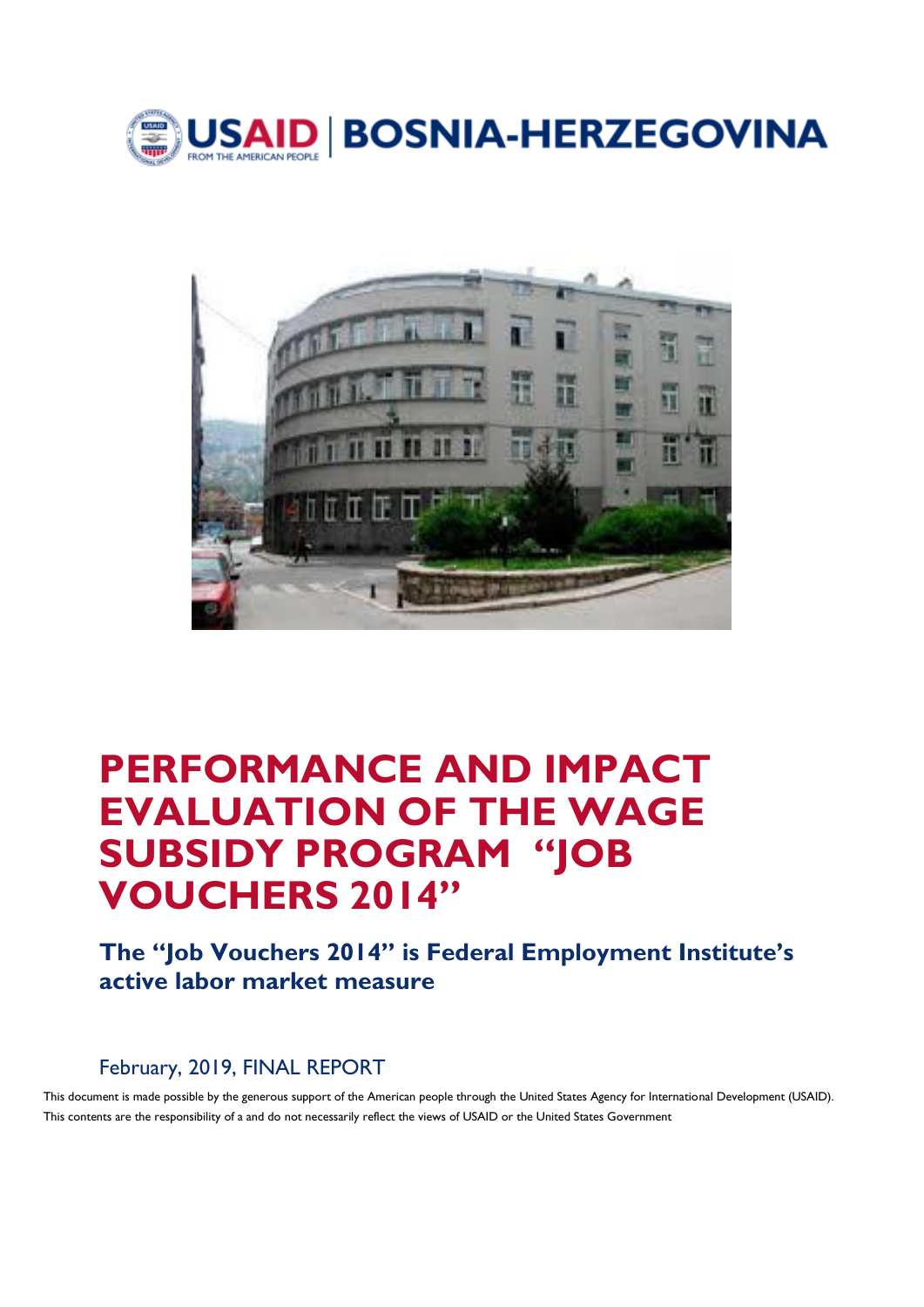USAID | BOSNIA-HERZEGOVINA

FROM THE AMERICAN PEOPLE

# PERFORMANCE AND IMPACT EVALUATION OF THE WAGE SUBSIDY PROGRAM "JOB VOUCHERS 2014"

## The "Job Vouchers 2014" is Federal Employment Institute's active labor market measure

February, 2019, FINAL REPORT

This document is made possible by the generous support of the American people through the United States Agency for International Development (USAID). This contents are the responsibility of a and do not necessarily reflect the views of USAID or the United States Government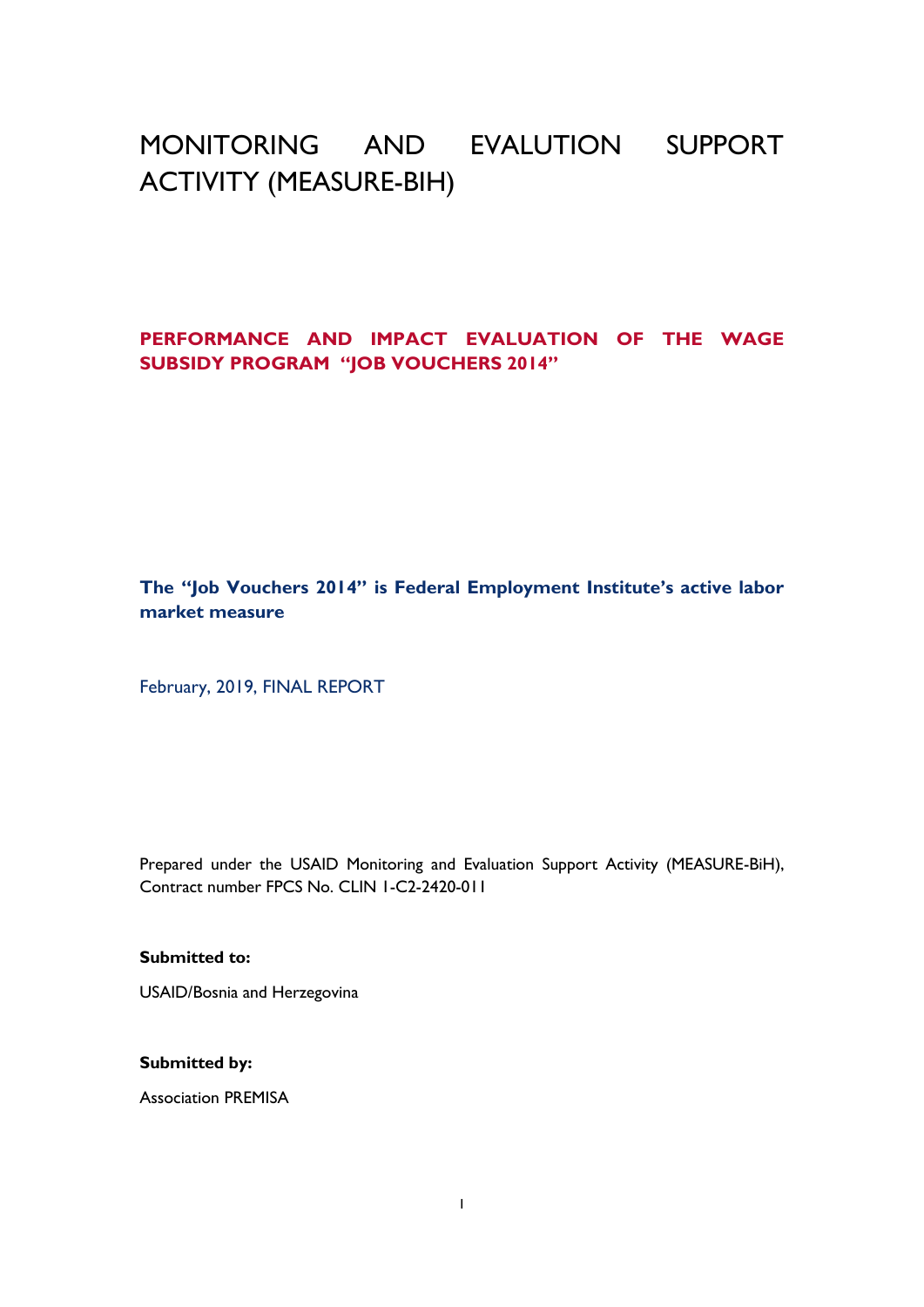# MONITORING AND EVALUTION SUPPORT ACTIVITY (MEASURE-BIH)

## PERFORMANCE AND IMPACT EVALUATION OF THE WAGE SUBSIDY PROGRAM "JOB VOUCHERS 2014"

**The "Job Vouchers 2014" is Federal Employment Institute's active labor market measure**

February, 2019, FINAL REPORT

Prepared under the USAID Monitoring and Evaluation Support Activity (MEASURE-BiH), Contract number FPCS No. CLIN 1-C2-2420-011

**Submitted to:**

USAID/Bosnia and Herzegovina

**Submitted by:**

Association PREMISA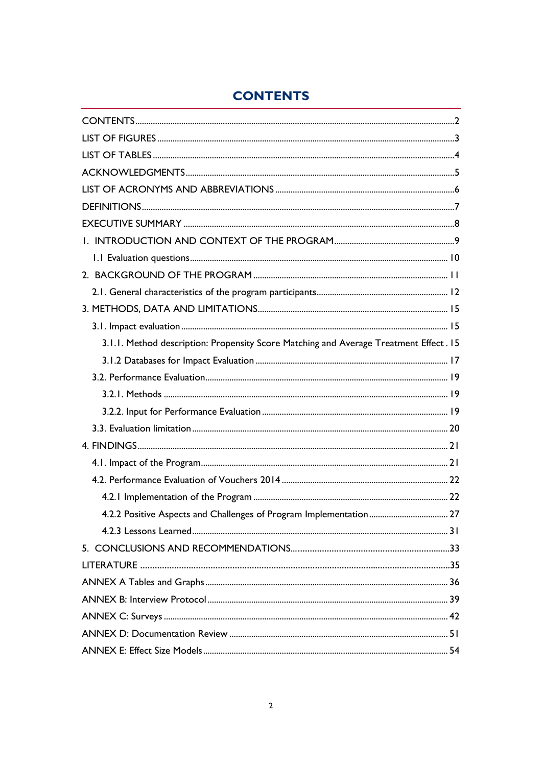# CONTENTS

CONTENTS ..... 2

LIST OF FIGURES ..... 3

LIST OF TABLES ..... 4

ACKNOWLEDGMENTS ..... 5

LIST OF ACRONYMS AND ABBREVIATIONS ..... 6

DEFINITIONS ..... 7

EXECUTIVE SUMMARY ..... 8

1. INTRODUCTION AND CONTEXT OF THE PROGRAM ..... 9
   - 1.1 Evaluation questions ..... 10

2. BACKGROUND OF THE PROGRAM ..... 11
   - 2.1. General characteristics of the program participants ..... 12

3. METHODS, DATA AND LIMITATIONS ..... 15
   - 3.1. Impact evaluation ..... 15
     - 3.1.1. Method description: Propensity Score Matching and Average Treatment Effect . 15
     - 3.1.2 Databases for Impact Evaluation ..... 17
   - 3.2. Performance Evaluation ..... 19
     - 3.2.1. Methods ..... 19
     - 3.2.2. Input for Performance Evaluation ..... 19
   - 3.3. Evaluation limitation ..... 20

4. FINDINGS ..... 21
   - 4.1. Impact of the Program ..... 21
   - 4.2. Performance Evaluation of Vouchers 2014 ..... 22
     - 4.2.1 Implementation of the Program ..... 22
     - 4.2.2 Positive Aspects and Challenges of Program Implementation ..... 27
     - 4.2.3 Lessons Learned ..... 31

5. CONCLUSIONS AND RECOMMENDATIONS ..... 33

LITERATURE ..... 35

ANNEX A Tables and Graphs ..... 36

ANNEX B: Interview Protocol ..... 39

ANNEX C: Surveys ..... 42

ANNEX D: Documentation Review ..... 51

ANNEX E: Effect Size Models ..... 54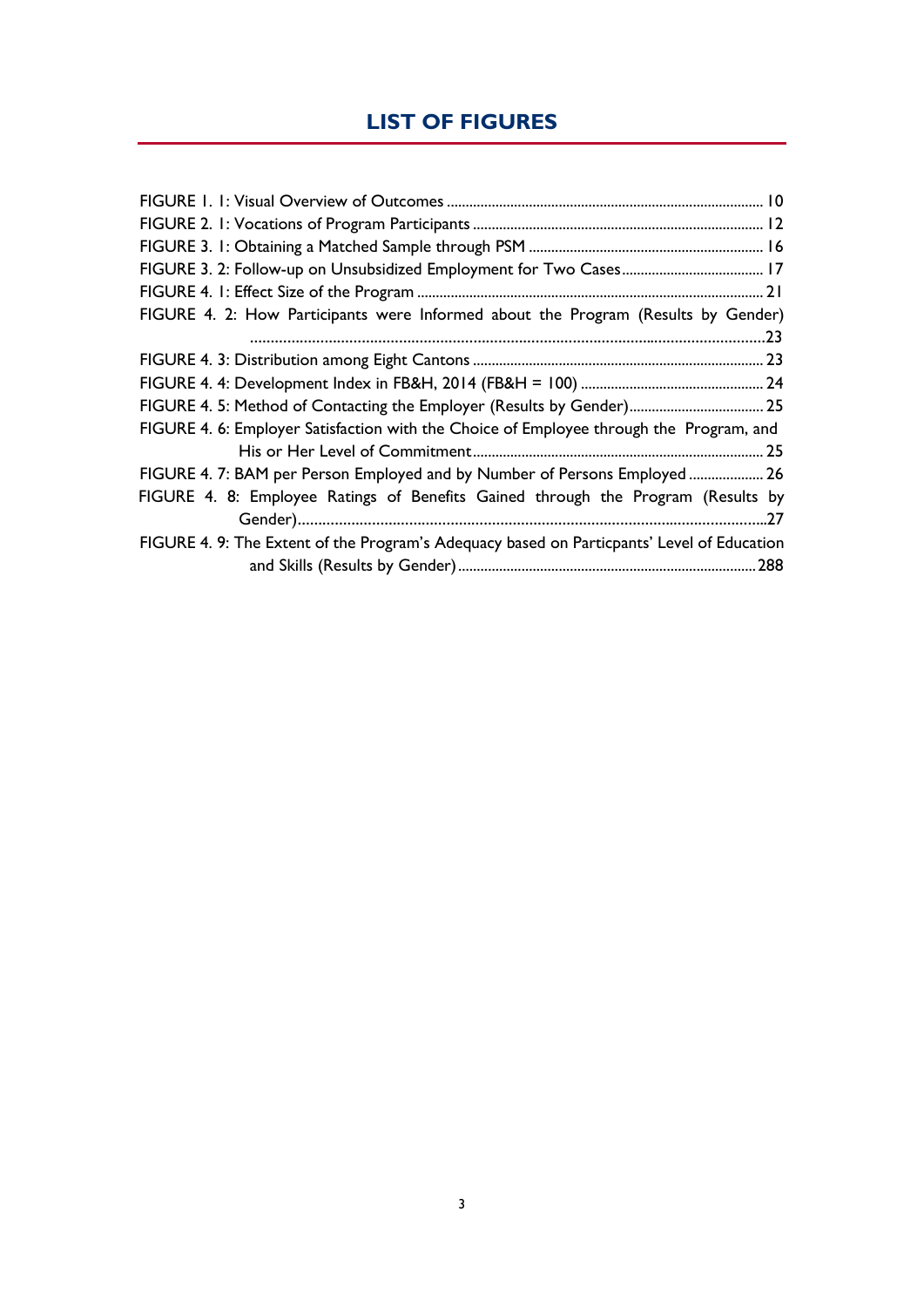## LIST OF FIGURES

FIGURE 1. 1: Visual Overview of Outcomes .................................................................................... 10
FIGURE 2. 1: Vocations of Program Participants ............................................................................ 12
FIGURE 3. 1: Obtaining a Matched Sample through PSM ................................................................ 16
FIGURE 3. 2: Follow-up on Unsubsidized Employment for Two Cases ........................................ 17
FIGURE 4. 1: Effect Size of the Program .......................................................................................... 21
FIGURE 4. 2: How Participants were Informed about the Program (Results by Gender) ...........................................................................................................................23
FIGURE 4. 3: Distribution among Eight Cantons ............................................................................ 23
FIGURE 4. 4: Development Index in FB&H, 2014 (FB&H = 100) ................................................ 24
FIGURE 4. 5: Method of Contacting the Employer (Results by Gender)...................................... 25
FIGURE 4. 6: Employer Satisfaction with the Choice of Employee through the Program, and His or Her Level of Commitment............................................................................ 25
FIGURE 4. 7: BAM per Person Employed and by Number of Persons Employed .................... 26
FIGURE 4. 8: Employee Ratings of Benefits Gained through the Program (Results by Gender)...................................................................................................................27
FIGURE 4. 9: The Extent of the Program's Adequacy based on Particpants' Level of Education and Skills (Results by Gender)............................................................................ 288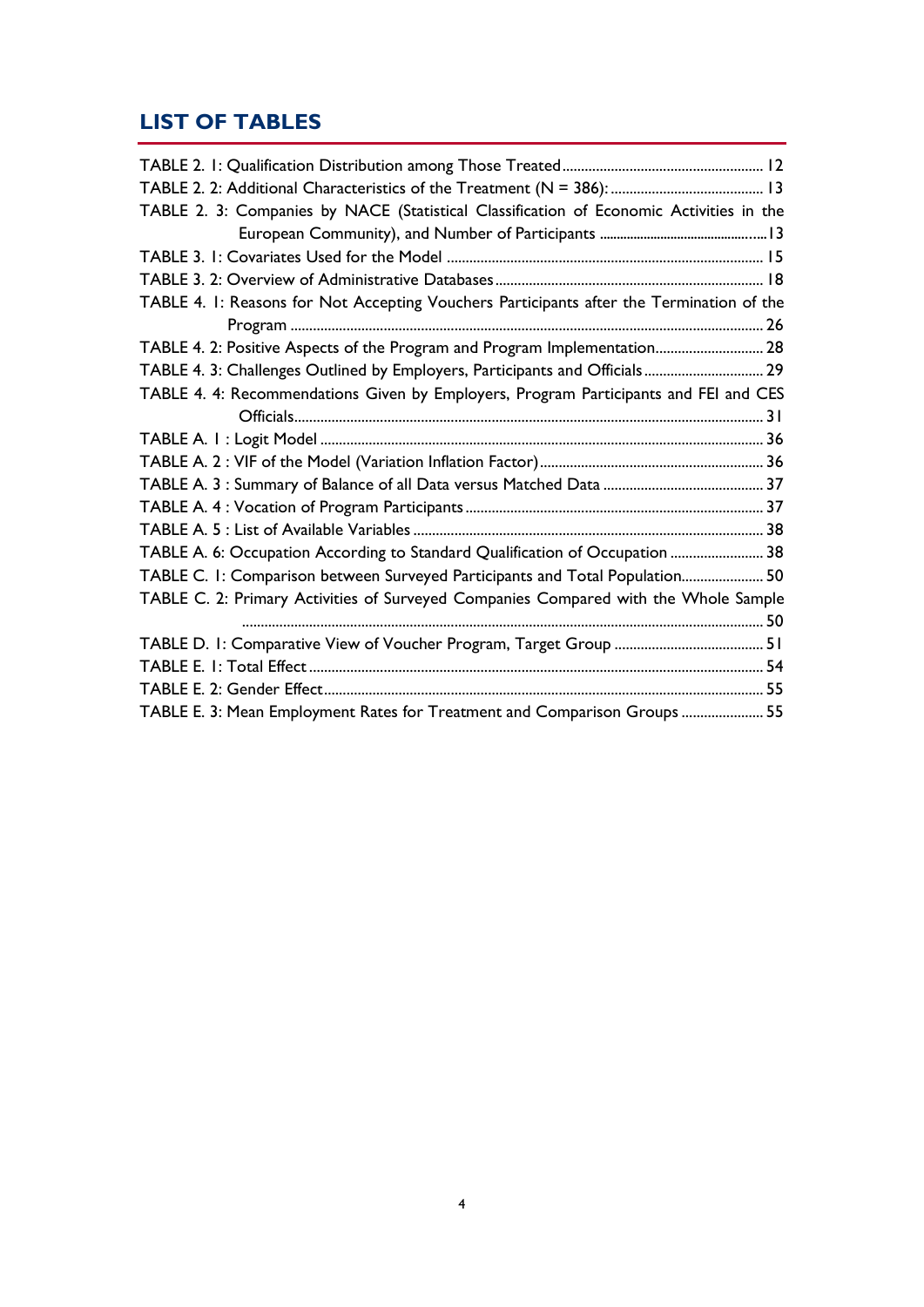## LIST OF TABLES

TABLE 2. 1: Qualification Distribution among Those Treated ........ 12
TABLE 2. 2: Additional Characteristics of the Treatment (N = 386): ........ 13
TABLE 2. 3: Companies by NACE (Statistical Classification of Economic Activities in the European Community), and Number of Participants ........ 13
TABLE 3. 1: Covariates Used for the Model ........ 15
TABLE 3. 2: Overview of Administrative Databases ........ 18
TABLE 4. 1: Reasons for Not Accepting Vouchers Participants after the Termination of the Program ........ 26
TABLE 4. 2: Positive Aspects of the Program and Program Implementation ........ 28
TABLE 4. 3: Challenges Outlined by Employers, Participants and Officials ........ 29
TABLE 4. 4: Recommendations Given by Employers, Program Participants and FEI and CES Officials ........ 31
TABLE A. 1 : Logit Model ........ 36
TABLE A. 2 : VIF of the Model (Variation Inflation Factor) ........ 36
TABLE A. 3 : Summary of Balance of all Data versus Matched Data ........ 37
TABLE A. 4 : Vocation of Program Participants ........ 37
TABLE A. 5 : List of Available Variables ........ 38
TABLE A. 6: Occupation According to Standard Qualification of Occupation ........ 38
TABLE C. 1: Comparison between Surveyed Participants and Total Population ........ 50
TABLE C. 2: Primary Activities of Surveyed Companies Compared with the Whole Sample ........ 50
TABLE D. 1: Comparative View of Voucher Program, Target Group ........ 51
TABLE E. 1: Total Effect ........ 54
TABLE E. 2: Gender Effect ........ 55
TABLE E. 3: Mean Employment Rates for Treatment and Comparison Groups ........ 55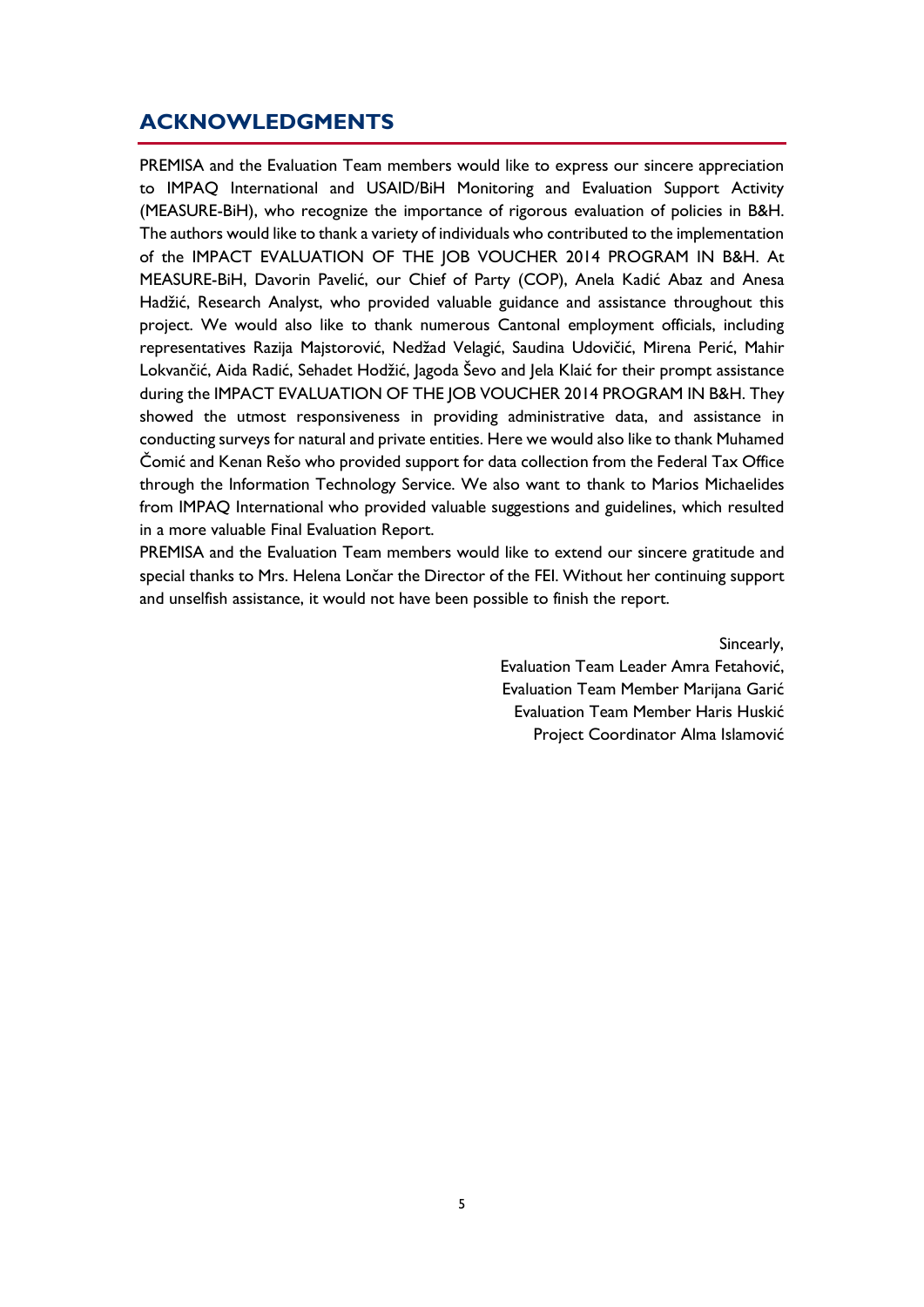## ACKNOWLEDGMENTS

PREMISA and the Evaluation Team members would like to express our sincere appreciation to IMPAQ International and USAID/BiH Monitoring and Evaluation Support Activity (MEASURE-BiH), who recognize the importance of rigorous evaluation of policies in B&H. The authors would like to thank a variety of individuals who contributed to the implementation of the IMPACT EVALUATION OF THE JOB VOUCHER 2014 PROGRAM IN B&H. At MEASURE-BiH, Davorin Pavelić, our Chief of Party (COP), Anela Kadić Abaz and Anesa Hadžić, Research Analyst, who provided valuable guidance and assistance throughout this project. We would also like to thank numerous Cantonal employment officials, including representatives Razija Majstorović, Nedžad Velagić, Saudina Udovičić, Mirena Perić, Mahir Lokvančić, Aida Radić, Sehadet Hodžić, Jagoda Ševo and Jela Klaić for their prompt assistance during the IMPACT EVALUATION OF THE JOB VOUCHER 2014 PROGRAM IN B&H. They showed the utmost responsiveness in providing administrative data, and assistance in conducting surveys for natural and private entities. Here we would also like to thank Muhamed Čomić and Kenan Rešo who provided support for data collection from the Federal Tax Office through the Information Technology Service. We also want to thank to Marios Michaelides from IMPAQ International who provided valuable suggestions and guidelines, which resulted in a more valuable Final Evaluation Report.

PREMISA and the Evaluation Team members would like to extend our sincere gratitude and special thanks to Mrs. Helena Lončar the Director of the FEI. Without her continuing support and unselfish assistance, it would not have been possible to finish the report.

Sincearly,  
Evaluation Team Leader Amra Fetahović,  
Evaluation Team Member Marijana Garić  
Evaluation Team Member Haris Huskić  
Project Coordinator Alma Islamović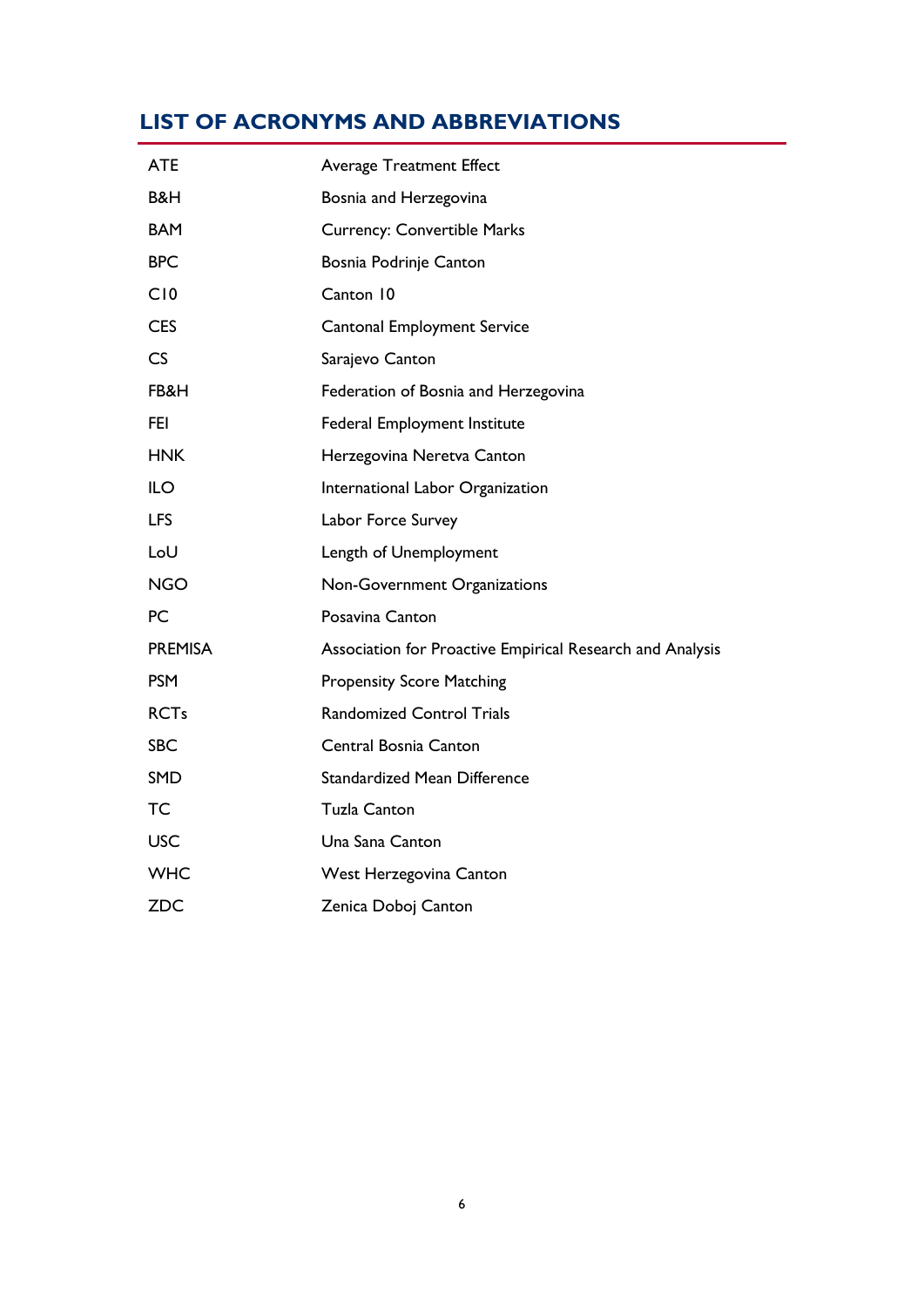## LIST OF ACRONYMS AND ABBREVIATIONS

| | |
|---|---|
| ATE | Average Treatment Effect |
| B&H | Bosnia and Herzegovina |
| BAM | Currency: Convertible Marks |
| BPC | Bosnia Podrinje Canton |
| C10 | Canton 10 |
| CES | Cantonal Employment Service |
| CS | Sarajevo Canton |
| FB&H | Federation of Bosnia and Herzegovina |
| FEI | Federal Employment Institute |
| HNK | Herzegovina Neretva Canton |
| ILO | International Labor Organization |
| LFS | Labor Force Survey |
| LoU | Length of Unemployment |
| NGO | Non-Government Organizations |
| PC | Posavina Canton |
| PREMISA | Association for Proactive Empirical Research and Analysis |
| PSM | Propensity Score Matching |
| RCTs | Randomized Control Trials |
| SBC | Central Bosnia Canton |
| SMD | Standardized Mean Difference |
| TC | Tuzla Canton |
| USC | Una Sana Canton |
| WHC | West Herzegovina Canton |
| ZDC | Zenica Doboj Canton |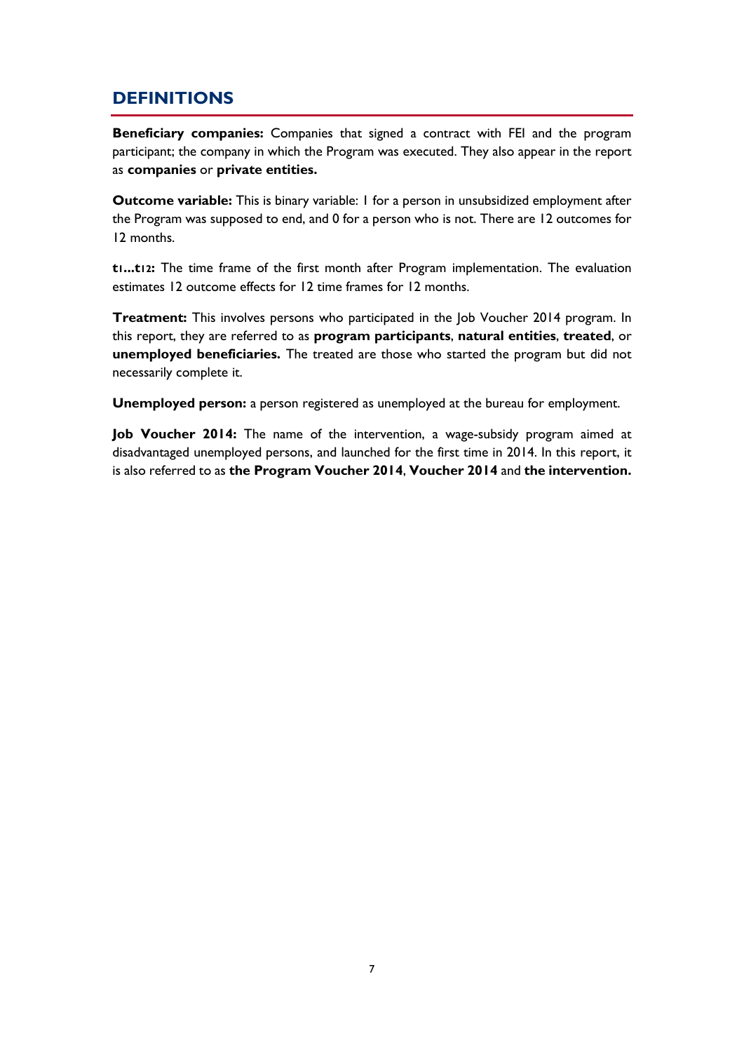## DEFINITIONS

**Beneficiary companies:** Companies that signed a contract with FEI and the program participant; the company in which the Program was executed. They also appear in the report as **companies** or **private entities.**

**Outcome variable:** This is binary variable: 1 for a person in unsubsidized employment after the Program was supposed to end, and 0 for a person who is not. There are 12 outcomes for 12 months.

**$t_1$...$t_{12}$:** The time frame of the first month after Program implementation. The evaluation estimates 12 outcome effects for 12 time frames for 12 months.

**Treatment:** This involves persons who participated in the Job Voucher 2014 program. In this report, they are referred to as **program participants**, **natural entities**, **treated**, or **unemployed beneficiaries.** The treated are those who started the program but did not necessarily complete it.

**Unemployed person:** a person registered as unemployed at the bureau for employment.

**Job Voucher 2014:** The name of the intervention, a wage-subsidy program aimed at disadvantaged unemployed persons, and launched for the first time in 2014. In this report, it is also referred to as **the Program Voucher 2014**, **Voucher 2014** and **the intervention.**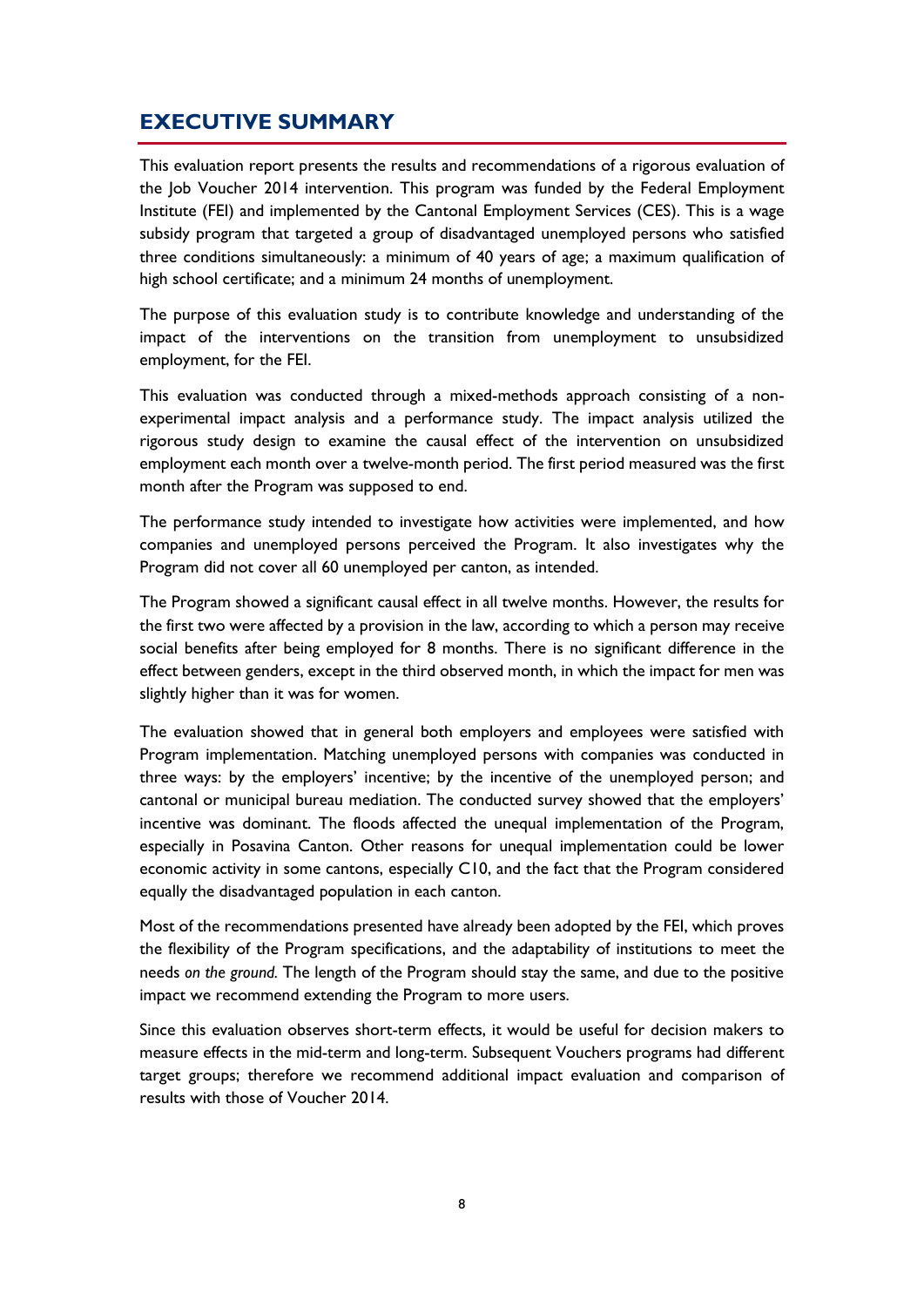## EXECUTIVE SUMMARY

This evaluation report presents the results and recommendations of a rigorous evaluation of the Job Voucher 2014 intervention. This program was funded by the Federal Employment Institute (FEI) and implemented by the Cantonal Employment Services (CES). This is a wage subsidy program that targeted a group of disadvantaged unemployed persons who satisfied three conditions simultaneously: a minimum of 40 years of age; a maximum qualification of high school certificate; and a minimum 24 months of unemployment.

The purpose of this evaluation study is to contribute knowledge and understanding of the impact of the interventions on the transition from unemployment to unsubsidized employment, for the FEI.

This evaluation was conducted through a mixed-methods approach consisting of a non-experimental impact analysis and a performance study. The impact analysis utilized the rigorous study design to examine the causal effect of the intervention on unsubsidized employment each month over a twelve-month period. The first period measured was the first month after the Program was supposed to end.

The performance study intended to investigate how activities were implemented, and how companies and unemployed persons perceived the Program. It also investigates why the Program did not cover all 60 unemployed per canton, as intended.

The Program showed a significant causal effect in all twelve months. However, the results for the first two were affected by a provision in the law, according to which a person may receive social benefits after being employed for 8 months. There is no significant difference in the effect between genders, except in the third observed month, in which the impact for men was slightly higher than it was for women.

The evaluation showed that in general both employers and employees were satisfied with Program implementation. Matching unemployed persons with companies was conducted in three ways: by the employers' incentive; by the incentive of the unemployed person; and cantonal or municipal bureau mediation. The conducted survey showed that the employers' incentive was dominant. The floods affected the unequal implementation of the Program, especially in Posavina Canton. Other reasons for unequal implementation could be lower economic activity in some cantons, especially C10, and the fact that the Program considered equally the disadvantaged population in each canton.

Most of the recommendations presented have already been adopted by the FEI, which proves the flexibility of the Program specifications, and the adaptability of institutions to meet the needs *on the ground.* The length of the Program should stay the same, and due to the positive impact we recommend extending the Program to more users.

Since this evaluation observes short-term effects, it would be useful for decision makers to measure effects in the mid-term and long-term. Subsequent Vouchers programs had different target groups; therefore we recommend additional impact evaluation and comparison of results with those of Voucher 2014.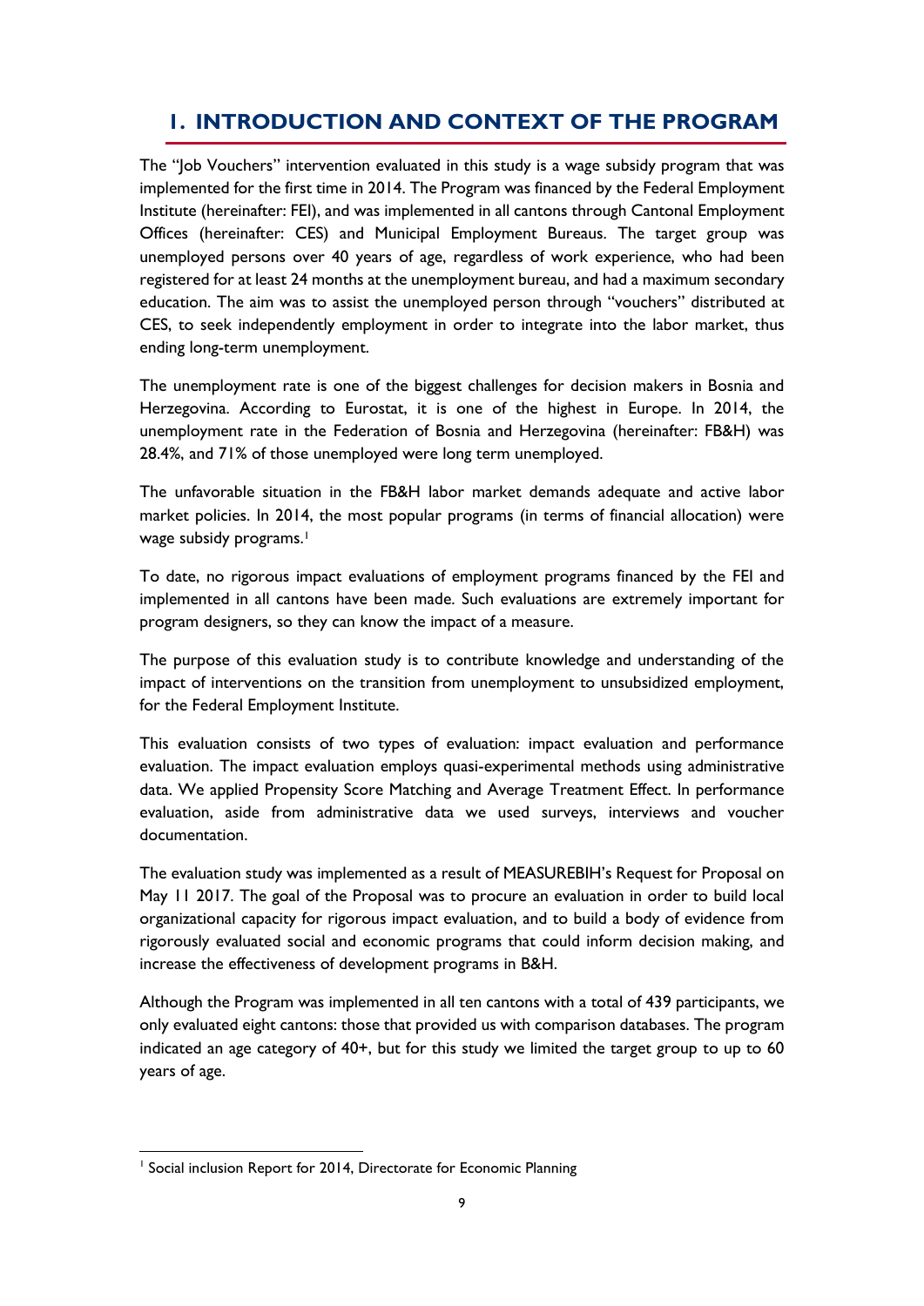# 1. INTRODUCTION AND CONTEXT OF THE PROGRAM

The "Job Vouchers" intervention evaluated in this study is a wage subsidy program that was implemented for the first time in 2014. The Program was financed by the Federal Employment Institute (hereinafter: FEI), and was implemented in all cantons through Cantonal Employment Offices (hereinafter: CES) and Municipal Employment Bureaus. The target group was unemployed persons over 40 years of age, regardless of work experience, who had been registered for at least 24 months at the unemployment bureau, and had a maximum secondary education. The aim was to assist the unemployed person through "vouchers" distributed at CES, to seek independently employment in order to integrate into the labor market, thus ending long-term unemployment.

The unemployment rate is one of the biggest challenges for decision makers in Bosnia and Herzegovina. According to Eurostat, it is one of the highest in Europe. In 2014, the unemployment rate in the Federation of Bosnia and Herzegovina (hereinafter: FB&H) was 28.4%, and 71% of those unemployed were long term unemployed.

The unfavorable situation in the FB&H labor market demands adequate and active labor market policies. In 2014, the most popular programs (in terms of financial allocation) were wage subsidy programs.[1]

To date, no rigorous impact evaluations of employment programs financed by the FEI and implemented in all cantons have been made. Such evaluations are extremely important for program designers, so they can know the impact of a measure.

The purpose of this evaluation study is to contribute knowledge and understanding of the impact of interventions on the transition from unemployment to unsubsidized employment, for the Federal Employment Institute.

This evaluation consists of two types of evaluation: impact evaluation and performance evaluation. The impact evaluation employs quasi-experimental methods using administrative data. We applied Propensity Score Matching and Average Treatment Effect. In performance evaluation, aside from administrative data we used surveys, interviews and voucher documentation.

The evaluation study was implemented as a result of MEASUREBIH's Request for Proposal on May 11 2017. The goal of the Proposal was to procure an evaluation in order to build local organizational capacity for rigorous impact evaluation, and to build a body of evidence from rigorously evaluated social and economic programs that could inform decision making, and increase the effectiveness of development programs in B&H.

Although the Program was implemented in all ten cantons with a total of 439 participants, we only evaluated eight cantons: those that provided us with comparison databases. The program indicated an age category of 40+, but for this study we limited the target group to up to 60 years of age.

[1] Social inclusion Report for 2014, Directorate for Economic Planning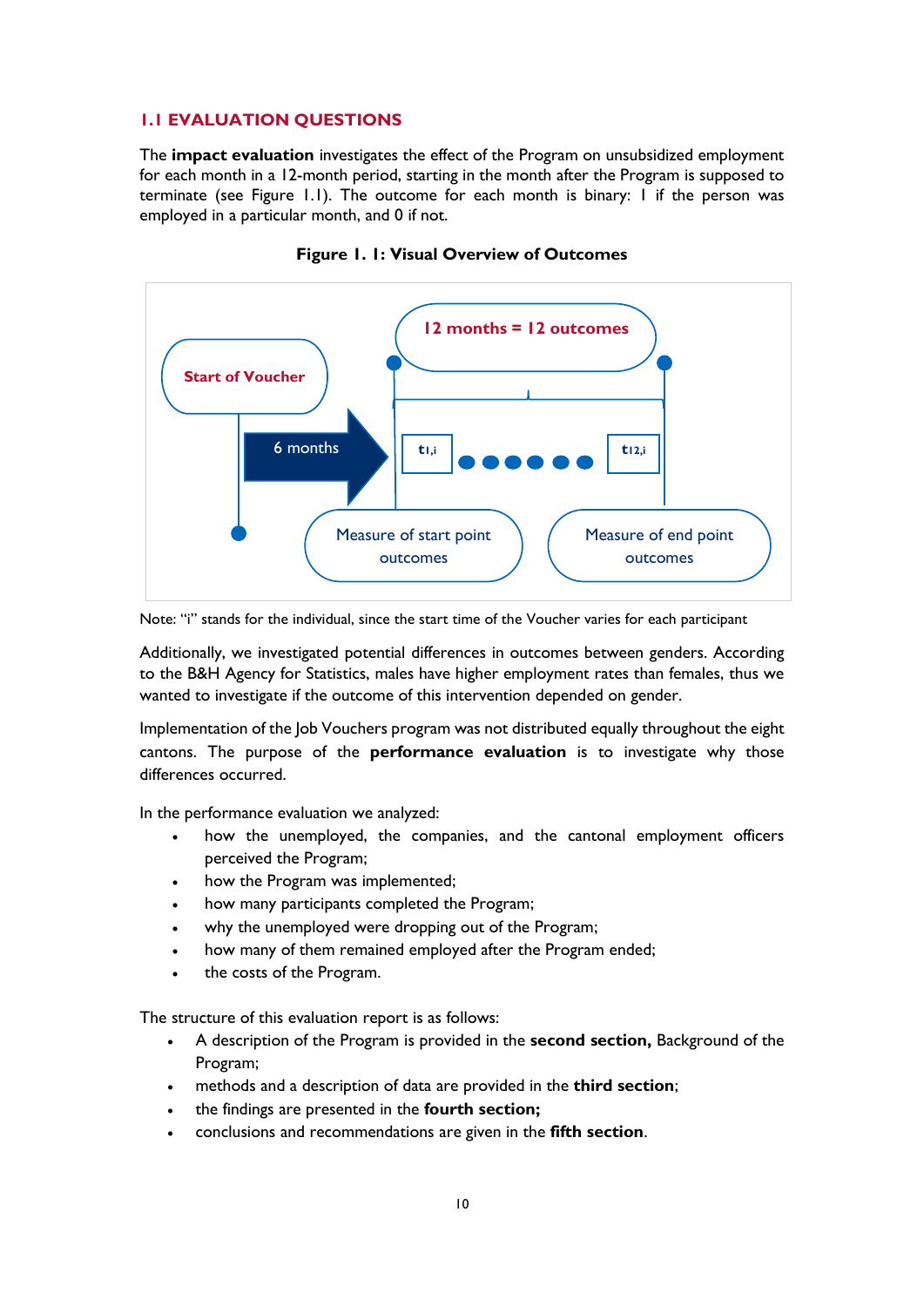## 1.1 EVALUATION QUESTIONS

The **impact evaluation** investigates the effect of the Program on unsubsidized employment for each month in a 12-month period, starting in the month after the Program is supposed to terminate (see Figure 1.1). The outcome for each month is binary: 1 if the person was employed in a particular month, and 0 if not.

**Figure 1. 1: Visual Overview of Outcomes**

Start of Voucher

6 months

12 months = 12 outcomes

$t_{1,i}$ ● ● ● ● ● ● $t_{12,i}$

Measure of start point outcomes

Measure of end point outcomes

Note: "i" stands for the individual, since the start time of the Voucher varies for each participant

Additionally, we investigated potential differences in outcomes between genders. According to the B&H Agency for Statistics, males have higher employment rates than females, thus we wanted to investigate if the outcome of this intervention depended on gender.

Implementation of the Job Vouchers program was not distributed equally throughout the eight cantons. The purpose of the **performance evaluation** is to investigate why those differences occurred.

In the performance evaluation we analyzed:

- how the unemployed, the companies, and the cantonal employment officers perceived the Program;
- how the Program was implemented;
- how many participants completed the Program;
- why the unemployed were dropping out of the Program;
- how many of them remained employed after the Program ended;
- the costs of the Program.

The structure of this evaluation report is as follows:

- A description of the Program is provided in the **second section,** Background of the Program;
- methods and a description of data are provided in the **third section**;
- the findings are presented in the **fourth section;**
- conclusions and recommendations are given in the **fifth section**.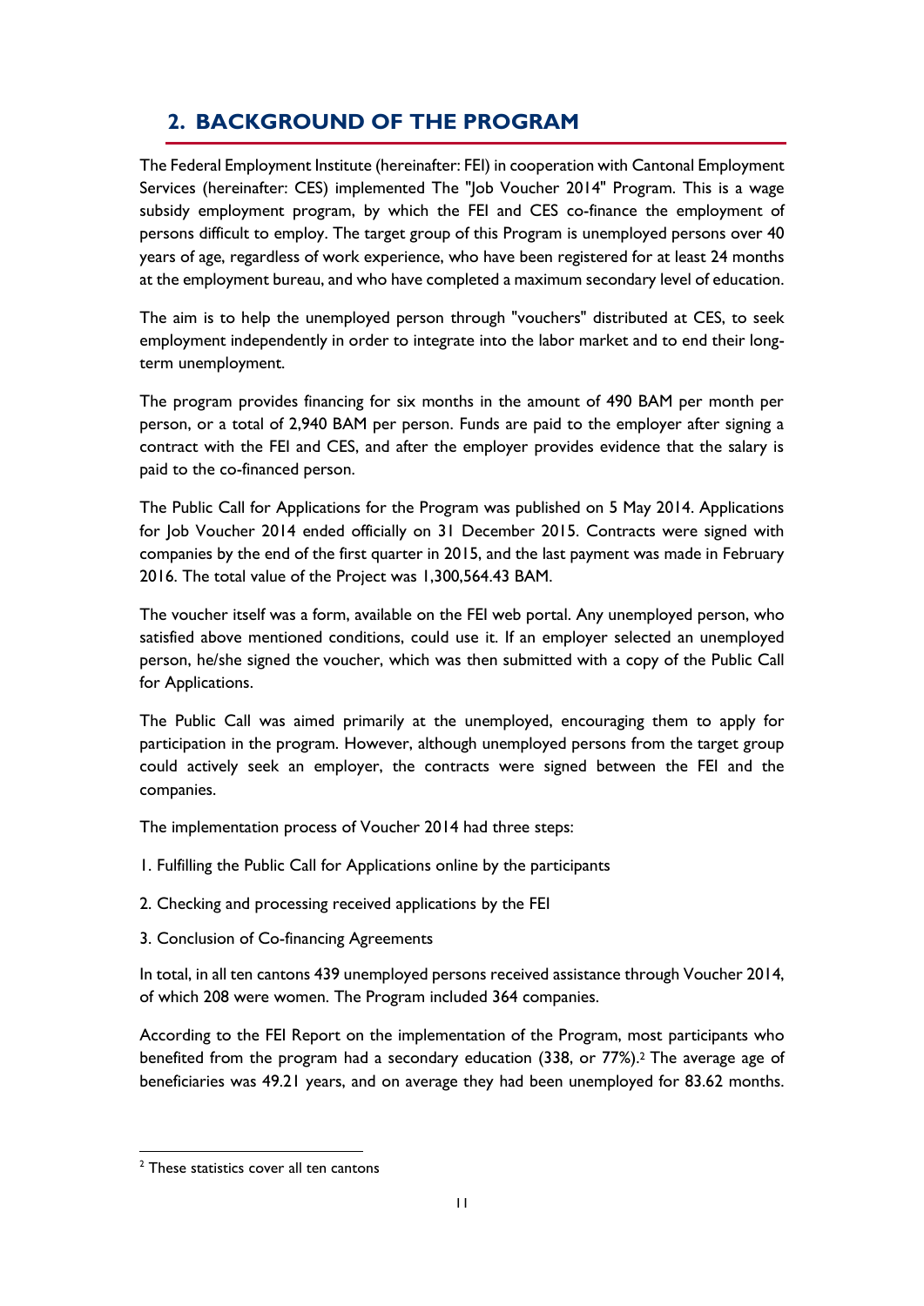## 2. BACKGROUND OF THE PROGRAM

The Federal Employment Institute (hereinafter: FEI) in cooperation with Cantonal Employment Services (hereinafter: CES) implemented The "Job Voucher 2014" Program. This is a wage subsidy employment program, by which the FEI and CES co-finance the employment of persons difficult to employ. The target group of this Program is unemployed persons over 40 years of age, regardless of work experience, who have been registered for at least 24 months at the employment bureau, and who have completed a maximum secondary level of education.

The aim is to help the unemployed person through "vouchers" distributed at CES, to seek employment independently in order to integrate into the labor market and to end their long-term unemployment.

The program provides financing for six months in the amount of 490 BAM per month per person, or a total of 2,940 BAM per person. Funds are paid to the employer after signing a contract with the FEI and CES, and after the employer provides evidence that the salary is paid to the co-financed person.

The Public Call for Applications for the Program was published on 5 May 2014. Applications for Job Voucher 2014 ended officially on 31 December 2015. Contracts were signed with companies by the end of the first quarter in 2015, and the last payment was made in February 2016. The total value of the Project was 1,300,564.43 BAM.

The voucher itself was a form, available on the FEI web portal. Any unemployed person, who satisfied above mentioned conditions, could use it. If an employer selected an unemployed person, he/she signed the voucher, which was then submitted with a copy of the Public Call for Applications.

The Public Call was aimed primarily at the unemployed, encouraging them to apply for participation in the program. However, although unemployed persons from the target group could actively seek an employer, the contracts were signed between the FEI and the companies.

The implementation process of Voucher 2014 had three steps:

1. Fulfilling the Public Call for Applications online by the participants

2. Checking and processing received applications by the FEI

3. Conclusion of Co-financing Agreements

In total, in all ten cantons 439 unemployed persons received assistance through Voucher 2014, of which 208 were women. The Program included 364 companies.

According to the FEI Report on the implementation of the Program, most participants who benefited from the program had a secondary education (338, or 77%).[2] The average age of beneficiaries was 49.21 years, and on average they had been unemployed for 83.62 months.

[2] These statistics cover all ten cantons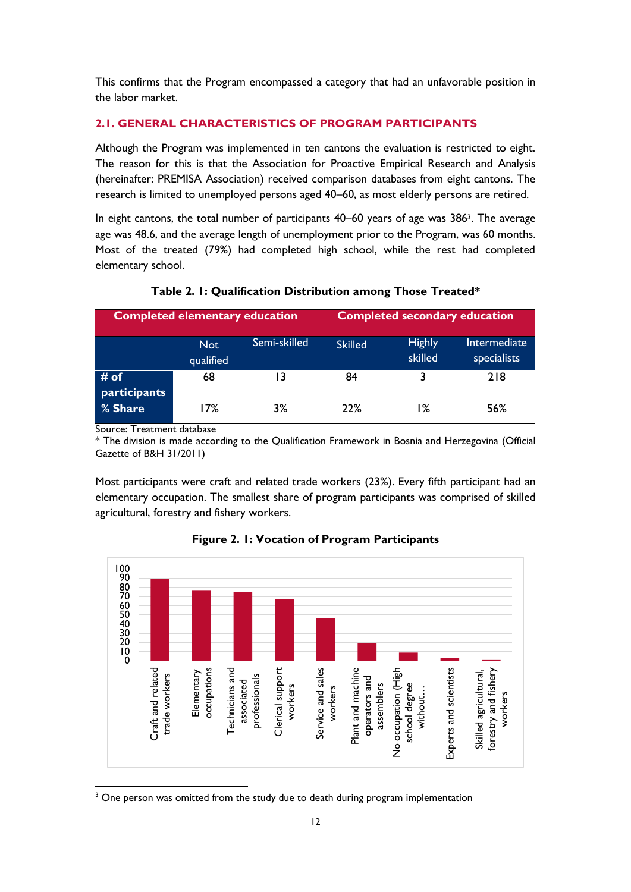This confirms that the Program encompassed a category that had an unfavorable position in the labor market.

## 2.1. GENERAL CHARACTERISTICS OF PROGRAM PARTICIPANTS

Although the Program was implemented in ten cantons the evaluation is restricted to eight. The reason for this is that the Association for Proactive Empirical Research and Analysis (hereinafter: PREMISA Association) received comparison databases from eight cantons. The research is limited to unemployed persons aged 40–60, as most elderly persons are retired.

In eight cantons, the total number of participants 40–60 years of age was 386[3]. The average age was 48.6, and the average length of unemployment prior to the Program, was 60 months. Most of the treated (79%) had completed high school, while the rest had completed elementary school.

**Table 2. 1: Qualification Distribution among Those Treated***

| | Completed elementary education | | Completed secondary education | | |
|---|---|---|---|---|---|
| | Not qualified | Semi-skilled | Skilled | Highly skilled | Intermediate specialists |
| # of participants | 68 | 13 | 84 | 3 | 218 |
| % Share | 17% | 3% | 22% | 1% | 56% |

Source: Treatment database

* The division is made according to the Qualification Framework in Bosnia and Herzegovina (Official Gazette of B&H 31/2011)

Most participants were craft and related trade workers (23%). Every fifth participant had an elementary occupation. The smallest share of program participants was comprised of skilled agricultural, forestry and fishery workers.

**Figure 2. 1: Vocation of Program Participants**

| Vocation | Number |
|---|---|
| Craft and related trade workers | 89 |
| Elementary occupations | 77 |
| Technicians and associated professionals | 75 |
| Clerical support workers | 67 |
| Service and sales workers | 46 |
| Plant and machine operators and assemblers | 19 |
| No occupation (High school degree without… | 9 |
| Experts and scientists | 3 |
| Skilled agricultural, forestry and fishery workers | 1 |

---

[3] One person was omitted from the study due to death during program implementation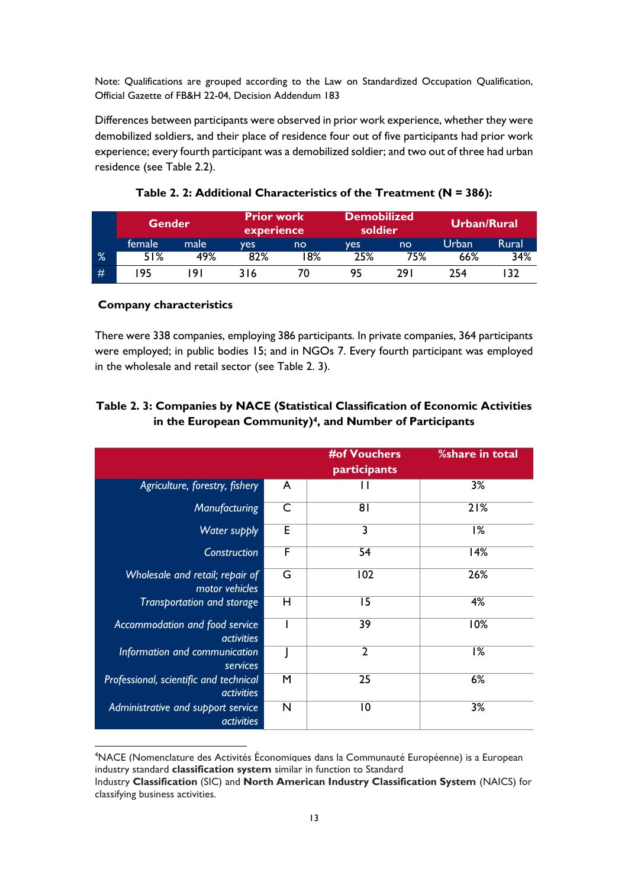Note: Qualifications are grouped according to the Law on Standardized Occupation Qualification, Official Gazette of FB&H 22-04, Decision Addendum 183

Differences between participants were observed in prior work experience, whether they were demobilized soldiers, and their place of residence four out of five participants had prior work experience; every fourth participant was a demobilized soldier; and two out of three had urban residence (see Table 2.2).

**Table 2. 2: Additional Characteristics of the Treatment (N = 386):**

| | Gender | | Prior work experience | | Demobilized soldier | | Urban/Rural | |
|---|---|---|---|---|---|---|---|---|
| | female | male | yes | no | yes | no | Urban | Rural |
| % | 51% | 49% | 82% | 18% | 25% | 75% | 66% | 34% |
| # | 195 | 191 | 316 | 70 | 95 | 291 | 254 | 132 |

**Company characteristics**

There were 338 companies, employing 386 participants. In private companies, 364 participants were employed; in public bodies 15; and in NGOs 7. Every fourth participant was employed in the wholesale and retail sector (see Table 2. 3).

**Table 2. 3: Companies by NACE (Statistical Classification of Economic Activities in the European Community)[4], and Number of Participants**

| | | #of Vouchers participants | %share in total |
|---|---|---|---|
| *Agriculture, forestry, fishery* | A | 11 | 3% |
| *Manufacturing* | C | 81 | 21% |
| *Water supply* | E | 3 | 1% |
| *Construction* | F | 54 | 14% |
| *Wholesale and retail; repair of motor vehicles* | G | 102 | 26% |
| *Transportation and storage* | H | 15 | 4% |
| *Accommodation and food service activities* | I | 39 | 10% |
| *Information and communication services* | J | 2 | 1% |
| *Professional, scientific and technical activities* | M | 25 | 6% |
| *Administrative and support service activities* | N | 10 | 3% |

[4]NACE (Nomenclature des Activités Économiques dans la Communauté Européenne) is a European industry standard **classification system** similar in function to Standard Industry **Classification** (SIC) and **North American Industry Classification System** (NAICS) for classifying business activities.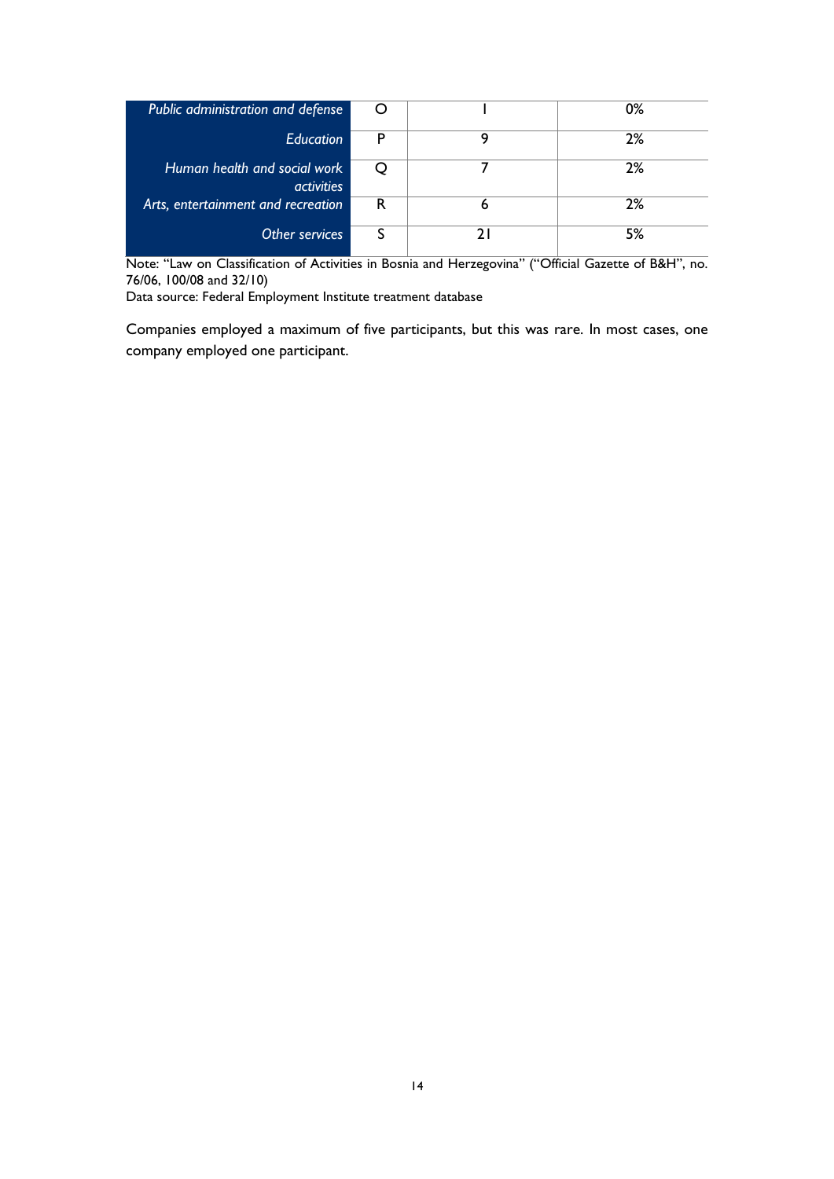| | | | |
|---|---|---|---|
| *Public administration and defense* | O | 1 | 0% |
| *Education* | P | 9 | 2% |
| *Human health and social work activities* | Q | 7 | 2% |
| *Arts, entertainment and recreation* | R | 6 | 2% |
| *Other services* | S | 21 | 5% |

Note: "Law on Classification of Activities in Bosnia and Herzegovina" ("Official Gazette of B&H", no. 76/06, 100/08 and 32/10)
Data source: Federal Employment Institute treatment database

Companies employed a maximum of five participants, but this was rare. In most cases, one company employed one participant.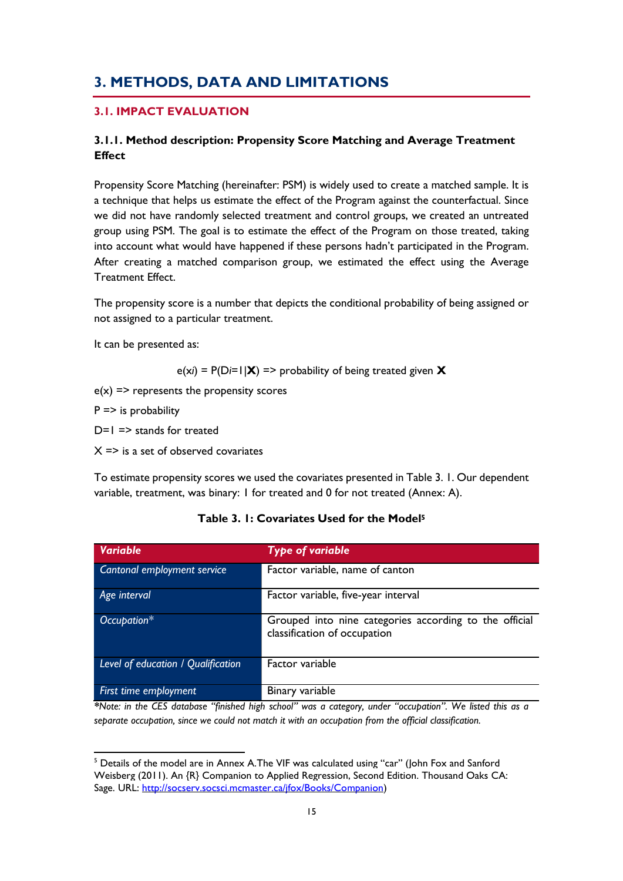# 3. METHODS, DATA AND LIMITATIONS

## 3.1. IMPACT EVALUATION

### 3.1.1. Method description: Propensity Score Matching and Average Treatment Effect

Propensity Score Matching (hereinafter: PSM) is widely used to create a matched sample. It is a technique that helps us estimate the effect of the Program against the counterfactual. Since we did not have randomly selected treatment and control groups, we created an untreated group using PSM. The goal is to estimate the effect of the Program on those treated, taking into account what would have happened if these persons hadn't participated in the Program. After creating a matched comparison group, we estimated the effect using the Average Treatment Effect.

The propensity score is a number that depicts the conditional probability of being assigned or not assigned to a particular treatment.

It can be presented as:

$$e(x_i) = P(D_i=1|\mathbf{X}) \Rightarrow \text{probability of being treated given } \mathbf{X}$$

e(x) => represents the propensity scores

P => is probability

D=1 => stands for treated

X => is a set of observed covariates

To estimate propensity scores we used the covariates presented in Table 3. 1. Our dependent variable, treatment, was binary: 1 for treated and 0 for not treated (Annex: A).

**Table 3. 1: Covariates Used for the Model**[5]

| *Variable* | *Type of variable* |
|---|---|
| *Cantonal employment service* | Factor variable, name of canton |
| *Age interval* | Factor variable, five-year interval |
| *Occupation** | Grouped into nine categories according to the official classification of occupation |
| *Level of education / Qualification* | Factor variable |
| *First time employment* | Binary variable |

*\*Note: in the CES database "finished high school" was a category, under "occupation". We listed this as a separate occupation, since we could not match it with an occupation from the official classification.*

[5] Details of the model are in Annex A.The VIF was calculated using "car" (John Fox and Sanford Weisberg (2011). An {R} Companion to Applied Regression, Second Edition. Thousand Oaks CA: Sage. URL: http://socserv.socsci.mcmaster.ca/jfox/Books/Companion)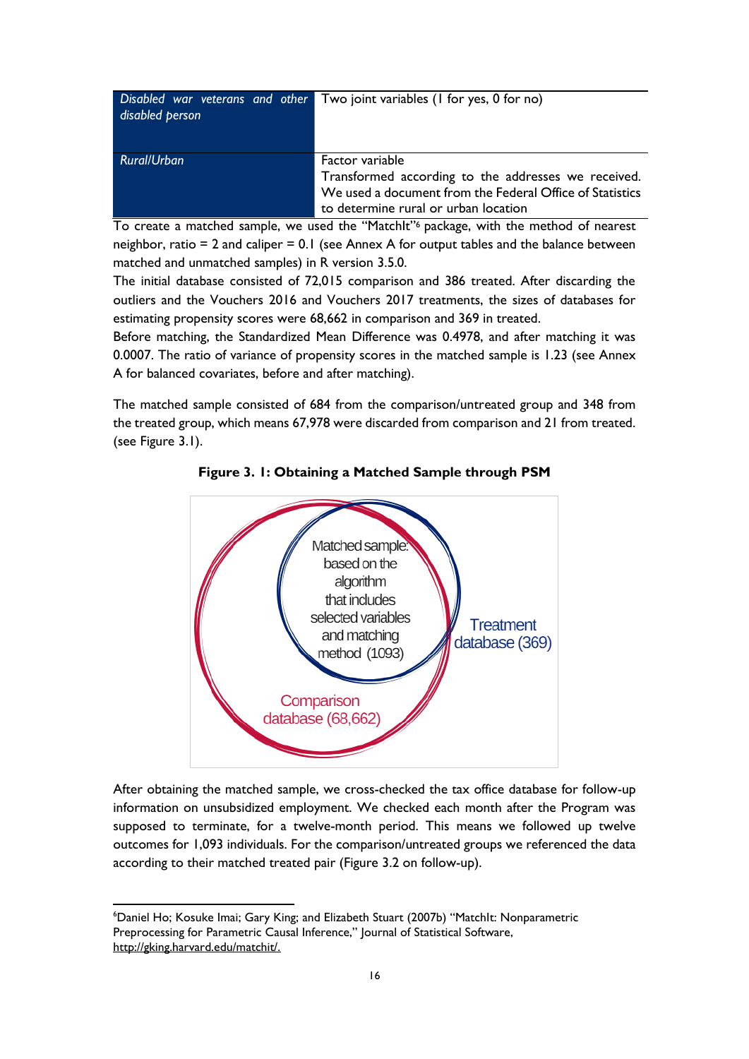| | |
|---|---|
| *Disabled war veterans and other disabled person* | Two joint variables (1 for yes, 0 for no) |
| *Rural/Urban* | Factor variable<br>Transformed according to the addresses we received. We used a document from the Federal Office of Statistics to determine rural or urban location |

To create a matched sample, we used the "MatchIt"[6] package, with the method of nearest neighbor, ratio = 2 and caliper = 0.1 (see Annex A for output tables and the balance between matched and unmatched samples) in R version 3.5.0.

The initial database consisted of 72,015 comparison and 386 treated. After discarding the outliers and the Vouchers 2016 and Vouchers 2017 treatments, the sizes of databases for estimating propensity scores were 68,662 in comparison and 369 in treated.

Before matching, the Standardized Mean Difference was 0.4978, and after matching it was 0.0007. The ratio of variance of propensity scores in the matched sample is 1.23 (see Annex A for balanced covariates, before and after matching).

The matched sample consisted of 684 from the comparison/untreated group and 348 from the treated group, which means 67,978 were discarded from comparison and 21 from treated. (see Figure 3.1).

**Figure 3. 1: Obtaining a Matched Sample through PSM**

Matched sample: based on the algorithm that includes selected variables and matching method (1093)

Treatment database (369)

Comparison database (68,662)

After obtaining the matched sample, we cross-checked the tax office database for follow-up information on unsubsidized employment. We checked each month after the Program was supposed to terminate, for a twelve-month period. This means we followed up twelve outcomes for 1,093 individuals. For the comparison/untreated groups we referenced the data according to their matched treated pair (Figure 3.2 on follow-up).

[6] Daniel Ho; Kosuke Imai; Gary King; and Elizabeth Stuart (2007b) "MatchIt: Nonparametric Preprocessing for Parametric Causal Inference," Journal of Statistical Software, http://gking.harvard.edu/matchit/.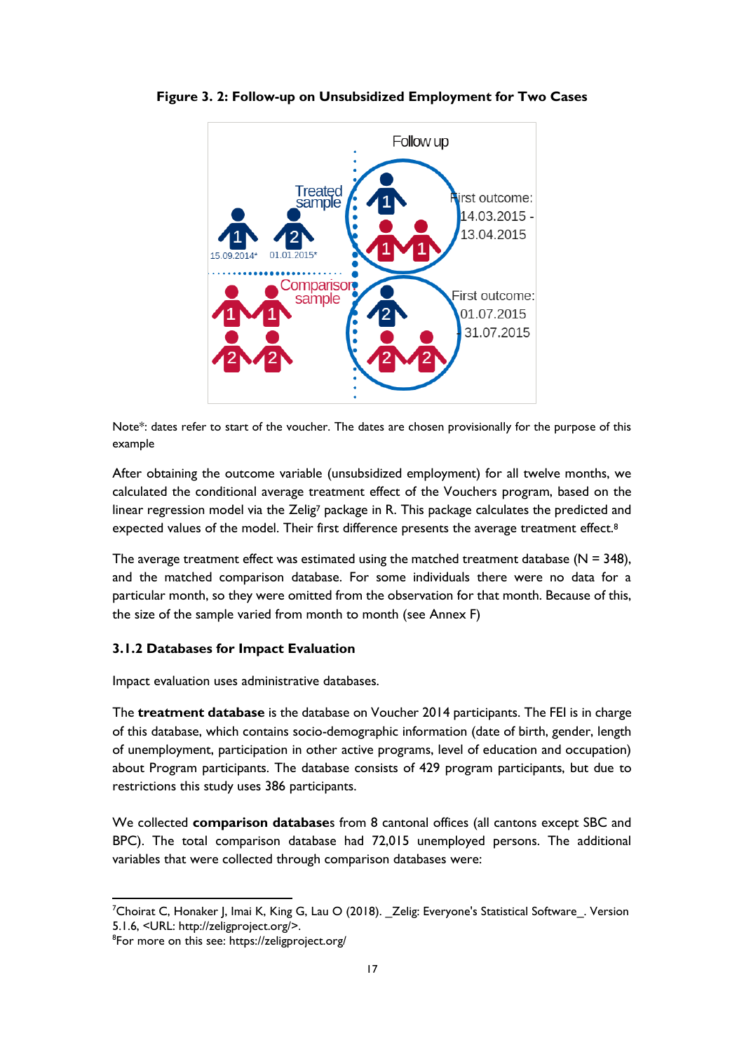**Figure 3. 2: Follow-up on Unsubsidized Employment for Two Cases**

Note*: dates refer to start of the voucher. The dates are chosen provisionally for the purpose of this example

After obtaining the outcome variable (unsubsidized employment) for all twelve months, we calculated the conditional average treatment effect of the Vouchers program, based on the linear regression model via the Zelig[7] package in R. This package calculates the predicted and expected values of the model. Their first difference presents the average treatment effect.[8]

The average treatment effect was estimated using the matched treatment database (N = 348), and the matched comparison database. For some individuals there were no data for a particular month, so they were omitted from the observation for that month. Because of this, the size of the sample varied from month to month (see Annex F)

### 3.1.2 Databases for Impact Evaluation

Impact evaluation uses administrative databases.

The **treatment database** is the database on Voucher 2014 participants. The FEI is in charge of this database, which contains socio-demographic information (date of birth, gender, length of unemployment, participation in other active programs, level of education and occupation) about Program participants. The database consists of 429 program participants, but due to restrictions this study uses 386 participants.

We collected **comparison databases** from 8 cantonal offices (all cantons except SBC and BPC). The total comparison database had 72,015 unemployed persons. The additional variables that were collected through comparison databases were:

---

[7] Choirat C, Honaker J, Imai K, King G, Lau O (2018). _Zelig: Everyone's Statistical Software_. Version 5.1.6, <URL: http://zeligproject.org/>.

[8] For more on this see: https://zeligproject.org/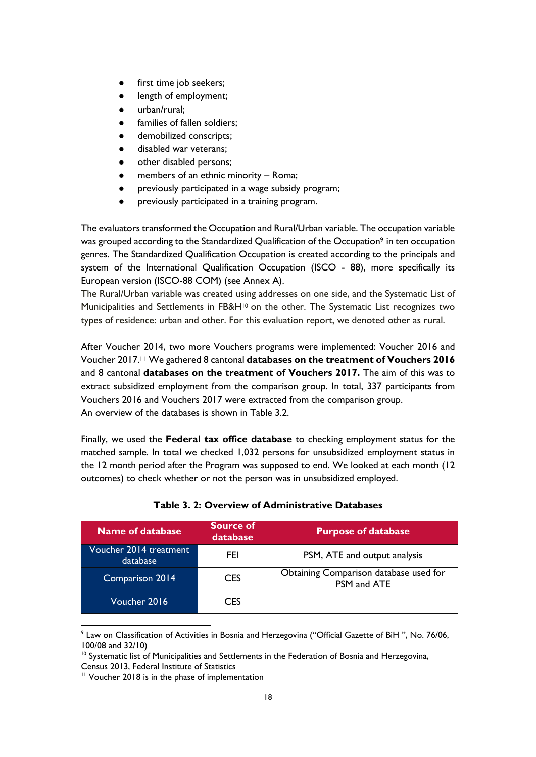- first time job seekers;
- length of employment;
- urban/rural;
- families of fallen soldiers;
- demobilized conscripts;
- disabled war veterans;
- other disabled persons;
- members of an ethnic minority – Roma;
- previously participated in a wage subsidy program;
- previously participated in a training program.

The evaluators transformed the Occupation and Rural/Urban variable. The occupation variable was grouped according to the Standardized Qualification of the Occupation[9] in ten occupation genres. The Standardized Qualification Occupation is created according to the principals and system of the International Qualification Occupation (ISCO - 88), more specifically its European version (ISCO-88 COM) (see Annex A).
The Rural/Urban variable was created using addresses on one side, and the Systematic List of Municipalities and Settlements in FB&H[10] on the other. The Systematic List recognizes two types of residence: urban and other. For this evaluation report, we denoted other as rural.

After Voucher 2014, two more Vouchers programs were implemented: Voucher 2016 and Voucher 2017.[11] We gathered 8 cantonal **databases on the treatment of Vouchers 2016** and 8 cantonal **databases on the treatment of Vouchers 2017.** The aim of this was to extract subsidized employment from the comparison group. In total, 337 participants from Vouchers 2016 and Vouchers 2017 were extracted from the comparison group.
An overview of the databases is shown in Table 3.2.

Finally, we used the **Federal tax office database** to checking employment status for the matched sample. In total we checked 1,032 persons for unsubsidized employment status in the 12 month period after the Program was supposed to end. We looked at each month (12 outcomes) to check whether or not the person was in unsubsidized employed.

**Table 3. 2: Overview of Administrative Databases**

| Name of database | Source of database | Purpose of database |
|---|---|---|
| Voucher 2014 treatment database | FEI | PSM, ATE and output analysis |
| Comparison 2014 | CES | Obtaining Comparison database used for PSM and ATE |
| Voucher 2016 | CES | |

[9] Law on Classification of Activities in Bosnia and Herzegovina ("Official Gazette of BiH ", No. 76/06, 100/08 and 32/10)
[10] Systematic list of Municipalities and Settlements in the Federation of Bosnia and Herzegovina, Census 2013, Federal Institute of Statistics
[11] Voucher 2018 is in the phase of implementation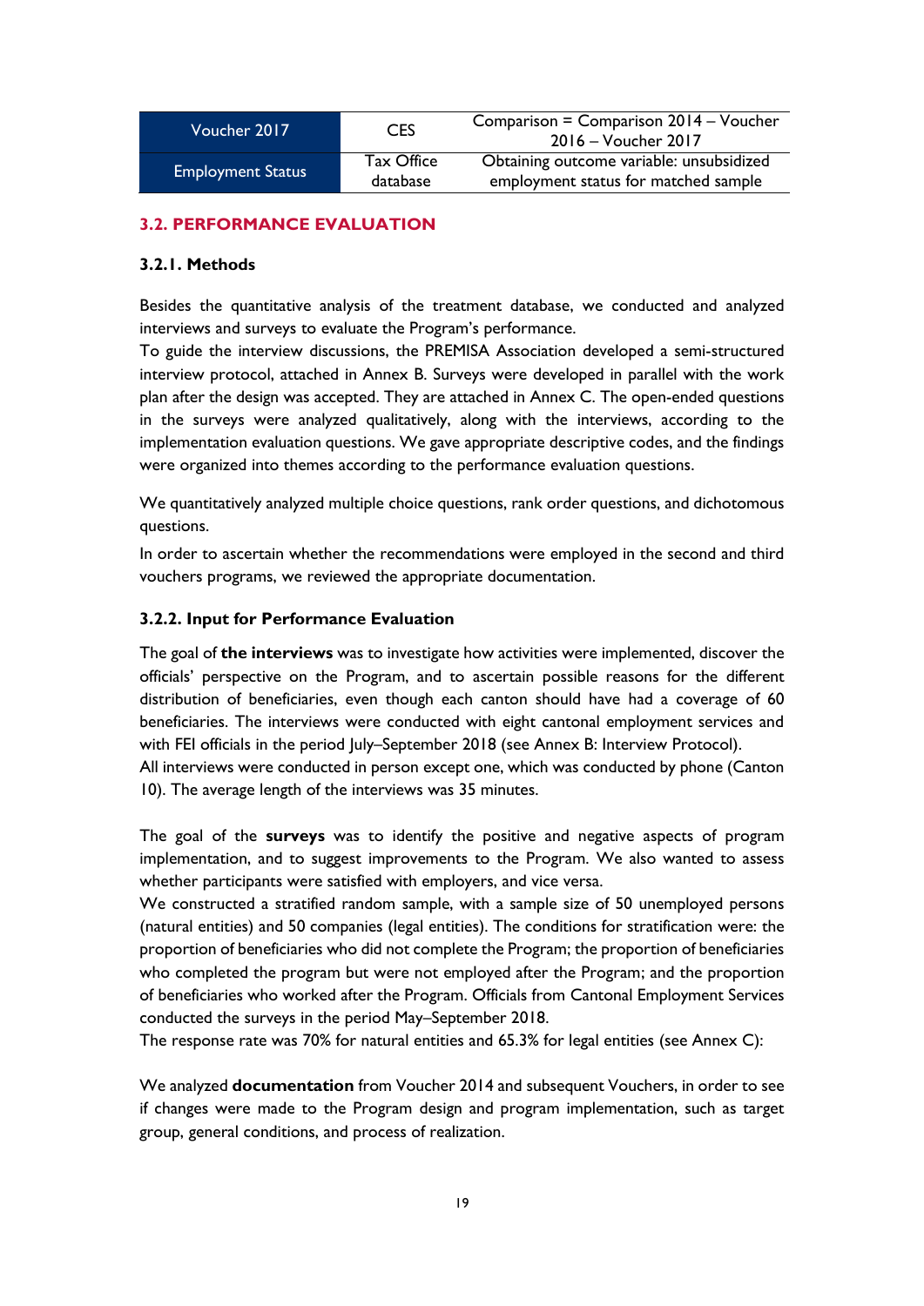| | | |
|---|---|---|
| Voucher 2017 | CES | Comparison = Comparison 2014 – Voucher 2016 – Voucher 2017 |
| Employment Status | Tax Office database | Obtaining outcome variable: unsubsidized employment status for matched sample |

## 3.2. PERFORMANCE EVALUATION

### 3.2.1. Methods

Besides the quantitative analysis of the treatment database, we conducted and analyzed interviews and surveys to evaluate the Program's performance.
To guide the interview discussions, the PREMISA Association developed a semi-structured interview protocol, attached in Annex B. Surveys were developed in parallel with the work plan after the design was accepted. They are attached in Annex C. The open-ended questions in the surveys were analyzed qualitatively, along with the interviews, according to the implementation evaluation questions. We gave appropriate descriptive codes, and the findings were organized into themes according to the performance evaluation questions.

We quantitatively analyzed multiple choice questions, rank order questions, and dichotomous questions.
In order to ascertain whether the recommendations were employed in the second and third vouchers programs, we reviewed the appropriate documentation.

### 3.2.2. Input for Performance Evaluation

The goal of **the interviews** was to investigate how activities were implemented, discover the officials' perspective on the Program, and to ascertain possible reasons for the different distribution of beneficiaries, even though each canton should have had a coverage of 60 beneficiaries. The interviews were conducted with eight cantonal employment services and with FEI officials in the period July–September 2018 (see Annex B: Interview Protocol).
All interviews were conducted in person except one, which was conducted by phone (Canton 10). The average length of the interviews was 35 minutes.

The goal of the **surveys** was to identify the positive and negative aspects of program implementation, and to suggest improvements to the Program. We also wanted to assess whether participants were satisfied with employers, and vice versa.
We constructed a stratified random sample, with a sample size of 50 unemployed persons (natural entities) and 50 companies (legal entities). The conditions for stratification were: the proportion of beneficiaries who did not complete the Program; the proportion of beneficiaries who completed the program but were not employed after the Program; and the proportion of beneficiaries who worked after the Program. Officials from Cantonal Employment Services conducted the surveys in the period May–September 2018.
The response rate was 70% for natural entities and 65.3% for legal entities (see Annex C):

We analyzed **documentation** from Voucher 2014 and subsequent Vouchers, in order to see if changes were made to the Program design and program implementation, such as target group, general conditions, and process of realization.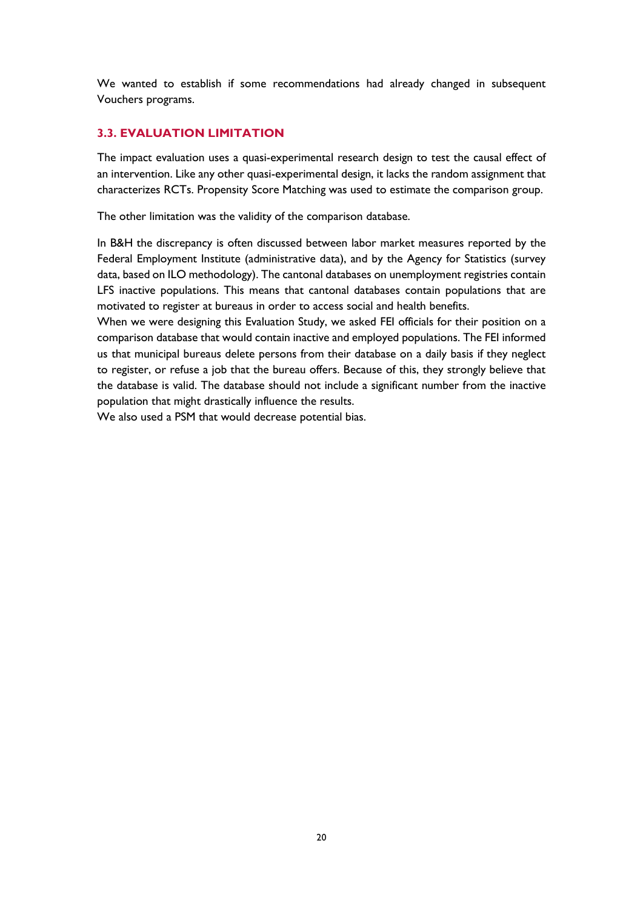We wanted to establish if some recommendations had already changed in subsequent Vouchers programs.

### 3.3. EVALUATION LIMITATION

The impact evaluation uses a quasi-experimental research design to test the causal effect of an intervention. Like any other quasi-experimental design, it lacks the random assignment that characterizes RCTs. Propensity Score Matching was used to estimate the comparison group.

The other limitation was the validity of the comparison database.

In B&H the discrepancy is often discussed between labor market measures reported by the Federal Employment Institute (administrative data), and by the Agency for Statistics (survey data, based on ILO methodology). The cantonal databases on unemployment registries contain LFS inactive populations. This means that cantonal databases contain populations that are motivated to register at bureaus in order to access social and health benefits.

When we were designing this Evaluation Study, we asked FEI officials for their position on a comparison database that would contain inactive and employed populations. The FEI informed us that municipal bureaus delete persons from their database on a daily basis if they neglect to register, or refuse a job that the bureau offers. Because of this, they strongly believe that the database is valid. The database should not include a significant number from the inactive population that might drastically influence the results.

We also used a PSM that would decrease potential bias.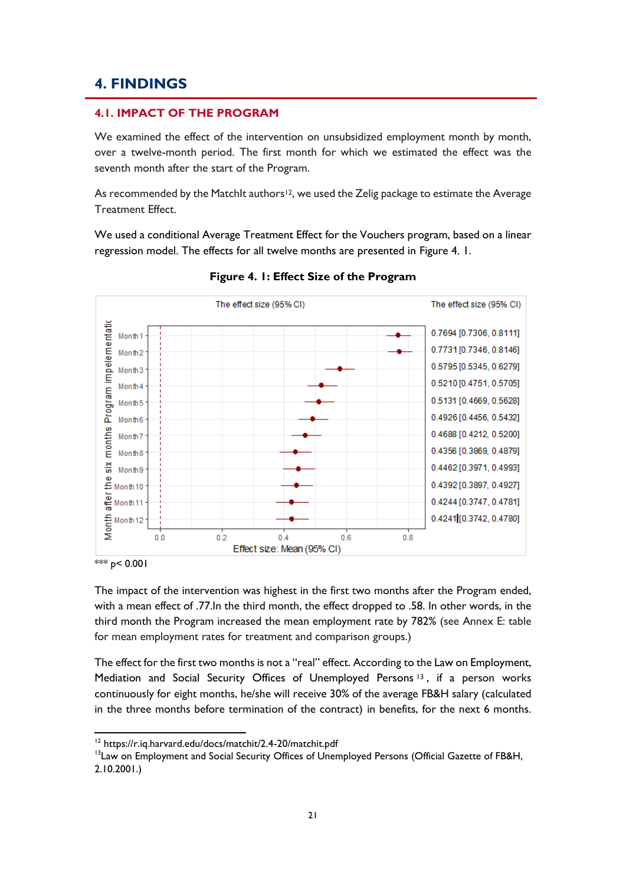# 4. FINDINGS

## 4.1. IMPACT OF THE PROGRAM

We examined the effect of the intervention on unsubsidized employment month by month, over a twelve-month period. The first month for which we estimated the effect was the seventh month after the start of the Program.

As recommended by the MatchIt authors[12], we used the Zelig package to estimate the Average Treatment Effect.

We used a conditional Average Treatment Effect for the Vouchers program, based on a linear regression model. The effects for all twelve months are presented in Figure 4. 1.

**Figure 4. 1: Effect Size of the Program**

| Month after the six months Program impelementation | The effect size (95% CI) |
|---|---|
| Month 1 | 0.7694 [0.7306, 0.8111] |
| Month 2 | 0.7731 [0.7346, 0.8146] |
| Month 3 | 0.5795 [0.5345, 0.6279] |
| Month 4 | 0.5210 [0.4751, 0.5705] |
| Month 5 | 0.5131 [0.4669, 0.5628] |
| Month 6 | 0.4926 [0.4456, 0.5432] |
| Month 7 | 0.4688 [0.4212, 0.5200] |
| Month 8 | 0.4356 [0.3869, 0.4879] |
| Month 9 | 0.4462 [0.3971, 0.4993] |
| Month 10 | 0.4392 [0.3897, 0.4927] |
| Month 11 | 0.4244 [0.3747, 0.4781] |
| Month 12 | 0.4241 [0.3742, 0.4780] |

Effect size: Mean (95% CI)

*** $p < 0.001$

The impact of the intervention was highest in the first two months after the Program ended, with a mean effect of .77.In the third month, the effect dropped to .58. In other words, in the third month the Program increased the mean employment rate by 782% (see Annex E: table for mean employment rates for treatment and comparison groups.)

The effect for the first two months is not a "real" effect. According to the Law on Employment, Mediation and Social Security Offices of Unemployed Persons [13], if a person works continuously for eight months, he/she will receive 30% of the average FB&H salary (calculated in the three months before termination of the contract) in benefits, for the next 6 months.

[12] https://r.iq.harvard.edu/docs/matchit/2.4-20/matchit.pdf

[13] Law on Employment and Social Security Offices of Unemployed Persons (Official Gazette of FB&H, 2.10.2001.)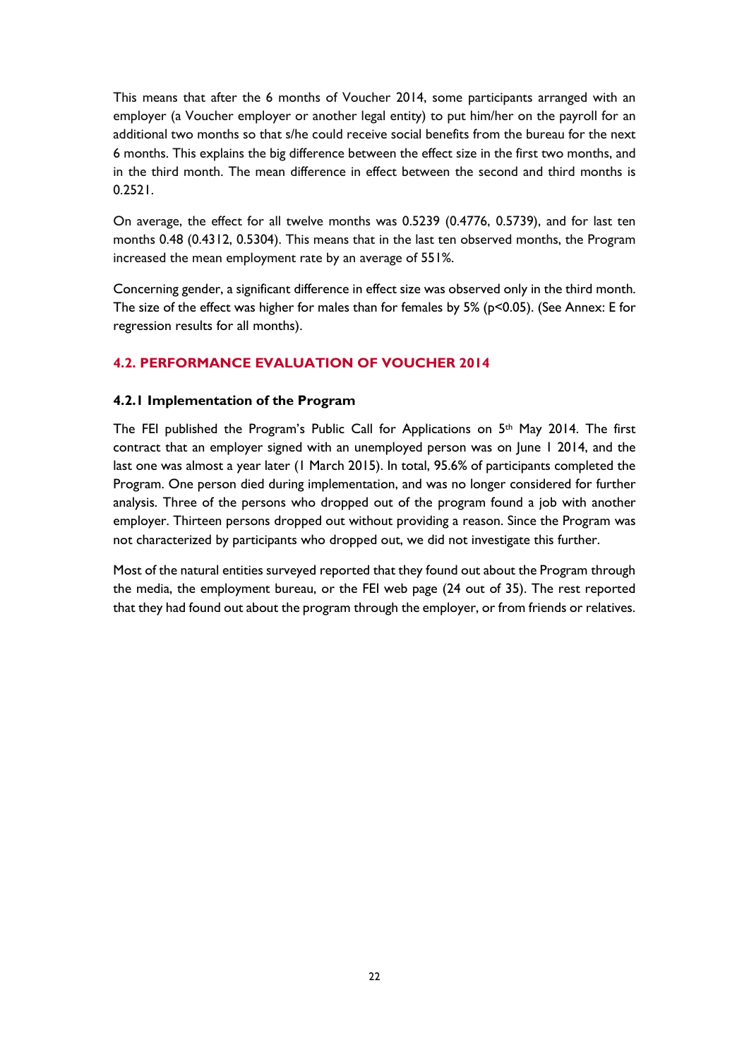This means that after the 6 months of Voucher 2014, some participants arranged with an employer (a Voucher employer or another legal entity) to put him/her on the payroll for an additional two months so that s/he could receive social benefits from the bureau for the next 6 months. This explains the big difference between the effect size in the first two months, and in the third month. The mean difference in effect between the second and third months is 0.2521.

On average, the effect for all twelve months was 0.5239 (0.4776, 0.5739), and for last ten months 0.48 (0.4312, 0.5304). This means that in the last ten observed months, the Program increased the mean employment rate by an average of 551%.

Concerning gender, a significant difference in effect size was observed only in the third month. The size of the effect was higher for males than for females by 5% ($p<0.05$). (See Annex: E for regression results for all months).

## 4.2. PERFORMANCE EVALUATION OF VOUCHER 2014

### 4.2.1 Implementation of the Program

The FEI published the Program's Public Call for Applications on 5th May 2014. The first contract that an employer signed with an unemployed person was on June 1 2014, and the last one was almost a year later (1 March 2015). In total, 95.6% of participants completed the Program. One person died during implementation, and was no longer considered for further analysis. Three of the persons who dropped out of the program found a job with another employer. Thirteen persons dropped out without providing a reason. Since the Program was not characterized by participants who dropped out, we did not investigate this further.

Most of the natural entities surveyed reported that they found out about the Program through the media, the employment bureau, or the FEI web page (24 out of 35). The rest reported that they had found out about the program through the employer, or from friends or relatives.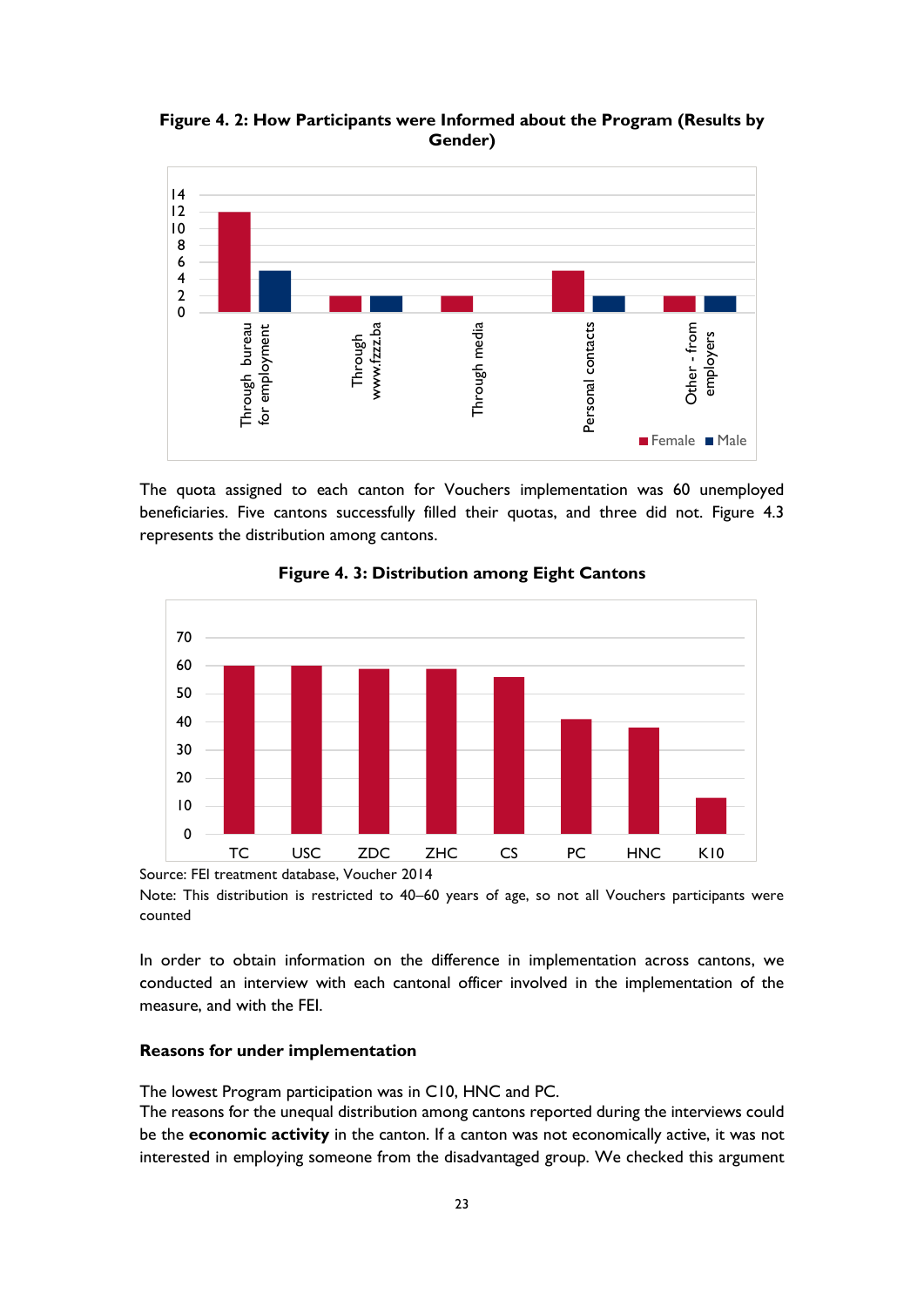**Figure 4. 2: How Participants were Informed about the Program (Results by Gender)**

| | Female | Male |
|---|---|---|
| Through bureau for employment | 12 | 5 |
| Through www.fzzz.ba | 2 | 2 |
| Through media | 2 | |
| Personal contacts | 5 | 2 |
| Other - from employers | 2 | 2 |

The quota assigned to each canton for Vouchers implementation was 60 unemployed beneficiaries. Five cantons successfully filled their quotas, and three did not. Figure 4.3 represents the distribution among cantons.

**Figure 4. 3: Distribution among Eight Cantons**

| TC | USC | ZDC | ZHC | CS | PC | HNC | K10 |
|---|---|---|---|---|---|---|---|
| 60 | 60 | 59 | 59 | 56 | 41 | 38 | 13 |

Source: FEI treatment database, Voucher 2014

Note: This distribution is restricted to 40–60 years of age, so not all Vouchers participants were counted

In order to obtain information on the difference in implementation across cantons, we conducted an interview with each cantonal officer involved in the implementation of the measure, and with the FEI.

**Reasons for under implementation**

The lowest Program participation was in C10, HNC and PC.

The reasons for the unequal distribution among cantons reported during the interviews could be the **economic activity** in the canton. If a canton was not economically active, it was not interested in employing someone from the disadvantaged group. We checked this argument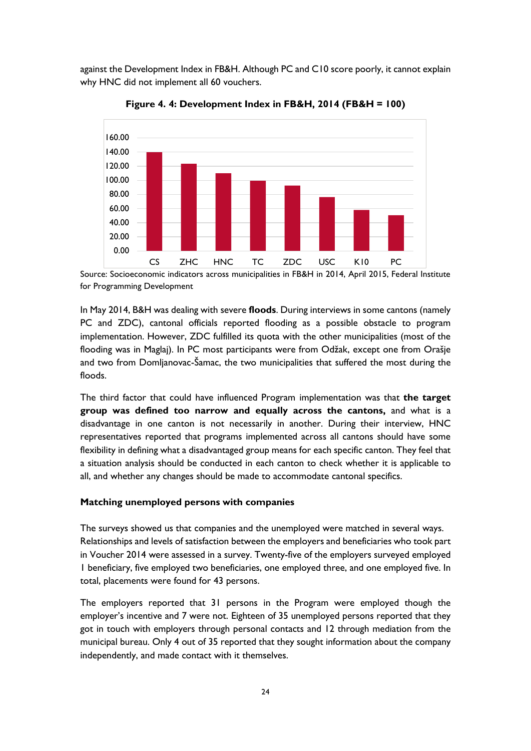against the Development Index in FB&H. Although PC and C10 score poorly, it cannot explain why HNC did not implement all 60 vouchers.

**Figure 4. 4: Development Index in FB&H, 2014 (FB&H = 100)**

Source: Socioeconomic indicators across municipalities in FB&H in 2014, April 2015, Federal Institute for Programming Development

In May 2014, B&H was dealing with severe **floods**. During interviews in some cantons (namely PC and ZDC), cantonal officials reported flooding as a possible obstacle to program implementation. However, ZDC fulfilled its quota with the other municipalities (most of the flooding was in Maglaj). In PC most participants were from Odžak, except one from Orašje and two from Domljanovac-Šamac, the two municipalities that suffered the most during the floods.

The third factor that could have influenced Program implementation was that **the target group was defined too narrow and equally across the cantons,** and what is a disadvantage in one canton is not necessarily in another. During their interview, HNC representatives reported that programs implemented across all cantons should have some flexibility in defining what a disadvantaged group means for each specific canton. They feel that a situation analysis should be conducted in each canton to check whether it is applicable to all, and whether any changes should be made to accommodate cantonal specifics.

**Matching unemployed persons with companies**

The surveys showed us that companies and the unemployed were matched in several ways. Relationships and levels of satisfaction between the employers and beneficiaries who took part in Voucher 2014 were assessed in a survey. Twenty-five of the employers surveyed employed 1 beneficiary, five employed two beneficiaries, one employed three, and one employed five. In total, placements were found for 43 persons.

The employers reported that 31 persons in the Program were employed though the employer's incentive and 7 were not. Eighteen of 35 unemployed persons reported that they got in touch with employers through personal contacts and 12 through mediation from the municipal bureau. Only 4 out of 35 reported that they sought information about the company independently, and made contact with it themselves.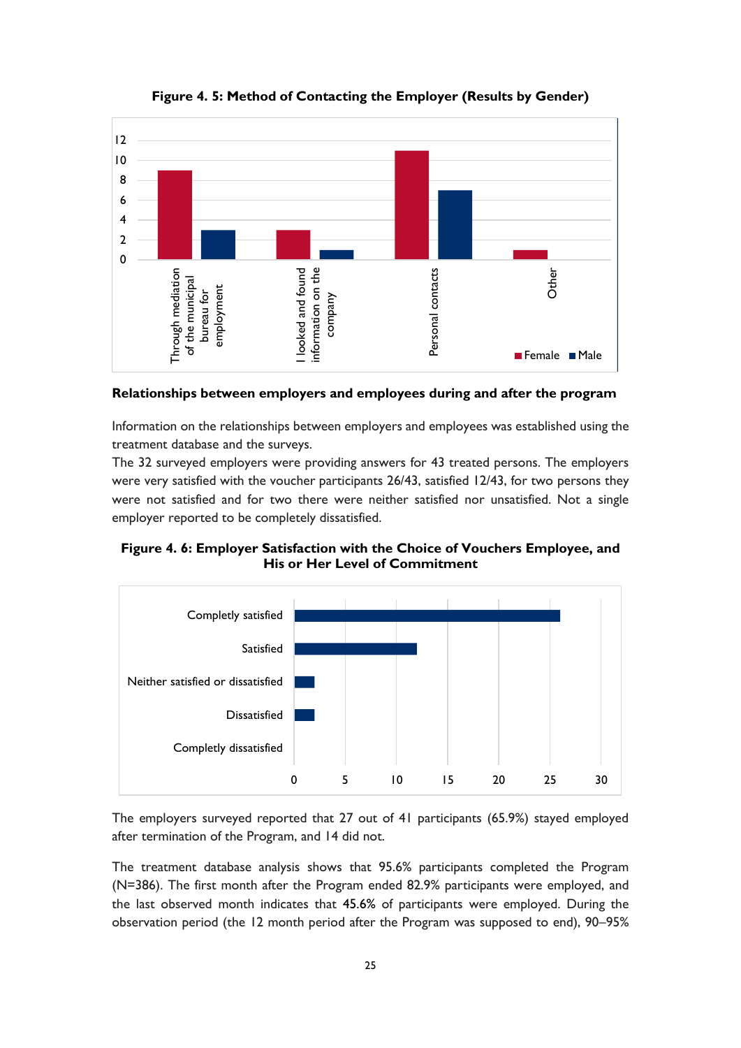**Figure 4. 5: Method of Contacting the Employer (Results by Gender)**

**Relationships between employers and employees during and after the program**

Information on the relationships between employers and employees was established using the treatment database and the surveys.

The 32 surveyed employers were providing answers for 43 treated persons. The employers were very satisfied with the voucher participants 26/43, satisfied 12/43, for two persons they were not satisfied and for two there were neither satisfied nor unsatisfied. Not a single employer reported to be completely dissatisfied.

**Figure 4. 6: Employer Satisfaction with the Choice of Vouchers Employee, and His or Her Level of Commitment**

The employers surveyed reported that 27 out of 41 participants (65.9%) stayed employed after termination of the Program, and 14 did not.

The treatment database analysis shows that 95.6% participants completed the Program (N=386). The first month after the Program ended 82.9% participants were employed, and the last observed month indicates that 45.6% of participants were employed. During the observation period (the 12 month period after the Program was supposed to end), 90–95%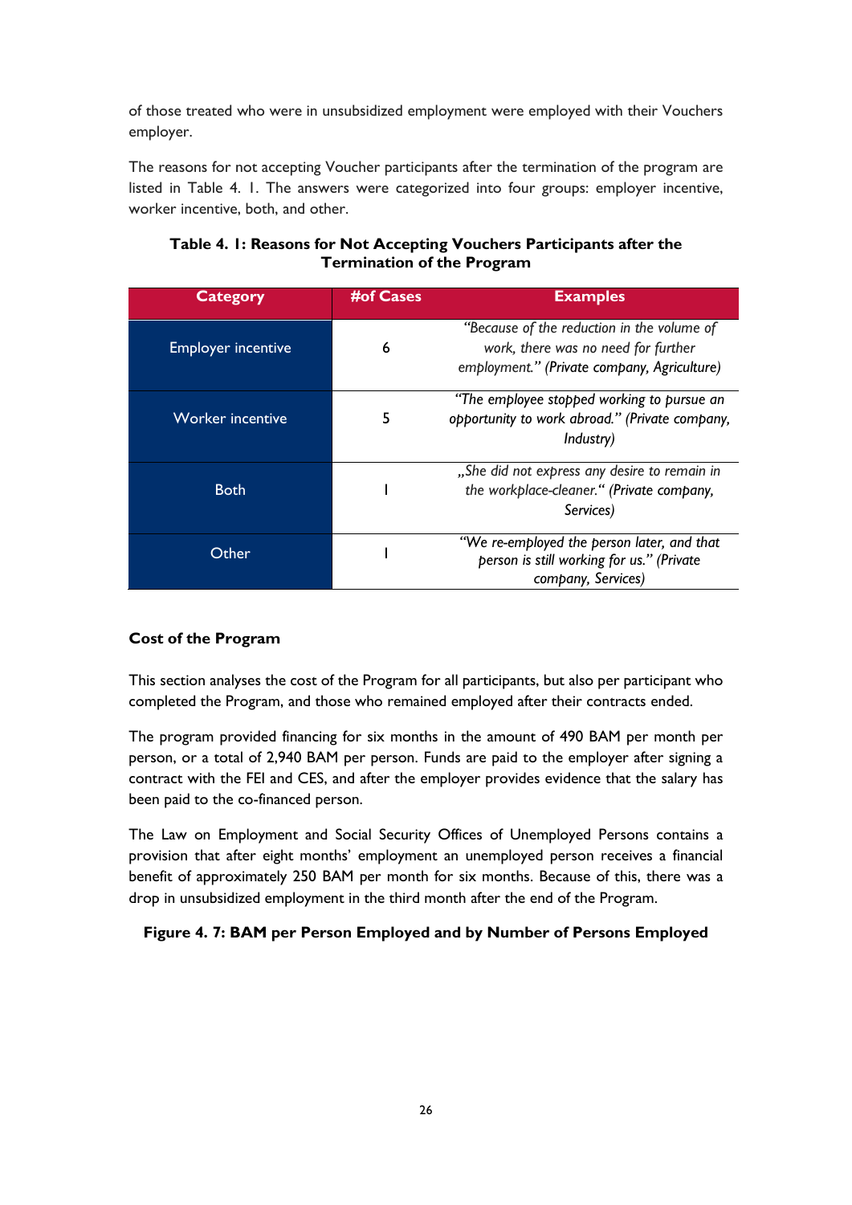of those treated who were in unsubsidized employment were employed with their Vouchers employer.

The reasons for not accepting Voucher participants after the termination of the program are listed in Table 4. 1. The answers were categorized into four groups: employer incentive, worker incentive, both, and other.

**Table 4. 1: Reasons for Not Accepting Vouchers Participants after the Termination of the Program**

| Category | #of Cases | Examples |
|---|---|---|
| Employer incentive | 6 | *"Because of the reduction in the volume of work, there was no need for further employment." (Private company, Agriculture)* |
| Worker incentive | 5 | *"The employee stopped working to pursue an opportunity to work abroad." (Private company, Industry)* |
| Both | 1 | *„She did not express any desire to remain in the workplace-cleaner." (Private company, Services)* |
| Other | 1 | *"We re-employed the person later, and that person is still working for us." (Private company, Services)* |

### Cost of the Program

This section analyses the cost of the Program for all participants, but also per participant who completed the Program, and those who remained employed after their contracts ended.

The program provided financing for six months in the amount of 490 BAM per month per person, or a total of 2,940 BAM per person. Funds are paid to the employer after signing a contract with the FEI and CES, and after the employer provides evidence that the salary has been paid to the co-financed person.

The Law on Employment and Social Security Offices of Unemployed Persons contains a provision that after eight months' employment an unemployed person receives a financial benefit of approximately 250 BAM per month for six months. Because of this, there was a drop in unsubsidized employment in the third month after the end of the Program.

**Figure 4. 7: BAM per Person Employed and by Number of Persons Employed**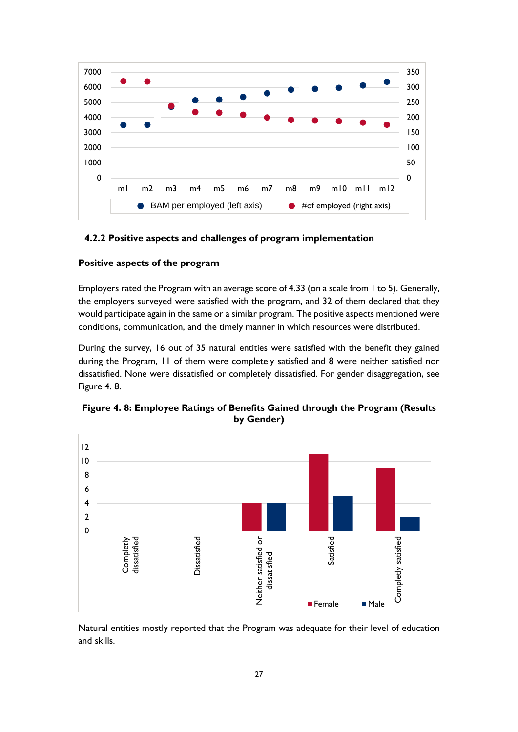#### 4.2.2 Positive aspects and challenges of program implementation

**Positive aspects of the program**

Employers rated the Program with an average score of 4.33 (on a scale from 1 to 5). Generally, the employers surveyed were satisfied with the program, and 32 of them declared that they would participate again in the same or a similar program. The positive aspects mentioned were conditions, communication, and the timely manner in which resources were distributed.

During the survey, 16 out of 35 natural entities were satisfied with the benefit they gained during the Program, 11 of them were completely satisfied and 8 were neither satisfied nor dissatisfied. None were dissatisfied or completely dissatisfied. For gender disaggregation, see Figure 4. 8.

**Figure 4. 8: Employee Ratings of Benefits Gained through the Program (Results by Gender)**

Natural entities mostly reported that the Program was adequate for their level of education and skills.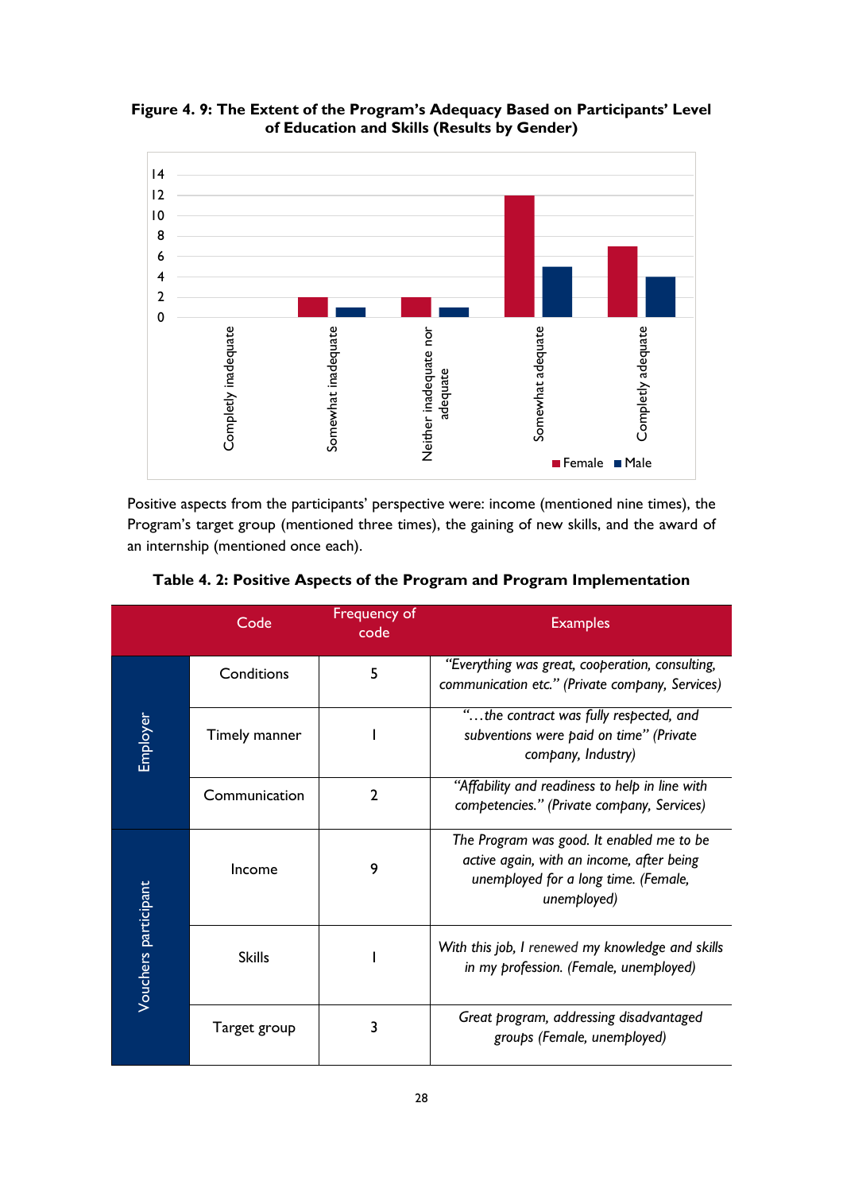**Figure 4. 9: The Extent of the Program's Adequacy Based on Participants' Level of Education and Skills (Results by Gender)**

Positive aspects from the participants' perspective were: income (mentioned nine times), the Program's target group (mentioned three times), the gaining of new skills, and the award of an internship (mentioned once each).

**Table 4. 2: Positive Aspects of the Program and Program Implementation**

| | Code | Frequency of code | Examples |
|---|---|---|---|
| Employer | Conditions | 5 | *"Everything was great, cooperation, consulting, communication etc." (Private company, Services)* |
| | Timely manner | 1 | *"…the contract was fully respected, and subventions were paid on time" (Private company, Industry)* |
| | Communication | 2 | *"Affability and readiness to help in line with competencies." (Private company, Services)* |
| Vouchers participant | Income | 9 | *The Program was good. It enabled me to be active again, with an income, after being unemployed for a long time. (Female, unemployed)* |
| | Skills | 1 | *With this job, I renewed my knowledge and skills in my profession. (Female, unemployed)* |
| | Target group | 3 | *Great program, addressing disadvantaged groups (Female, unemployed)* |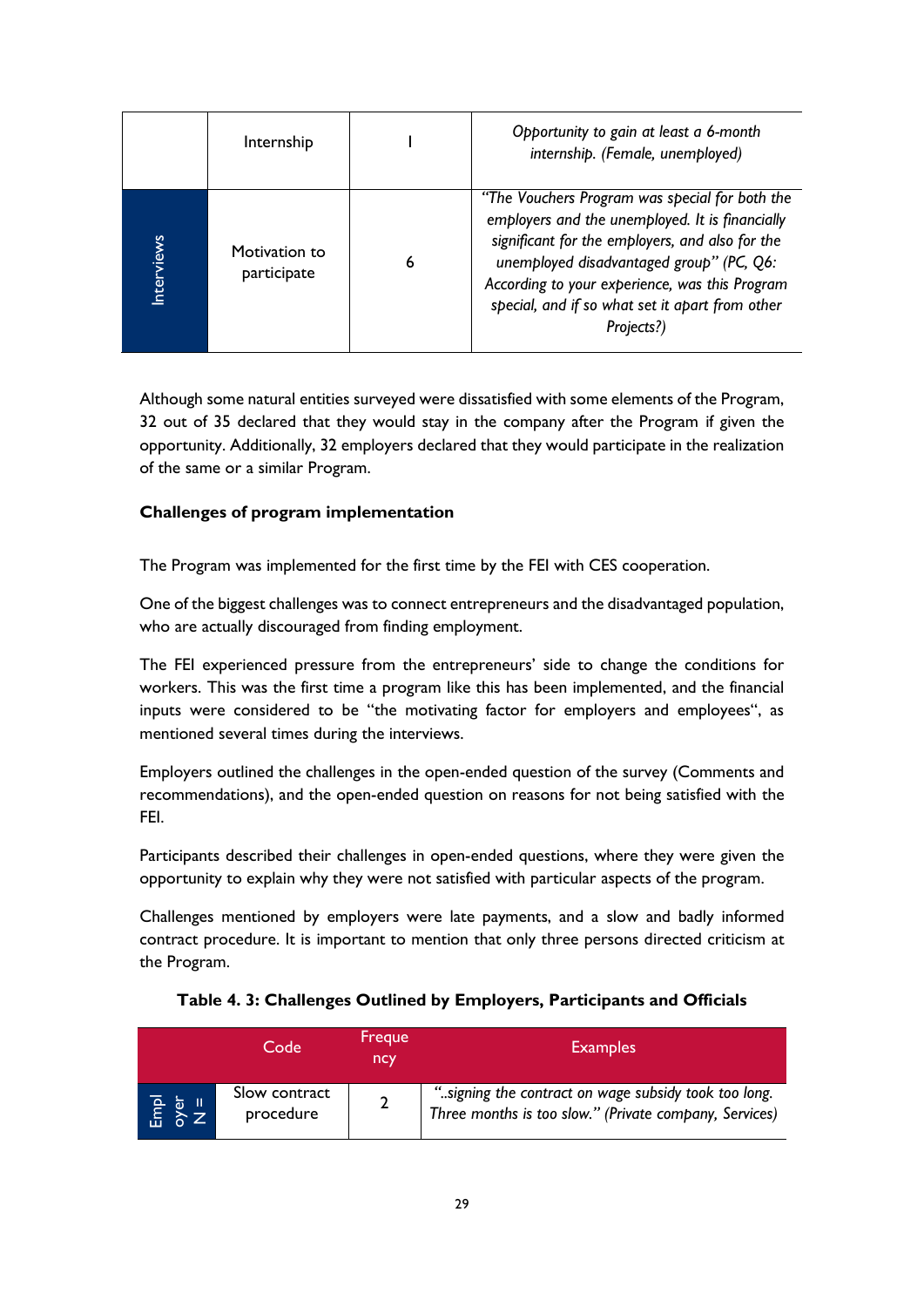|  | Internship | 1 | *Opportunity to gain at least a 6-month internship. (Female, unemployed)* |
|---|---|---|---|
| Interviews | Motivation to participate | 6 | *"The Vouchers Program was special for both the employers and the unemployed. It is financially significant for the employers, and also for the unemployed disadvantaged group" (PC, Q6: According to your experience, was this Program special, and if so what set it apart from other Projects?)* |

Although some natural entities surveyed were dissatisfied with some elements of the Program, 32 out of 35 declared that they would stay in the company after the Program if given the opportunity. Additionally, 32 employers declared that they would participate in the realization of the same or a similar Program.

**Challenges of program implementation**

The Program was implemented for the first time by the FEI with CES cooperation.

One of the biggest challenges was to connect entrepreneurs and the disadvantaged population, who are actually discouraged from finding employment.

The FEI experienced pressure from the entrepreneurs' side to change the conditions for workers. This was the first time a program like this has been implemented, and the financial inputs were considered to be "the motivating factor for employers and employees", as mentioned several times during the interviews.

Employers outlined the challenges in the open-ended question of the survey (Comments and recommendations), and the open-ended question on reasons for not being satisfied with the FEI.

Participants described their challenges in open-ended questions, where they were given the opportunity to explain why they were not satisfied with particular aspects of the program.

Challenges mentioned by employers were late payments, and a slow and badly informed contract procedure. It is important to mention that only three persons directed criticism at the Program.

**Table 4. 3: Challenges Outlined by Employers, Participants and Officials**

|  | Code | Frequency | Examples |
|---|---|---|---|
| Employer N = | Slow contract procedure | 2 | *"..signing the contract on wage subsidy took too long. Three months is too slow." (Private company, Services)* |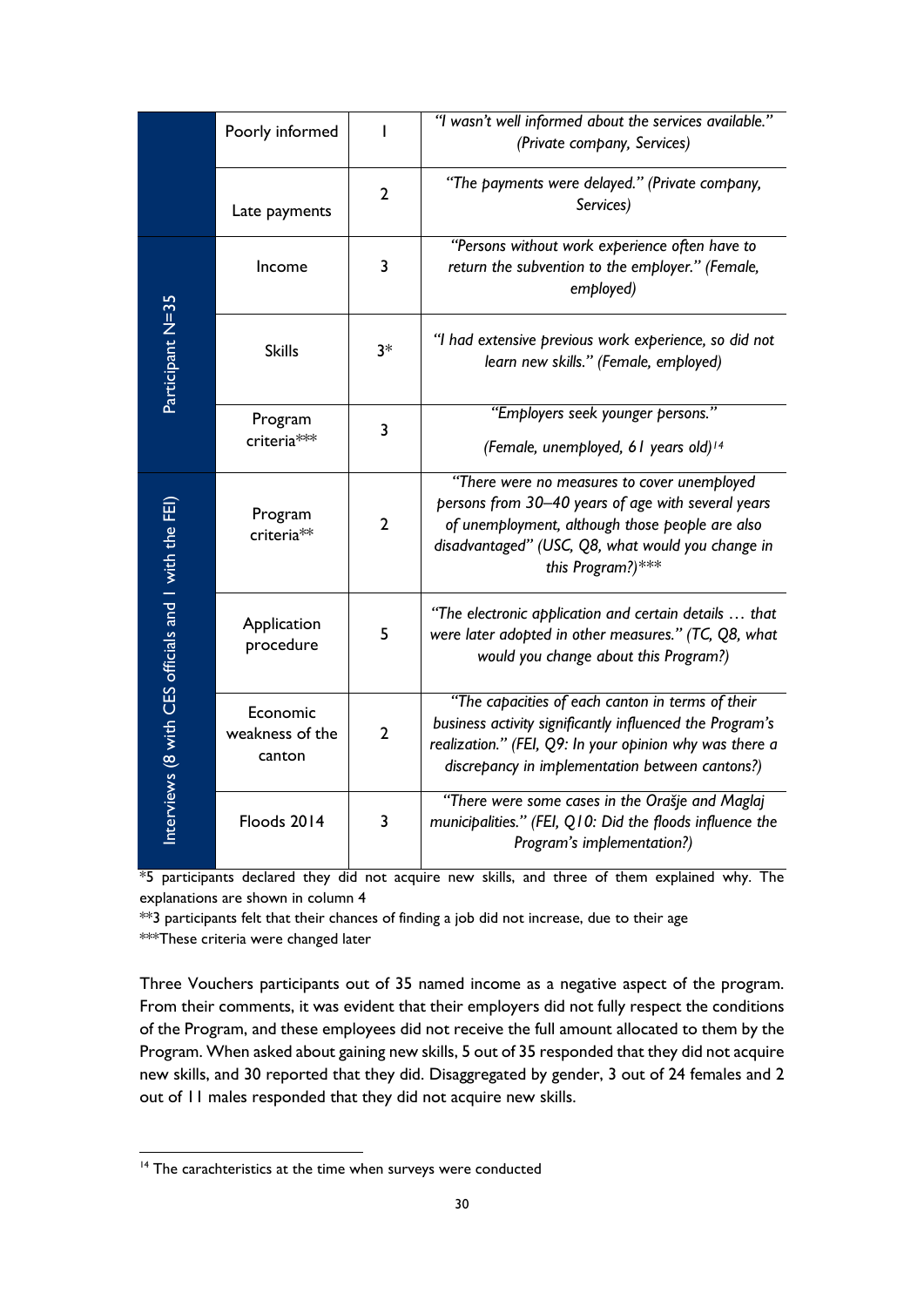| | | | |
|---|---|---|---|
| | Poorly informed | 1 | *"I wasn't well informed about the services available." (Private company, Services)* |
| | Late payments | 2 | *"The payments were delayed." (Private company, Services)* |
| Participant N=35 | Income | 3 | *"Persons without work experience often have to return the subvention to the employer." (Female, employed)* |
| | Skills | 3* | *"I had extensive previous work experience, so did not learn new skills." (Female, employed)* |
| | Program criteria*** | 3 | *"Employers seek younger persons."* *(Female, unemployed, 61 years old)*[14] |
| Interviews (8 with CES officials and 1 with the FEI) | Program criteria** | 2 | *"There were no measures to cover unemployed persons from 30–40 years of age with several years of unemployment, although those people are also disadvantaged" (USC, Q8, what would you change in this Program?)**** |
| | Application procedure | 5 | *"The electronic application and certain details … that were later adopted in other measures." (TC, Q8, what would you change about this Program?)* |
| | Economic weakness of the canton | 2 | *"The capacities of each canton in terms of their business activity significantly influenced the Program's realization." (FEI, Q9: In your opinion why was there a discrepancy in implementation between cantons?)* |
| | Floods 2014 | 3 | *"There were some cases in the Orašje and Maglaj municipalities." (FEI, Q10: Did the floods influence the Program's implementation?)* |

*5 participants declared they did not acquire new skills, and three of them explained why. The explanations are shown in column 4

**3 participants felt that their chances of finding a job did not increase, due to their age

***These criteria were changed later

Three Vouchers participants out of 35 named income as a negative aspect of the program. From their comments, it was evident that their employers did not fully respect the conditions of the Program, and these employees did not receive the full amount allocated to them by the Program. When asked about gaining new skills, 5 out of 35 responded that they did not acquire new skills, and 30 reported that they did. Disaggregated by gender, 3 out of 24 females and 2 out of 11 males responded that they did not acquire new skills.

[14] The carachteristics at the time when surveys were conducted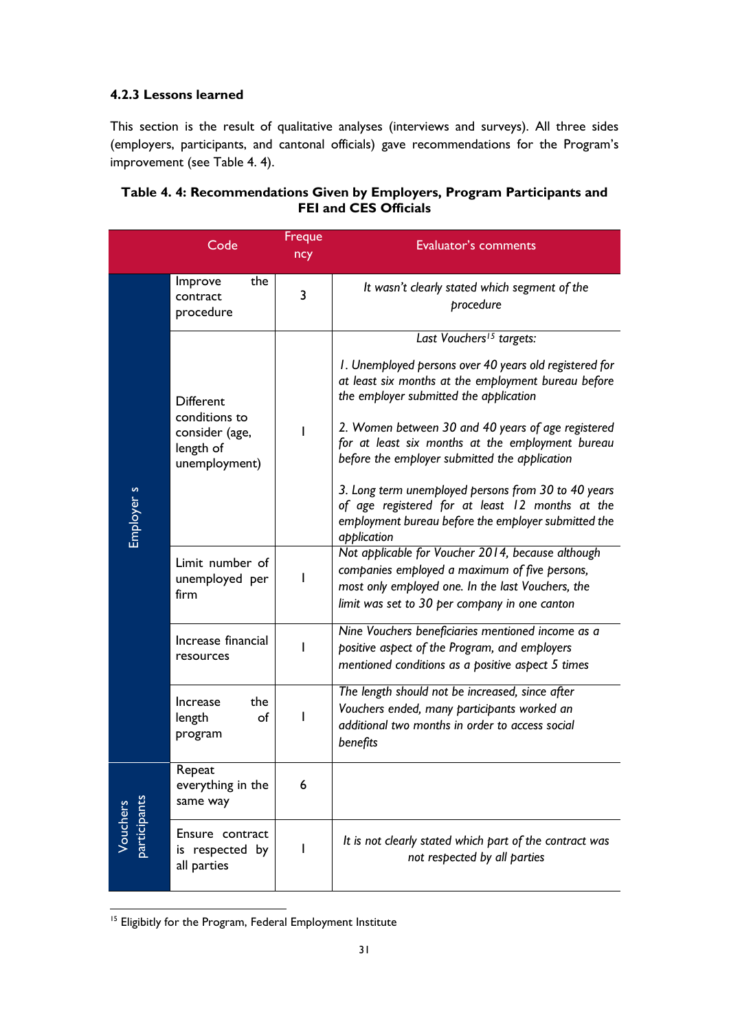### 4.2.3 Lessons learned

This section is the result of qualitative analyses (interviews and surveys). All three sides (employers, participants, and cantonal officials) gave recommendations for the Program's improvement (see Table 4. 4).

**Table 4. 4: Recommendations Given by Employers, Program Participants and FEI and CES Officials**

| | Code | Frequency | Evaluator's comments |
|---|---|---|---|
| Employers | Improve the contract procedure | 3 | *It wasn't clearly stated which segment of the procedure* |
| | Different conditions to consider (age, length of unemployment) | 1 | *Last Vouchers[15] targets:*<br><br>*1. Unemployed persons over 40 years old registered for at least six months at the employment bureau before the employer submitted the application*<br><br>*2. Women between 30 and 40 years of age registered for at least six months at the employment bureau before the employer submitted the application*<br><br>*3. Long term unemployed persons from 30 to 40 years of age registered for at least 12 months at the employment bureau before the employer submitted the application* |
| | Limit number of unemployed per firm | 1 | *Not applicable for Voucher 2014, because although companies employed a maximum of five persons, most only employed one. In the last Vouchers, the limit was set to 30 per company in one canton* |
| | Increase financial resources | 1 | *Nine Vouchers beneficiaries mentioned income as a positive aspect of the Program, and employers mentioned conditions as a positive aspect 5 times* |
| | Increase the length of program | 1 | *The length should not be increased, since after Vouchers ended, many participants worked an additional two months in order to access social benefits* |
| Vouchers participants | Repeat everything in the same way | 6 | |
| | Ensure contract is respected by all parties | 1 | *It is not clearly stated which part of the contract was not respected by all parties* |

[15] Eligibitly for the Program, Federal Employment Institute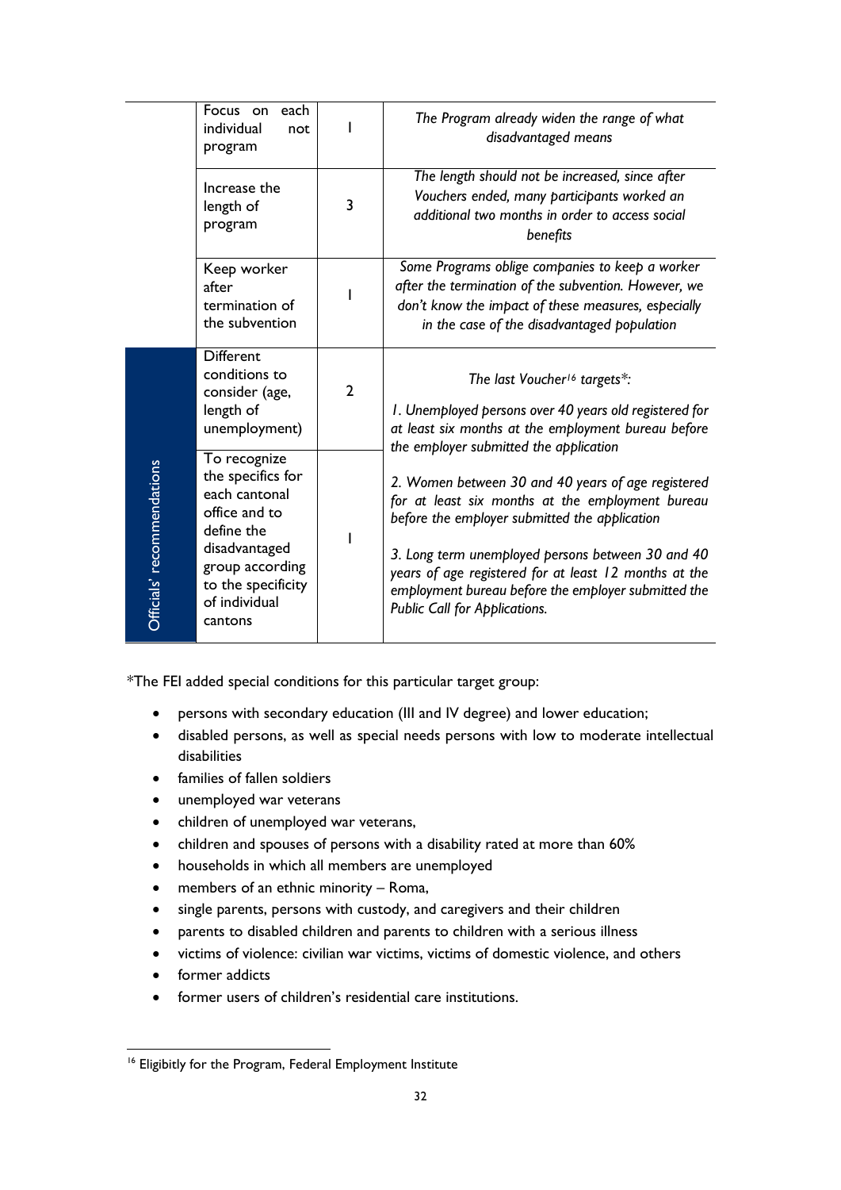| | | | |
|---|---|---|---|
| | Focus on each individual not program | 1 | *The Program already widen the range of what disadvantaged means* |
| | Increase the length of program | 3 | *The length should not be increased, since after Vouchers ended, many participants worked an additional two months in order to access social benefits* |
| | Keep worker after termination of the subvention | 1 | *Some Programs oblige companies to keep a worker after the termination of the subvention. However, we don't know the impact of these measures, especially in the case of the disadvantaged population* |
| Officials' recommendations | Different conditions to consider (age, length of unemployment) | 2 | *The last Voucher[16] targets*:* *1. Unemployed persons over 40 years old registered for at least six months at the employment bureau before the employer submitted the application* *2. Women between 30 and 40 years of age registered for at least six months at the employment bureau before the employer submitted the application* *3. Long term unemployed persons between 30 and 40 years of age registered for at least 12 months at the employment bureau before the employer submitted the Public Call for Applications.* |
| | To recognize the specifics for each cantonal office and to define the disadvantaged group according to the specificity of individual cantons | 1 | |

*The FEI added special conditions for this particular target group:

- persons with secondary education (III and IV degree) and lower education;
- disabled persons, as well as special needs persons with low to moderate intellectual disabilities
- families of fallen soldiers
- unemployed war veterans
- children of unemployed war veterans,
- children and spouses of persons with a disability rated at more than 60%
- households in which all members are unemployed
- members of an ethnic minority – Roma,
- single parents, persons with custody, and caregivers and their children
- parents to disabled children and parents to children with a serious illness
- victims of violence: civilian war victims, victims of domestic violence, and others
- former addicts
- former users of children's residential care institutions.

[16] Eligibitly for the Program, Federal Employment Institute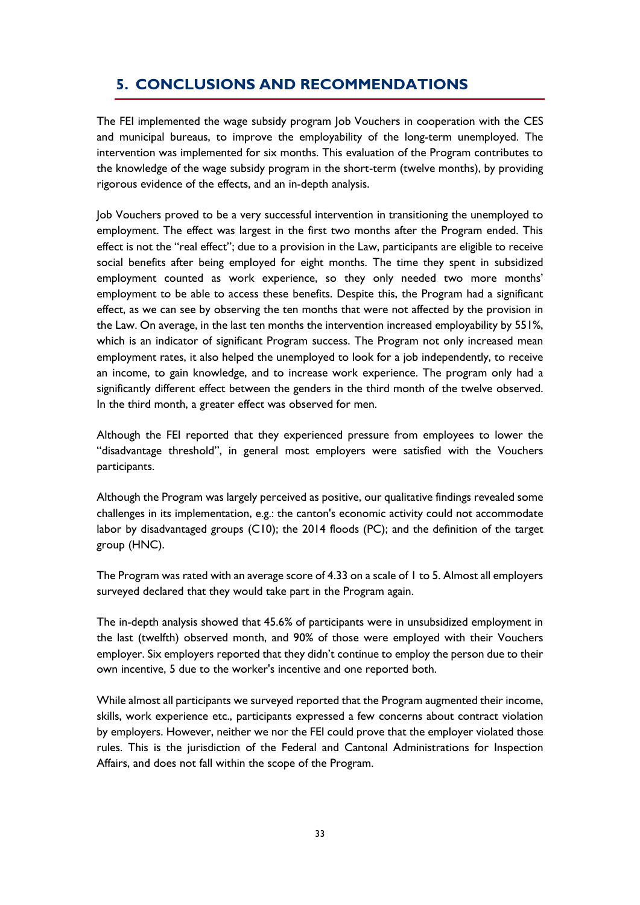## 5. CONCLUSIONS AND RECOMMENDATIONS

The FEI implemented the wage subsidy program Job Vouchers in cooperation with the CES and municipal bureaus, to improve the employability of the long-term unemployed. The intervention was implemented for six months. This evaluation of the Program contributes to the knowledge of the wage subsidy program in the short-term (twelve months), by providing rigorous evidence of the effects, and an in-depth analysis.

Job Vouchers proved to be a very successful intervention in transitioning the unemployed to employment. The effect was largest in the first two months after the Program ended. This effect is not the "real effect"; due to a provision in the Law, participants are eligible to receive social benefits after being employed for eight months. The time they spent in subsidized employment counted as work experience, so they only needed two more months' employment to be able to access these benefits. Despite this, the Program had a significant effect, as we can see by observing the ten months that were not affected by the provision in the Law. On average, in the last ten months the intervention increased employability by 551%, which is an indicator of significant Program success. The Program not only increased mean employment rates, it also helped the unemployed to look for a job independently, to receive an income, to gain knowledge, and to increase work experience. The program only had a significantly different effect between the genders in the third month of the twelve observed. In the third month, a greater effect was observed for men.

Although the FEI reported that they experienced pressure from employees to lower the "disadvantage threshold", in general most employers were satisfied with the Vouchers participants.

Although the Program was largely perceived as positive, our qualitative findings revealed some challenges in its implementation, e.g.: the canton's economic activity could not accommodate labor by disadvantaged groups (C10); the 2014 floods (PC); and the definition of the target group (HNC).

The Program was rated with an average score of 4.33 on a scale of 1 to 5. Almost all employers surveyed declared that they would take part in the Program again.

The in-depth analysis showed that 45.6% of participants were in unsubsidized employment in the last (twelfth) observed month, and 90% of those were employed with their Vouchers employer. Six employers reported that they didn't continue to employ the person due to their own incentive, 5 due to the worker's incentive and one reported both.

While almost all participants we surveyed reported that the Program augmented their income, skills, work experience etc., participants expressed a few concerns about contract violation by employers. However, neither we nor the FEI could prove that the employer violated those rules. This is the jurisdiction of the Federal and Cantonal Administrations for Inspection Affairs, and does not fall within the scope of the Program.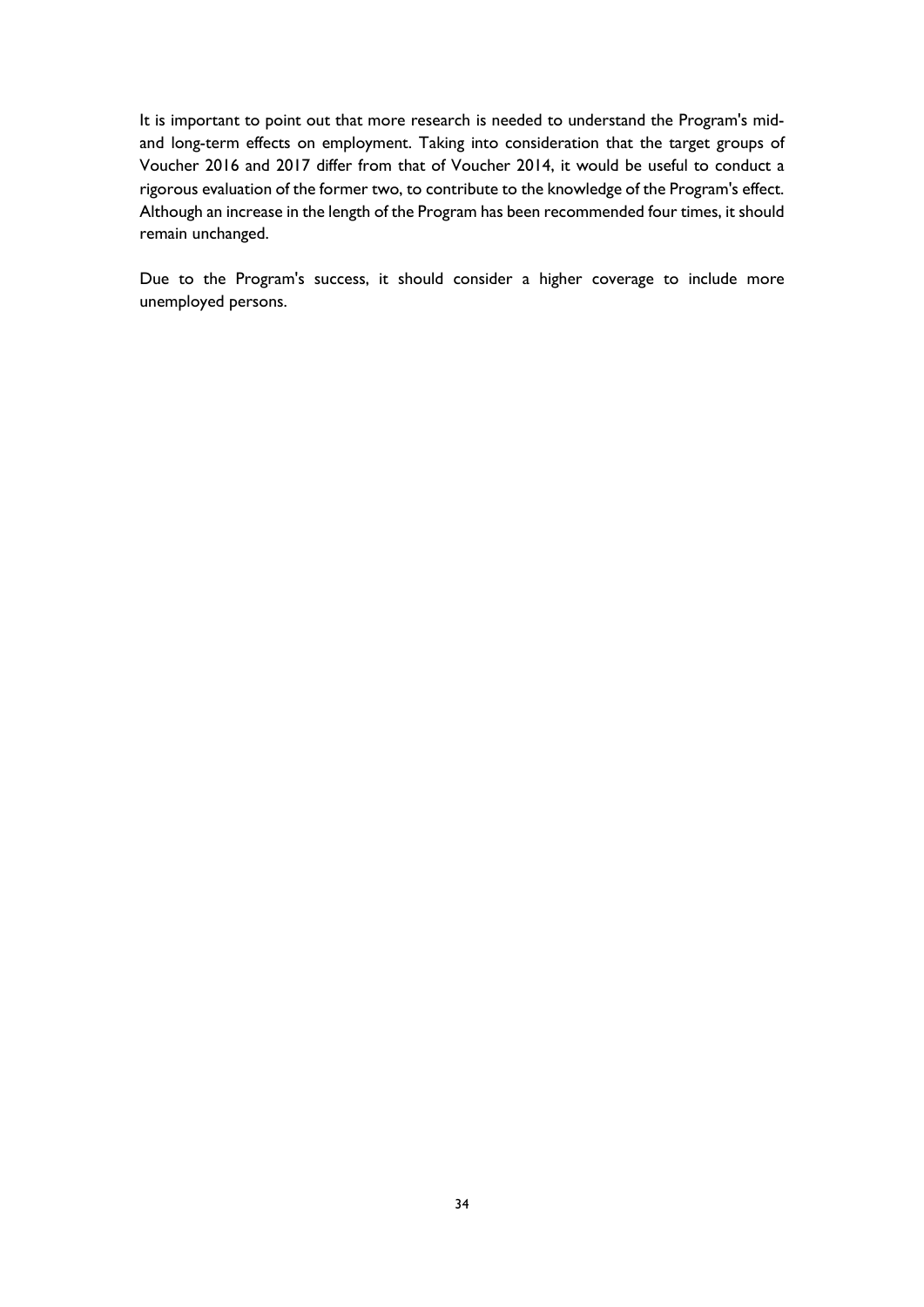It is important to point out that more research is needed to understand the Program's mid- and long-term effects on employment. Taking into consideration that the target groups of Voucher 2016 and 2017 differ from that of Voucher 2014, it would be useful to conduct a rigorous evaluation of the former two, to contribute to the knowledge of the Program's effect. Although an increase in the length of the Program has been recommended four times, it should remain unchanged.

Due to the Program's success, it should consider a higher coverage to include more unemployed persons.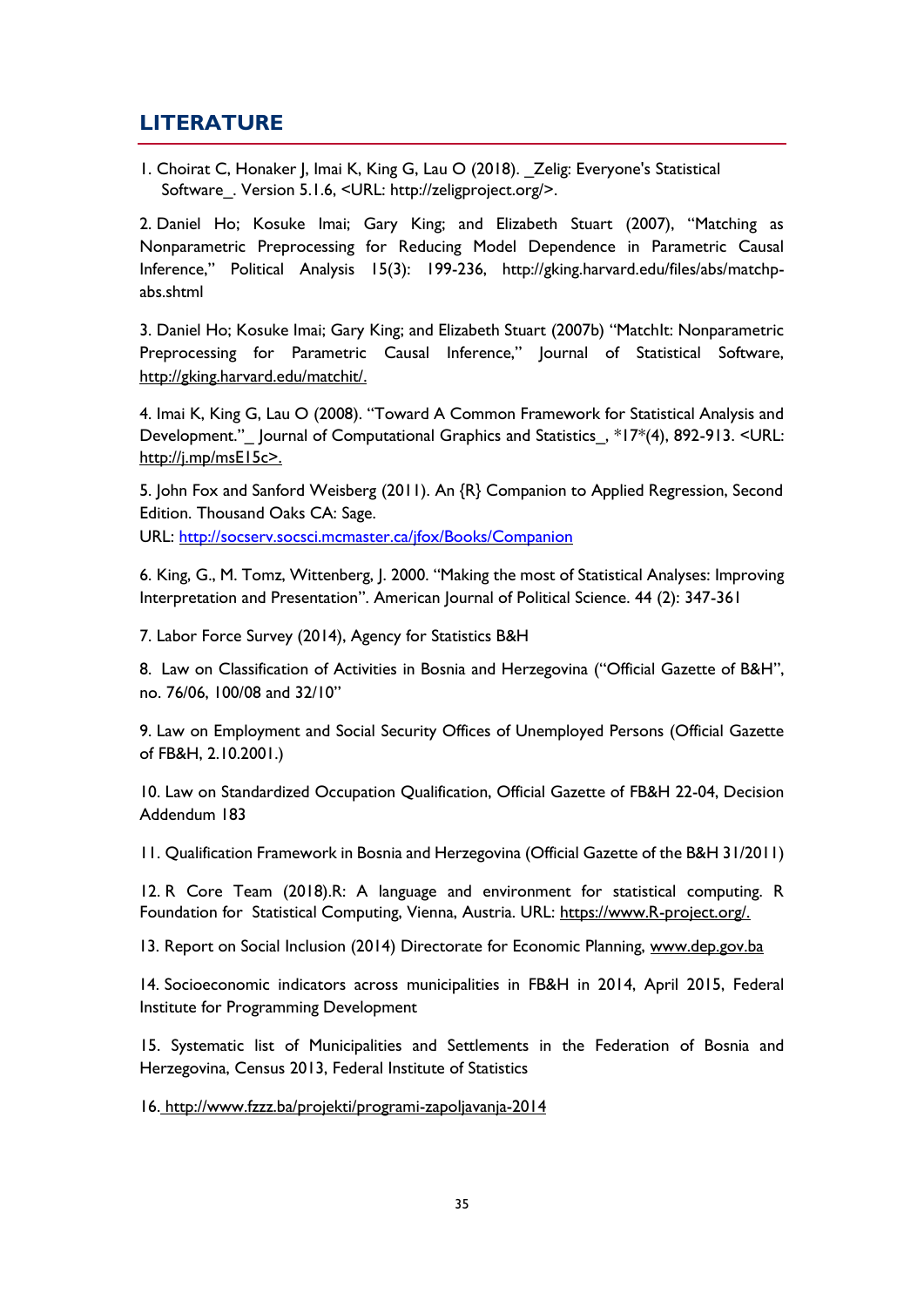## LITERATURE

1. Choirat C, Honaker J, Imai K, King G, Lau O (2018). _Zelig: Everyone's Statistical Software_. Version 5.1.6, <URL: http://zeligproject.org/>.

2. Daniel Ho; Kosuke Imai; Gary King; and Elizabeth Stuart (2007), "Matching as Nonparametric Preprocessing for Reducing Model Dependence in Parametric Causal Inference," Political Analysis 15(3): 199-236, http://gking.harvard.edu/files/abs/matchp-abs.shtml

3. Daniel Ho; Kosuke Imai; Gary King; and Elizabeth Stuart (2007b) "MatchIt: Nonparametric Preprocessing for Parametric Causal Inference," Journal of Statistical Software, http://gking.harvard.edu/matchit/.

4. Imai K, King G, Lau O (2008). "Toward A Common Framework for Statistical Analysis and Development."_ Journal of Computational Graphics and Statistics_, *17*(4), 892-913. <URL: http://j.mp/msE15c>.

5. John Fox and Sanford Weisberg (2011). An {R} Companion to Applied Regression, Second Edition. Thousand Oaks CA: Sage.
URL: http://socserv.socsci.mcmaster.ca/jfox/Books/Companion

6. King, G., M. Tomz, Wittenberg, J. 2000. "Making the most of Statistical Analyses: Improving Interpretation and Presentation". American Journal of Political Science. 44 (2): 347-361

7. Labor Force Survey (2014), Agency for Statistics B&H

8. Law on Classification of Activities in Bosnia and Herzegovina ("Official Gazette of B&H", no. 76/06, 100/08 and 32/10"

9. Law on Employment and Social Security Offices of Unemployed Persons (Official Gazette of FB&H, 2.10.2001.)

10. Law on Standardized Occupation Qualification, Official Gazette of FB&H 22-04, Decision Addendum 183

11. Qualification Framework in Bosnia and Herzegovina (Official Gazette of the B&H 31/2011)

12. R Core Team (2018).R: A language and environment for statistical computing. R Foundation for Statistical Computing, Vienna, Austria. URL: https://www.R-project.org/.

13. Report on Social Inclusion (2014) Directorate for Economic Planning, www.dep.gov.ba

14. Socioeconomic indicators across municipalities in FB&H in 2014, April 2015, Federal Institute for Programming Development

15. Systematic list of Municipalities and Settlements in the Federation of Bosnia and Herzegovina, Census 2013, Federal Institute of Statistics

16. http://www.fzzz.ba/projekti/programi-zapoljavanja-2014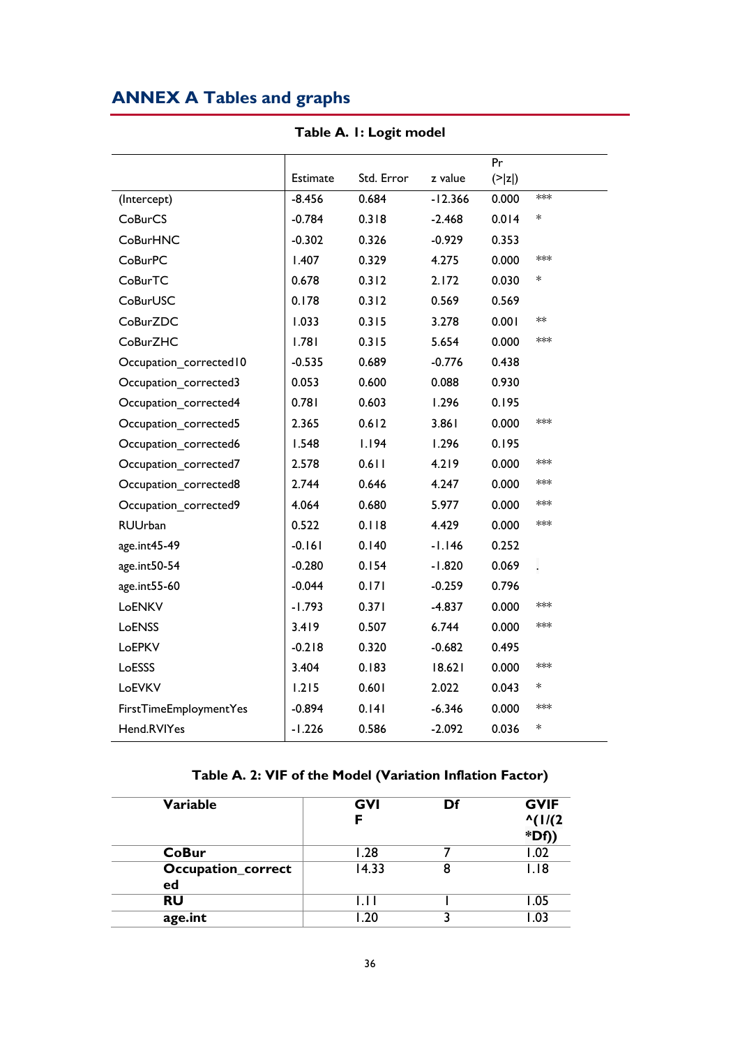# ANNEX A Tables and graphs

**Table A. 1: Logit model**

| | Estimate | Std. Error | z value | Pr (>\|z\|) | |
|---|---|---|---|---|---|
| (Intercept) | -8.456 | 0.684 | -12.366 | 0.000 | *** |
| CoBurCS | -0.784 | 0.318 | -2.468 | 0.014 | * |
| CoBurHNC | -0.302 | 0.326 | -0.929 | 0.353 | |
| CoBurPC | 1.407 | 0.329 | 4.275 | 0.000 | *** |
| CoBurTC | 0.678 | 0.312 | 2.172 | 0.030 | * |
| CoBurUSC | 0.178 | 0.312 | 0.569 | 0.569 | |
| CoBurZDC | 1.033 | 0.315 | 3.278 | 0.001 | ** |
| CoBurZHC | 1.781 | 0.315 | 5.654 | 0.000 | *** |
| Occupation_corrected10 | -0.535 | 0.689 | -0.776 | 0.438 | |
| Occupation_corrected3 | 0.053 | 0.600 | 0.088 | 0.930 | |
| Occupation_corrected4 | 0.781 | 0.603 | 1.296 | 0.195 | |
| Occupation_corrected5 | 2.365 | 0.612 | 3.861 | 0.000 | *** |
| Occupation_corrected6 | 1.548 | 1.194 | 1.296 | 0.195 | |
| Occupation_corrected7 | 2.578 | 0.611 | 4.219 | 0.000 | *** |
| Occupation_corrected8 | 2.744 | 0.646 | 4.247 | 0.000 | *** |
| Occupation_corrected9 | 4.064 | 0.680 | 5.977 | 0.000 | *** |
| RUUrban | 0.522 | 0.118 | 4.429 | 0.000 | *** |
| age.int45-49 | -0.161 | 0.140 | -1.146 | 0.252 | |
| age.int50-54 | -0.280 | 0.154 | -1.820 | 0.069 | . |
| age.int55-60 | -0.044 | 0.171 | -0.259 | 0.796 | |
| LoENKV | -1.793 | 0.371 | -4.837 | 0.000 | *** |
| LoENSS | 3.419 | 0.507 | 6.744 | 0.000 | *** |
| LoEPKV | -0.218 | 0.320 | -0.682 | 0.495 | |
| LoESSS | 3.404 | 0.183 | 18.621 | 0.000 | *** |
| LoEVKV | 1.215 | 0.601 | 2.022 | 0.043 | * |
| FirstTimeEmploymentYes | -0.894 | 0.141 | -6.346 | 0.000 | *** |
| Hend.RVIYes | -1.226 | 0.586 | -2.092 | 0.036 | * |

**Table A. 2: VIF of the Model (Variation Inflation Factor)**

| Variable | GVIF | Df | GVIF^(1/(2*Df)) |
|---|---|---|---|
| **CoBur** | 1.28 | 7 | 1.02 |
| **Occupation_corrected** | 14.33 | 8 | 1.18 |
| **RU** | 1.11 | 1 | 1.05 |
| **age.int** | 1.20 | 3 | 1.03 |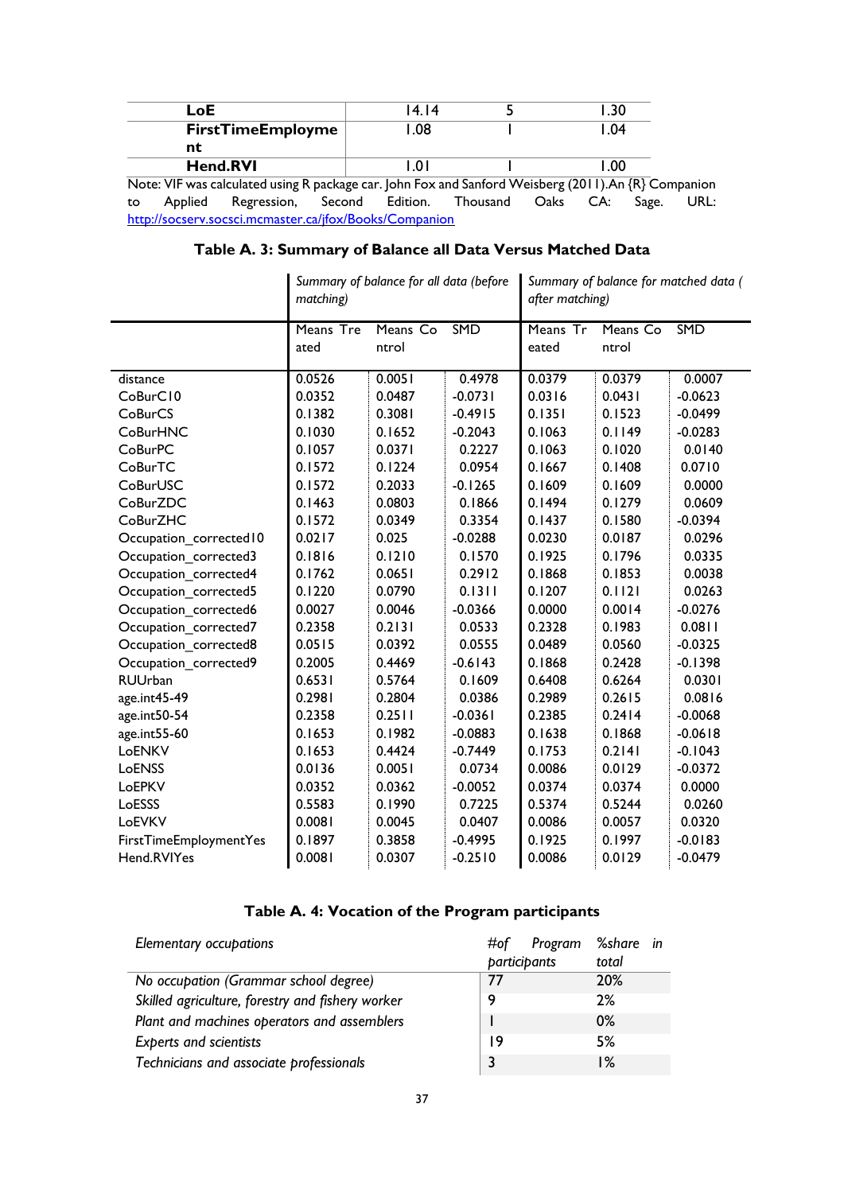| LoE | 14.14 | 5 | 1.30 |
|---|---|---|---|
| FirstTimeEmployment | 1.08 | 1 | 1.04 |
| Hend.RVI | 1.01 | 1 | 1.00 |

Note: VIF was calculated using R package car. John Fox and Sanford Weisberg (2011).An {R} Companion to Applied Regression, Second Edition. Thousand Oaks CA: Sage. URL: http://socserv.socsci.mcmaster.ca/jfox/Books/Companion

**Table A. 3: Summary of Balance all Data Versus Matched Data**

| | *Summary of balance for all data (before matching)* | | | *Summary of balance for matched data (after matching)* | | |
|---|---|---|---|---|---|---|
| | Means Treated | Means Control | SMD | Means Treated | Means Control | SMD |
| distance | 0.0526 | 0.0051 | 0.4978 | 0.0379 | 0.0379 | 0.0007 |
| CoBurC10 | 0.0352 | 0.0487 | -0.0731 | 0.0316 | 0.0431 | -0.0623 |
| CoBurCS | 0.1382 | 0.3081 | -0.4915 | 0.1351 | 0.1523 | -0.0499 |
| CoBurHNC | 0.1030 | 0.1652 | -0.2043 | 0.1063 | 0.1149 | -0.0283 |
| CoBurPC | 0.1057 | 0.0371 | 0.2227 | 0.1063 | 0.1020 | 0.0140 |
| CoBurTC | 0.1572 | 0.1224 | 0.0954 | 0.1667 | 0.1408 | 0.0710 |
| CoBurUSC | 0.1572 | 0.2033 | -0.1265 | 0.1609 | 0.1609 | 0.0000 |
| CoBurZDC | 0.1463 | 0.0803 | 0.1866 | 0.1494 | 0.1279 | 0.0609 |
| CoBurZHC | 0.1572 | 0.0349 | 0.3354 | 0.1437 | 0.1580 | -0.0394 |
| Occupation_corrected10 | 0.0217 | 0.025 | -0.0288 | 0.0230 | 0.0187 | 0.0296 |
| Occupation_corrected3 | 0.1816 | 0.1210 | 0.1570 | 0.1925 | 0.1796 | 0.0335 |
| Occupation_corrected4 | 0.1762 | 0.0651 | 0.2912 | 0.1868 | 0.1853 | 0.0038 |
| Occupation_corrected5 | 0.1220 | 0.0790 | 0.1311 | 0.1207 | 0.1121 | 0.0263 |
| Occupation_corrected6 | 0.0027 | 0.0046 | -0.0366 | 0.0000 | 0.0014 | -0.0276 |
| Occupation_corrected7 | 0.2358 | 0.2131 | 0.0533 | 0.2328 | 0.1983 | 0.0811 |
| Occupation_corrected8 | 0.0515 | 0.0392 | 0.0555 | 0.0489 | 0.0560 | -0.0325 |
| Occupation_corrected9 | 0.2005 | 0.4469 | -0.6143 | 0.1868 | 0.2428 | -0.1398 |
| RUUrban | 0.6531 | 0.5764 | 0.1609 | 0.6408 | 0.6264 | 0.0301 |
| age.int45-49 | 0.2981 | 0.2804 | 0.0386 | 0.2989 | 0.2615 | 0.0816 |
| age.int50-54 | 0.2358 | 0.2511 | -0.0361 | 0.2385 | 0.2414 | -0.0068 |
| age.int55-60 | 0.1653 | 0.1982 | -0.0883 | 0.1638 | 0.1868 | -0.0618 |
| LoENKV | 0.1653 | 0.4424 | -0.7449 | 0.1753 | 0.2141 | -0.1043 |
| LoENSS | 0.0136 | 0.0051 | 0.0734 | 0.0086 | 0.0129 | -0.0372 |
| LoEPKV | 0.0352 | 0.0362 | -0.0052 | 0.0374 | 0.0374 | 0.0000 |
| LoESSS | 0.5583 | 0.1990 | 0.7225 | 0.5374 | 0.5244 | 0.0260 |
| LoEVKV | 0.0081 | 0.0045 | 0.0407 | 0.0086 | 0.0057 | 0.0320 |
| FirstTimeEmploymentYes | 0.1897 | 0.3858 | -0.4995 | 0.1925 | 0.1997 | -0.0183 |
| Hend.RVIYes | 0.0081 | 0.0307 | -0.2510 | 0.0086 | 0.0129 | -0.0479 |

**Table A. 4: Vocation of the Program participants**

| *Elementary occupations* | *#of Program participants* | *%share in total* |
|---|---|---|
| *No occupation (Grammar school degree)* | 77 | 20% |
| *Skilled agriculture, forestry and fishery worker* | 9 | 2% |
| *Plant and machines operators and assemblers* | 1 | 0% |
| *Experts and scientists* | 19 | 5% |
| *Technicians and associate professionals* | 3 | 1% |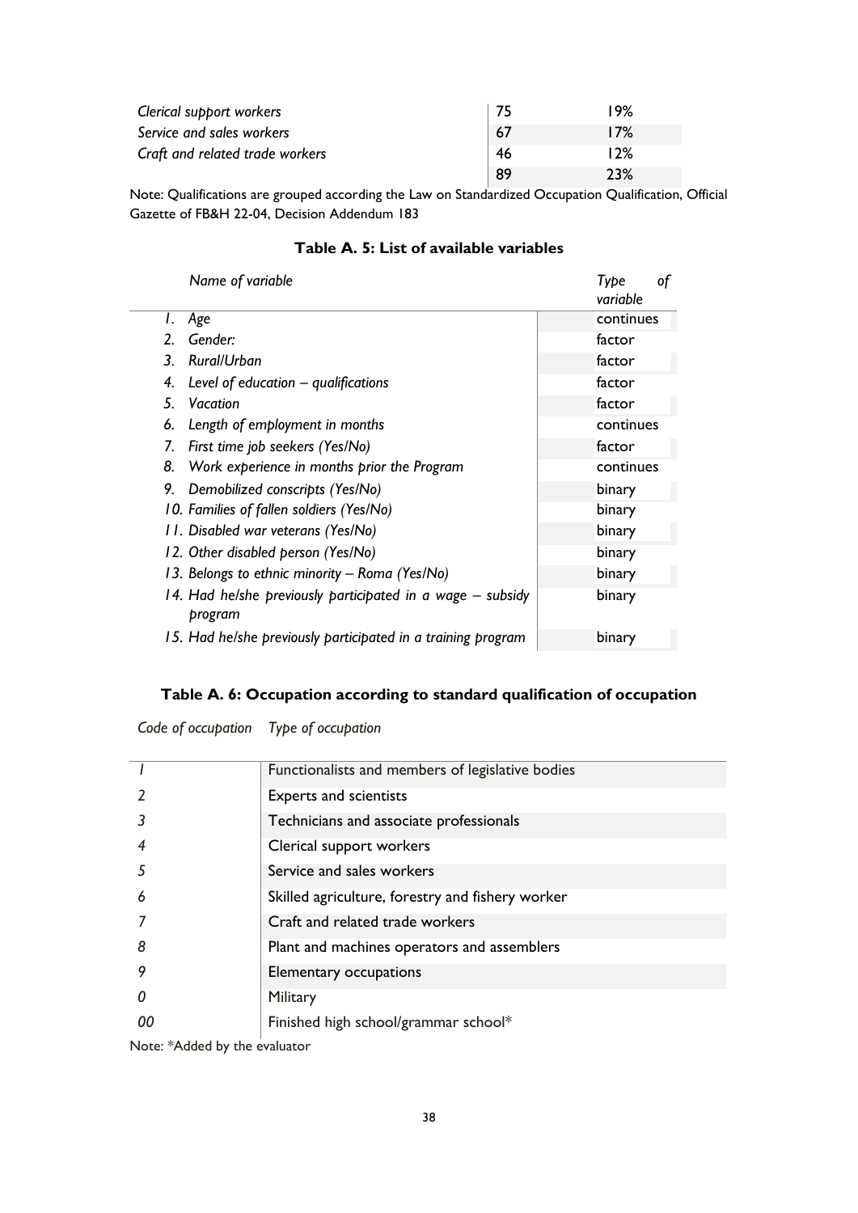| | | |
|---|---|---|
| *Clerical support workers* | 75 | 19% |
| *Service and sales workers* | 67 | 17% |
| *Craft and related trade workers* | 46 | 12% |
| | 89 | 23% |

Note: Qualifications are grouped according the Law on Standardized Occupation Qualification, Official Gazette of FB&H 22-04, Decision Addendum 183

**Table A. 5: List of available variables**

| *Name of variable* | *Type of variable* |
|---|---|
| *1. Age* | continues |
| *2. Gender:* | factor |
| *3. Rural/Urban* | factor |
| *4. Level of education – qualifications* | factor |
| *5. Vacation* | factor |
| *6. Length of employment in months* | continues |
| *7. First time job seekers (Yes/No)* | factor |
| *8. Work experience in months prior the Program* | continues |
| *9. Demobilized conscripts (Yes/No)* | binary |
| *10. Families of fallen soldiers (Yes/No)* | binary |
| *11. Disabled war veterans (Yes/No)* | binary |
| *12. Other disabled person (Yes/No)* | binary |
| *13. Belongs to ethnic minority – Roma (Yes/No)* | binary |
| *14. Had he/she previously participated in a wage – subsidy program* | binary |
| *15. Had he/she previously participated in a training program* | binary |

**Table A. 6: Occupation according to standard qualification of occupation**

| *Code of occupation* | *Type of occupation* |
|---|---|
| *1* | Functionalists and members of legislative bodies |
| *2* | Experts and scientists |
| *3* | Technicians and associate professionals |
| *4* | Clerical support workers |
| *5* | Service and sales workers |
| *6* | Skilled agriculture, forestry and fishery worker |
| *7* | Craft and related trade workers |
| *8* | Plant and machines operators and assemblers |
| *9* | Elementary occupations |
| *0* | Military |
| *00* | Finished high school/grammar school* |

Note: *Added by the evaluator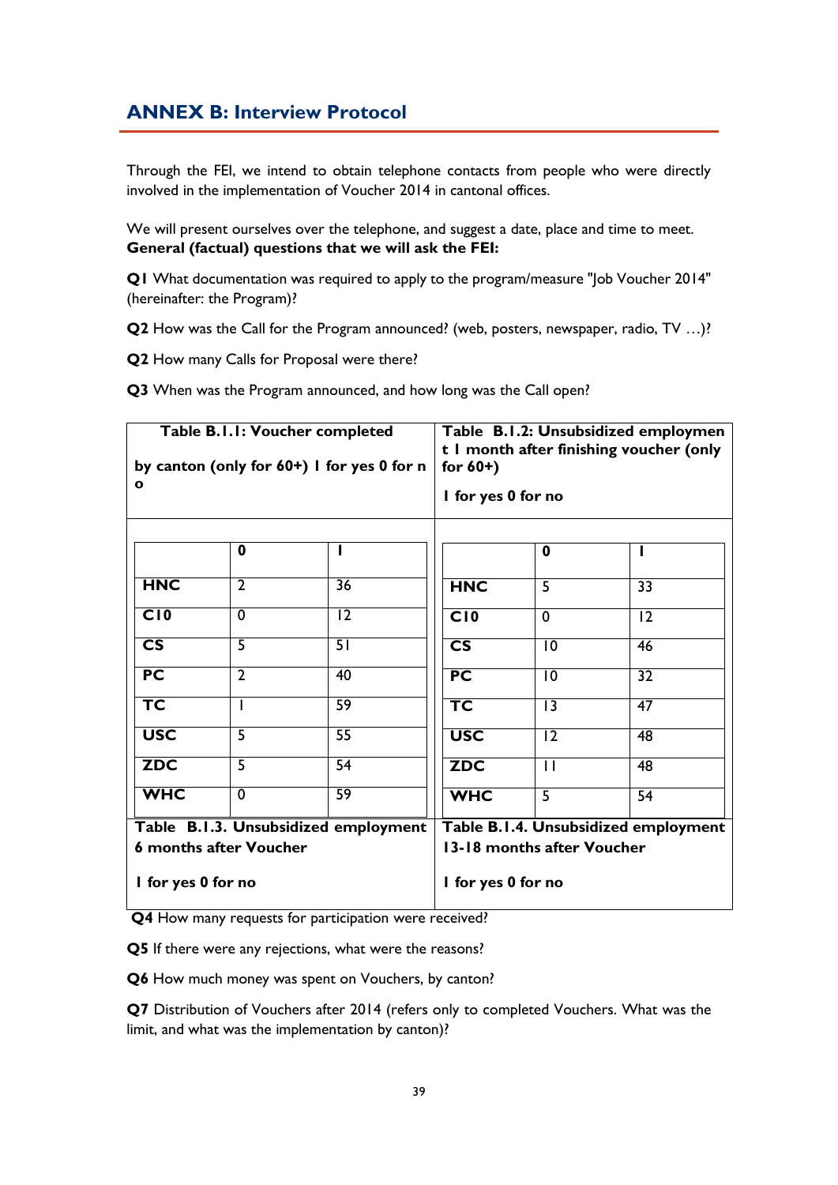## ANNEX B: Interview Protocol

Through the FEI, we intend to obtain telephone contacts from people who were directly involved in the implementation of Voucher 2014 in cantonal offices.

We will present ourselves over the telephone, and suggest a date, place and time to meet.
**General (factual) questions that we will ask the FEI:**

**Q1** What documentation was required to apply to the program/measure "Job Voucher 2014" (hereinafter: the Program)?

**Q2** How was the Call for the Program announced? (web, posters, newspaper, radio, TV …)?

**Q2** How many Calls for Proposal were there?

**Q3** When was the Program announced, and how long was the Call open?

**Table B.1.1: Voucher completed by canton (only for 60+) 1 for yes 0 for no**

| | 0 | 1 |
|---|---|---|
| **HNC** | 2 | 36 |
| **C10** | 0 | 12 |
| **CS** | 5 | 51 |
| **PC** | 2 | 40 |
| **TC** | 1 | 59 |
| **USC** | 5 | 55 |
| **ZDC** | 5 | 54 |
| **WHC** | 0 | 59 |

**Table B.1.2: Unsubsidized employment 1 month after finishing voucher (only for 60+) 1 for yes 0 for no**

| | 0 | 1 |
|---|---|---|
| **HNC** | 5 | 33 |
| **C10** | 0 | 12 |
| **CS** | 10 | 46 |
| **PC** | 10 | 32 |
| **TC** | 13 | 47 |
| **USC** | 12 | 48 |
| **ZDC** | 11 | 48 |
| **WHC** | 5 | 54 |

**Table B.1.3. Unsubsidized employment 6 months after Voucher**

**1 for yes 0 for no**

**Table B.1.4. Unsubsidized employment 13-18 months after Voucher**

**1 for yes 0 for no**

**Q4** How many requests for participation were received?

**Q5** If there were any rejections, what were the reasons?

**Q6** How much money was spent on Vouchers, by canton?

**Q7** Distribution of Vouchers after 2014 (refers only to completed Vouchers. What was the limit, and what was the implementation by canton)?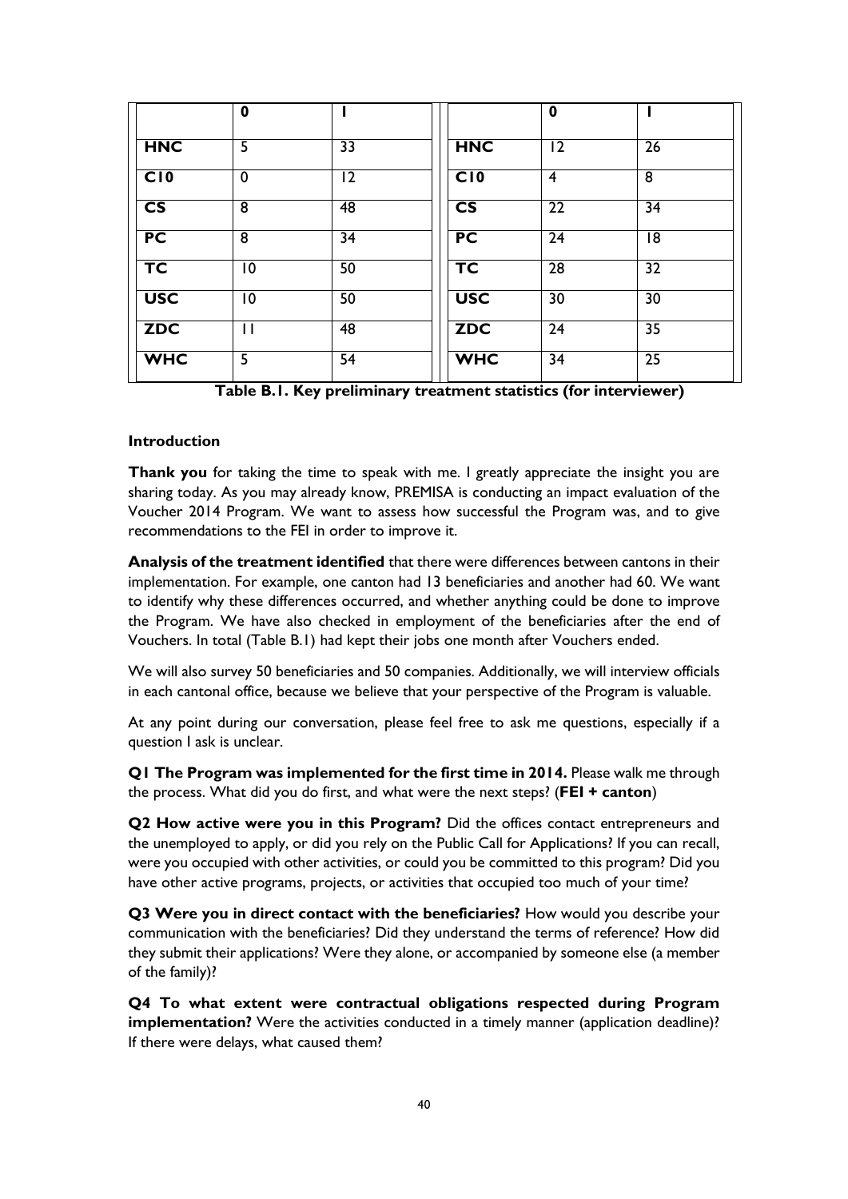|  | 0 | I |
|---|---|---|
| HNC | 5 | 33 |
| C10 | 0 | 12 |
| CS | 8 | 48 |
| PC | 8 | 34 |
| TC | 10 | 50 |
| USC | 10 | 50 |
| ZDC | 11 | 48 |
| WHC | 5 | 54 |

|  | 0 | I |
|---|---|---|
| HNC | 12 | 26 |
| C10 | 4 | 8 |
| CS | 22 | 34 |
| PC | 24 | 18 |
| TC | 28 | 32 |
| USC | 30 | 30 |
| ZDC | 24 | 35 |
| WHC | 34 | 25 |

**Table B.1. Key preliminary treatment statistics (for interviewer)**

**Introduction**

**Thank you** for taking the time to speak with me. I greatly appreciate the insight you are sharing today. As you may already know, PREMISA is conducting an impact evaluation of the Voucher 2014 Program. We want to assess how successful the Program was, and to give recommendations to the FEI in order to improve it.

**Analysis of the treatment identified** that there were differences between cantons in their implementation. For example, one canton had 13 beneficiaries and another had 60. We want to identify why these differences occurred, and whether anything could be done to improve the Program. We have also checked in employment of the beneficiaries after the end of Vouchers. In total (Table B.1) had kept their jobs one month after Vouchers ended.

We will also survey 50 beneficiaries and 50 companies. Additionally, we will interview officials in each cantonal office, because we believe that your perspective of the Program is valuable.

At any point during our conversation, please feel free to ask me questions, especially if a question I ask is unclear.

**Q1 The Program was implemented for the first time in 2014.** Please walk me through the process. What did you do first, and what were the next steps? (**FEI + canton**)

**Q2 How active were you in this Program?** Did the offices contact entrepreneurs and the unemployed to apply, or did you rely on the Public Call for Applications? If you can recall, were you occupied with other activities, or could you be committed to this program? Did you have other active programs, projects, or activities that occupied too much of your time?

**Q3 Were you in direct contact with the beneficiaries?** How would you describe your communication with the beneficiaries? Did they understand the terms of reference? How did they submit their applications? Were they alone, or accompanied by someone else (a member of the family)?

**Q4 To what extent were contractual obligations respected during Program implementation?** Were the activities conducted in a timely manner (application deadline)? If there were delays, what caused them?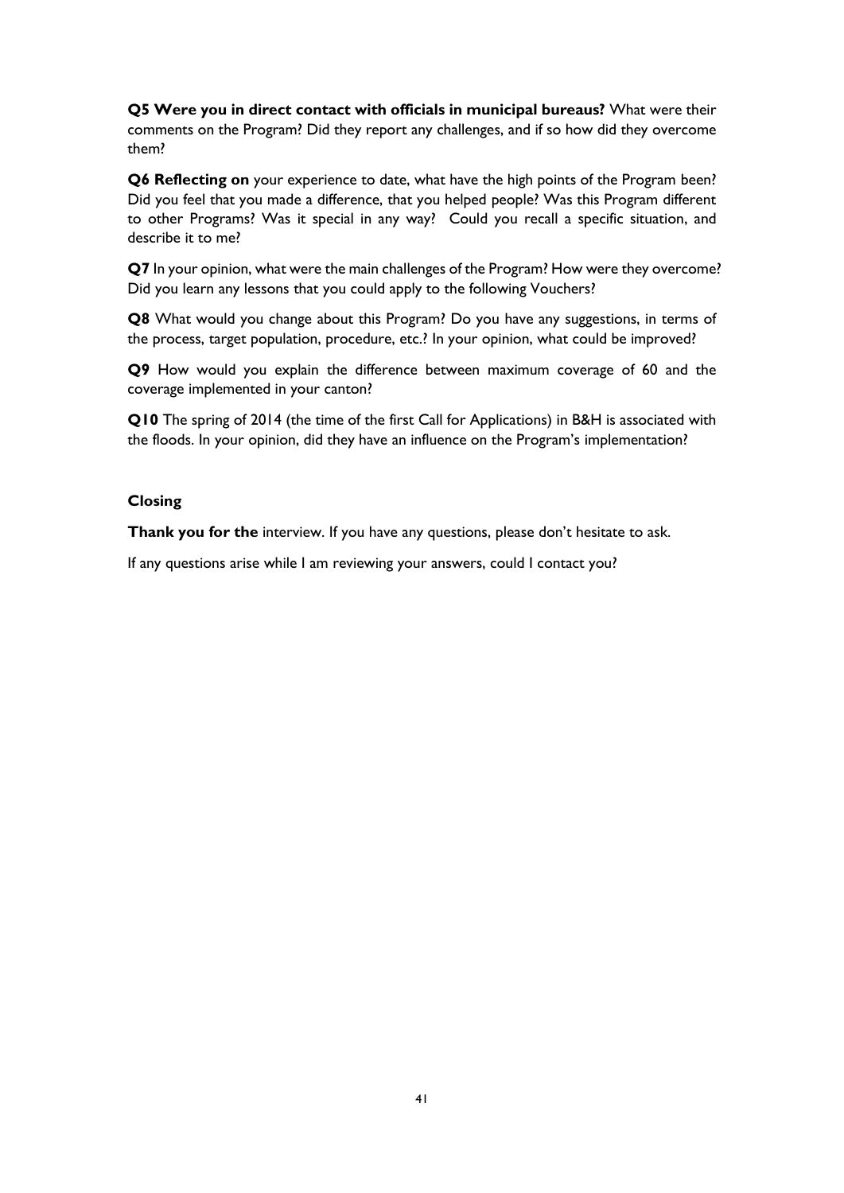**Q5 Were you in direct contact with officials in municipal bureaus?** What were their comments on the Program? Did they report any challenges, and if so how did they overcome them?

**Q6 Reflecting on** your experience to date, what have the high points of the Program been? Did you feel that you made a difference, that you helped people? Was this Program different to other Programs? Was it special in any way? Could you recall a specific situation, and describe it to me?

**Q7** In your opinion, what were the main challenges of the Program? How were they overcome? Did you learn any lessons that you could apply to the following Vouchers?

**Q8** What would you change about this Program? Do you have any suggestions, in terms of the process, target population, procedure, etc.? In your opinion, what could be improved?

**Q9** How would you explain the difference between maximum coverage of 60 and the coverage implemented in your canton?

**Q10** The spring of 2014 (the time of the first Call for Applications) in B&H is associated with the floods. In your opinion, did they have an influence on the Program's implementation?

**Closing**

**Thank you for the** interview. If you have any questions, please don't hesitate to ask.

If any questions arise while I am reviewing your answers, could I contact you?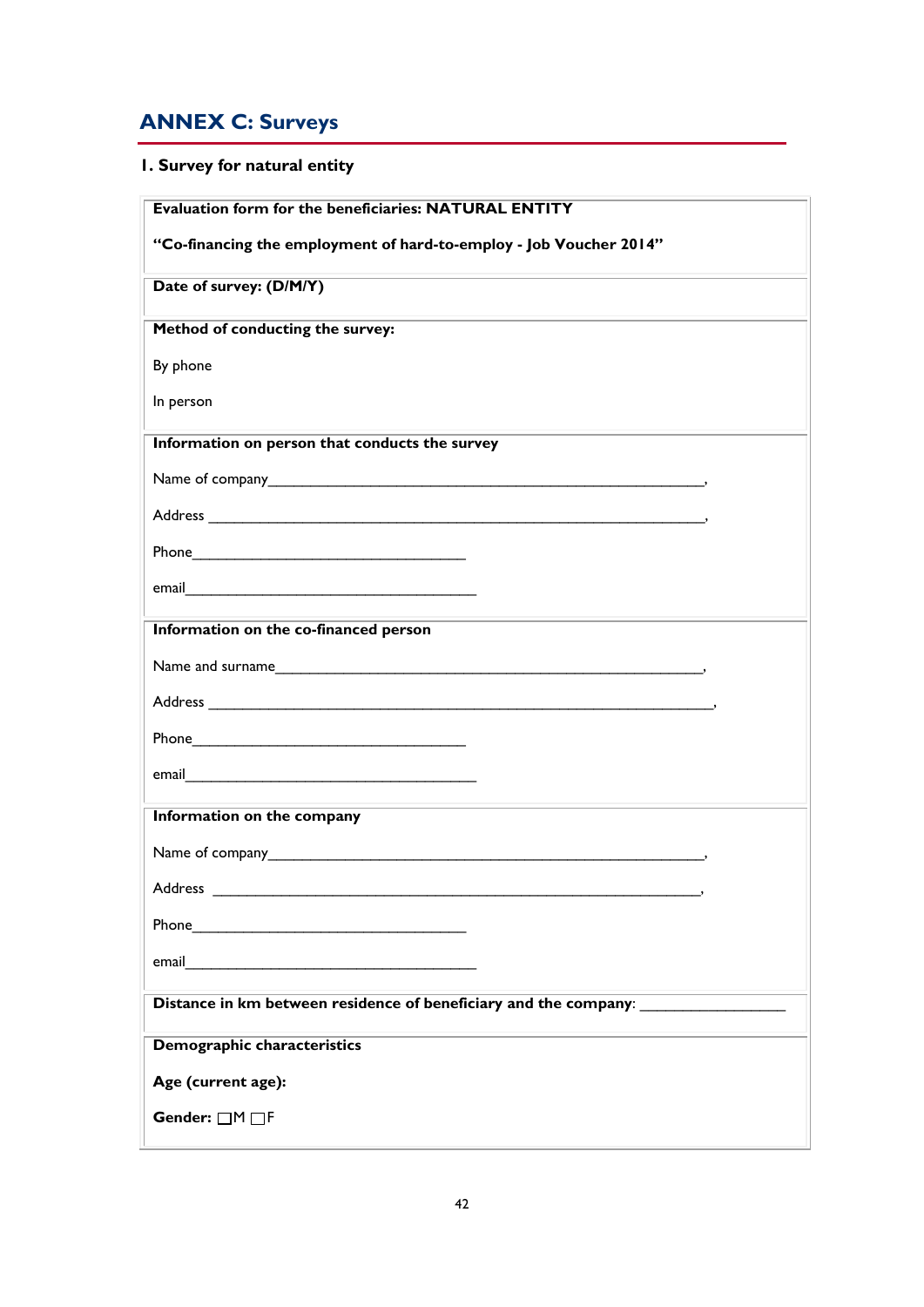## ANNEX C: Surveys

### 1. Survey for natural entity

**Evaluation form for the beneficiaries: NATURAL ENTITY**

**"Co-financing the employment of hard-to-employ - Job Voucher 2014"**

**Date of survey: (D/M/Y)**

**Method of conducting the survey:**

By phone

In person

**Information on person that conducts the survey**

Name of company_______________________________________________________,

Address ______________________________________________________________,

Phone________________________________

email_________________________________

**Information on the co-financed person**

Name and surname______________________________________________________,

Address ______________________________________________________________,

Phone________________________________

email_________________________________

**Information on the company**

Name of company_______________________________________________________,

Address ______________________________________________________________,

Phone________________________________

email_________________________________

**Distance in km between residence of beneficiary and the company**: ________________

**Demographic characteristics**

**Age (current age):**

**Gender:** ☐M ☐F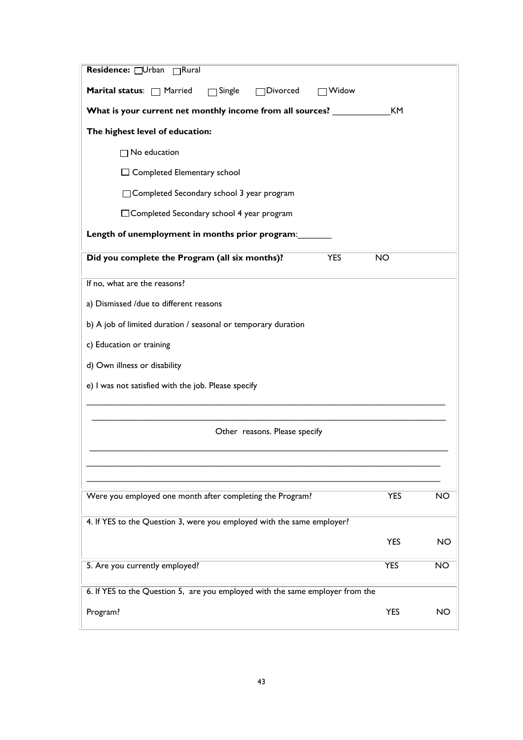**Residence:** ☐ Urban ☐ Rural

**Marital status:** ☐ Married ☐ Single ☐ Divorced ☐ Widow

**What is your current net monthly income from all sources?** ____________KM

**The highest level of education:**

☐ No education

☐ Completed Elementary school

☐ Completed Secondary school 3 year program

☐ Completed Secondary school 4 year program

**Length of unemployment in months prior program:**_______

**Did you complete the Program (all six months)?** YES NO

If no, what are the reasons?

a) Dismissed /due to different reasons

b) A job of limited duration / seasonal or temporary duration

c) Education or training

d) Own illness or disability

e) I was not satisfied with the job. Please specify

______________________________________________________________________________

______________________________________________________________________________

Other reasons. Please specify

______________________________________________________________________________

______________________________________________________________________________

______________________________________________________________________________

Were you employed one month after completing the Program? YES NO

4. If YES to the Question 3, were you employed with the same employer?

YES NO

5. Are you currently employed? YES NO

6. If YES to the Question 5, are you employed with the same employer from the Program? YES NO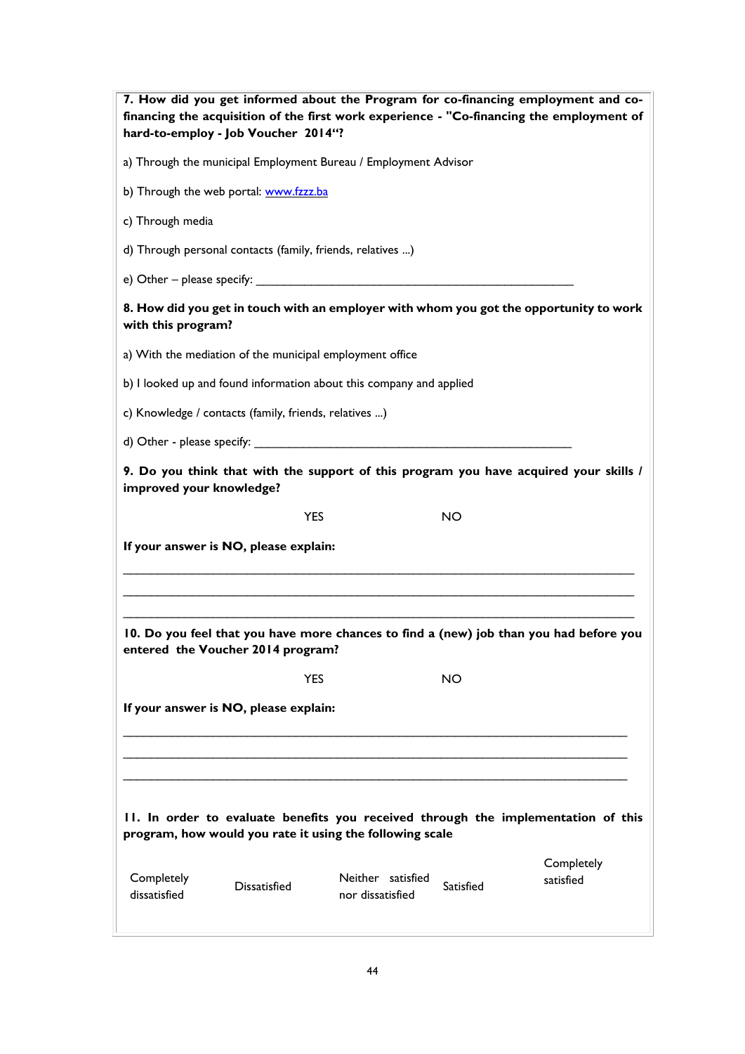**7. How did you get informed about the Program for co-financing employment and co-financing the acquisition of the first work experience - "Co-financing the employment of hard-to-employ - Job Voucher 2014"?**

a) Through the municipal Employment Bureau / Employment Advisor

b) Through the web portal: www.fzzz.ba

c) Through media

d) Through personal contacts (family, friends, relatives ...)

e) Other – please specify: ___________________________________________________

**8. How did you get in touch with an employer with whom you got the opportunity to work with this program?**

a) With the mediation of the municipal employment office

b) I looked up and found information about this company and applied

c) Knowledge / contacts (family, friends, relatives ...)

d) Other - please specify: ___________________________________________________

**9. Do you think that with the support of this program you have acquired your skills / improved your knowledge?**

YES NO

**If your answer is NO, please explain:**

_______________________________________________________________________________

_______________________________________________________________________________

_______________________________________________________________________________

**10. Do you feel that you have more chances to find a (new) job than you had before you entered the Voucher 2014 program?**

YES NO

**If your answer is NO, please explain:**

_______________________________________________________________________________

_______________________________________________________________________________

_______________________________________________________________________________

**11. In order to evaluate benefits you received through the implementation of this program, how would you rate it using the following scale**

| Completely dissatisfied | Dissatisfied | Neither satisfied nor dissatisfied | Satisfied | Completely satisfied |
|---|---|---|---|---|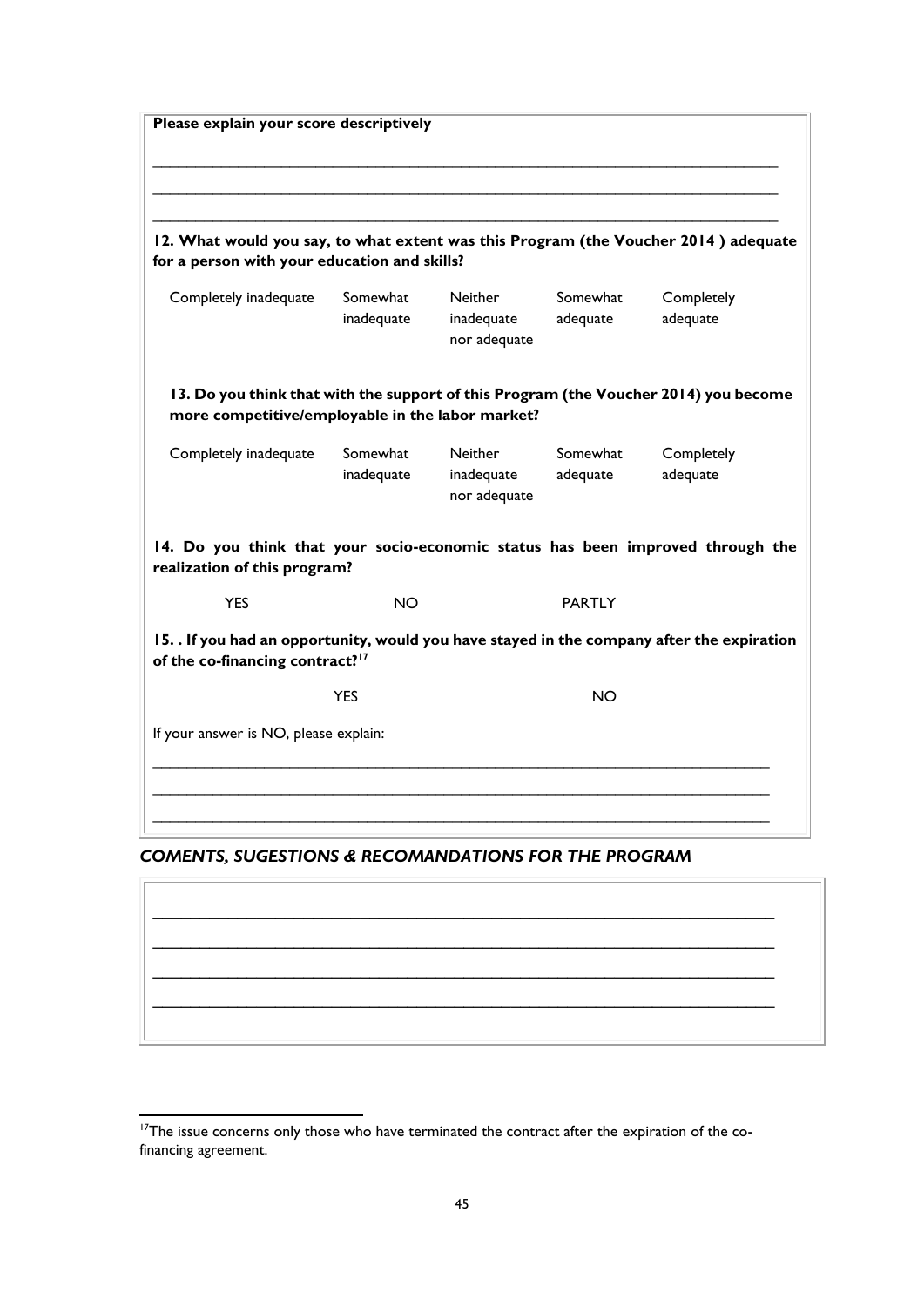**Please explain your score descriptively**

\_\_\_\_\_\_\_\_\_\_\_\_\_\_\_\_\_\_\_\_\_\_\_\_\_\_\_\_\_\_\_\_\_\_\_\_\_\_\_\_\_\_\_\_\_\_\_\_\_\_\_\_\_\_\_\_\_\_\_\_\_\_\_\_\_\_\_\_\_\_\_\_\_\_

\_\_\_\_\_\_\_\_\_\_\_\_\_\_\_\_\_\_\_\_\_\_\_\_\_\_\_\_\_\_\_\_\_\_\_\_\_\_\_\_\_\_\_\_\_\_\_\_\_\_\_\_\_\_\_\_\_\_\_\_\_\_\_\_\_\_\_\_\_\_\_\_\_\_

\_\_\_\_\_\_\_\_\_\_\_\_\_\_\_\_\_\_\_\_\_\_\_\_\_\_\_\_\_\_\_\_\_\_\_\_\_\_\_\_\_\_\_\_\_\_\_\_\_\_\_\_\_\_\_\_\_\_\_\_\_\_\_\_\_\_\_\_\_\_\_\_\_\_

**12. What would you say, to what extent was this Program (the Voucher 2014 ) adequate for a person with your education and skills?**

| Completely inadequate | Somewhat inadequate | Neither inadequate nor adequate | Somewhat adequate | Completely adequate |
|---|---|---|---|---|

**13. Do you think that with the support of this Program (the Voucher 2014) you become more competitive/employable in the labor market?**

| Completely inadequate | Somewhat inadequate | Neither inadequate nor adequate | Somewhat adequate | Completely adequate |
|---|---|---|---|---|

**14. Do you think that your socio-economic status has been improved through the realization of this program?**

YES NO PARTLY

**15. . If you had an opportunity, would you have stayed in the company after the expiration of the co-financing contract?**[17]

YES NO

If your answer is NO, please explain:

\_\_\_\_\_\_\_\_\_\_\_\_\_\_\_\_\_\_\_\_\_\_\_\_\_\_\_\_\_\_\_\_\_\_\_\_\_\_\_\_\_\_\_\_\_\_\_\_\_\_\_\_\_\_\_\_\_\_\_\_\_\_\_\_\_\_\_\_\_\_\_\_\_\_

\_\_\_\_\_\_\_\_\_\_\_\_\_\_\_\_\_\_\_\_\_\_\_\_\_\_\_\_\_\_\_\_\_\_\_\_\_\_\_\_\_\_\_\_\_\_\_\_\_\_\_\_\_\_\_\_\_\_\_\_\_\_\_\_\_\_\_\_\_\_\_\_\_\_

\_\_\_\_\_\_\_\_\_\_\_\_\_\_\_\_\_\_\_\_\_\_\_\_\_\_\_\_\_\_\_\_\_\_\_\_\_\_\_\_\_\_\_\_\_\_\_\_\_\_\_\_\_\_\_\_\_\_\_\_\_\_\_\_\_\_\_\_\_\_\_\_\_\_

***COMENTS, SUGESTIONS & RECOMANDATIONS FOR THE PROGRAM***

\_\_\_\_\_\_\_\_\_\_\_\_\_\_\_\_\_\_\_\_\_\_\_\_\_\_\_\_\_\_\_\_\_\_\_\_\_\_\_\_\_\_\_\_\_\_\_\_\_\_\_\_\_\_\_\_\_\_\_\_\_\_\_\_\_\_\_\_\_\_\_\_\_\_

\_\_\_\_\_\_\_\_\_\_\_\_\_\_\_\_\_\_\_\_\_\_\_\_\_\_\_\_\_\_\_\_\_\_\_\_\_\_\_\_\_\_\_\_\_\_\_\_\_\_\_\_\_\_\_\_\_\_\_\_\_\_\_\_\_\_\_\_\_\_\_\_\_\_

\_\_\_\_\_\_\_\_\_\_\_\_\_\_\_\_\_\_\_\_\_\_\_\_\_\_\_\_\_\_\_\_\_\_\_\_\_\_\_\_\_\_\_\_\_\_\_\_\_\_\_\_\_\_\_\_\_\_\_\_\_\_\_\_\_\_\_\_\_\_\_\_\_\_

\_\_\_\_\_\_\_\_\_\_\_\_\_\_\_\_\_\_\_\_\_\_\_\_\_\_\_\_\_\_\_\_\_\_\_\_\_\_\_\_\_\_\_\_\_\_\_\_\_\_\_\_\_\_\_\_\_\_\_\_\_\_\_\_\_\_\_\_\_\_\_\_\_\_

[17] The issue concerns only those who have terminated the contract after the expiration of the co-financing agreement.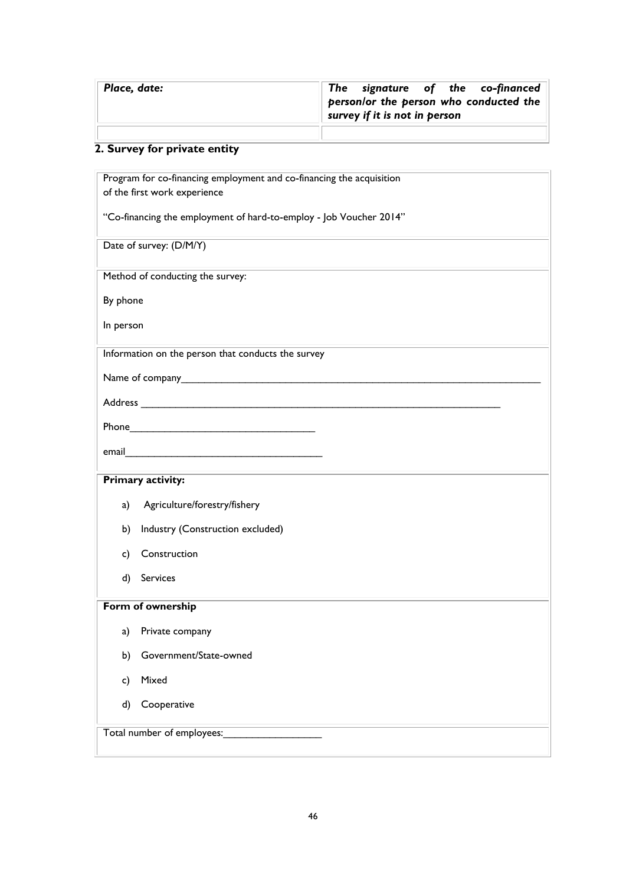| *Place, date:* | ***The signature of the co-financed person/or the person who conducted the survey if it is not in person*** |
|---|---|
| | |

## 2. Survey for private entity

Program for co-financing employment and co-financing the acquisition of the first work experience

"Co-financing the employment of hard-to-employ - Job Voucher 2014"

Date of survey: (D/M/Y)

Method of conducting the survey:

By phone

In person

Information on the person that conducts the survey

Name of company_______________________________________________________________

Address ______________________________________________________________

Phone_______________________________

email_________________________________

**Primary activity:**

a) Agriculture/forestry/fishery

b) Industry (Construction excluded)

c) Construction

d) Services

**Form of ownership**

a) Private company

b) Government/State-owned

c) Mixed

d) Cooperative

Total number of employees:________________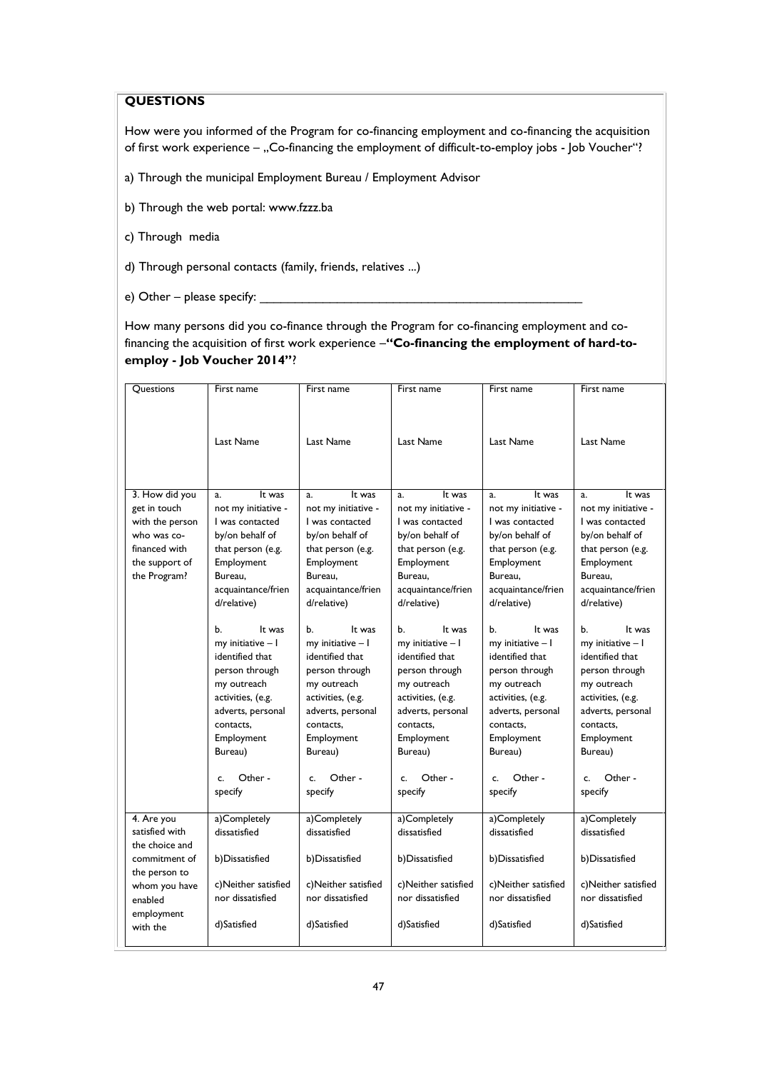**QUESTIONS**

How were you informed of the Program for co-financing employment and co-financing the acquisition of first work experience – „Co-financing the employment of difficult-to-employ jobs - Job Voucher"?

a) Through the municipal Employment Bureau / Employment Advisor

b) Through the web portal: www.fzzz.ba

c) Through media

d) Through personal contacts (family, friends, relatives ...)

e) Other – please specify: \_\_\_\_\_\_\_\_\_\_\_\_\_\_\_\_\_\_\_\_\_\_\_\_\_\_\_\_\_\_\_\_\_\_\_\_\_\_\_\_\_\_\_\_\_\_\_\_

How many persons did you co-finance through the Program for co-financing employment and co-financing the acquisition of first work experience –**"Co-financing the employment of hard-to-employ - Job Voucher 2014"**?

| Questions | First name<br><br>Last Name | First name<br><br>Last Name | First name<br><br>Last Name | First name<br><br>Last Name | First name<br><br>Last Name |
|---|---|---|---|---|---|
| 3. How did you get in touch with the person who was co-financed with the support of the Program? | a. It was not my initiative - I was contacted by/on behalf of that person (e.g. Employment Bureau, acquaintance/friend/relative)<br><br>b. It was my initiative – I identified that person through my outreach activities, (e.g. adverts, personal contacts, Employment Bureau)<br><br>c. Other - specify | a. It was not my initiative - I was contacted by/on behalf of that person (e.g. Employment Bureau, acquaintance/friend/relative)<br><br>b. It was my initiative – I identified that person through my outreach activities, (e.g. adverts, personal contacts, Employment Bureau)<br><br>c. Other - specify | a. It was not my initiative - I was contacted by/on behalf of that person (e.g. Employment Bureau, acquaintance/friend/relative)<br><br>b. It was my initiative – I identified that person through my outreach activities, (e.g. adverts, personal contacts, Employment Bureau)<br><br>c. Other - specify | a. It was not my initiative - I was contacted by/on behalf of that person (e.g. Employment Bureau, acquaintance/friend/relative)<br><br>b. It was my initiative – I identified that person through my outreach activities, (e.g. adverts, personal contacts, Employment Bureau)<br><br>c. Other - specify | a. It was not my initiative - I was contacted by/on behalf of that person (e.g. Employment Bureau, acquaintance/friend/relative)<br><br>b. It was my initiative – I identified that person through my outreach activities, (e.g. adverts, personal contacts, Employment Bureau)<br><br>c. Other - specify |
| 4. Are you satisfied with the choice and commitment of the person to whom you have enabled employment with the | a)Completely dissatisfied<br><br>b)Dissatisfied<br><br>c)Neither satisfied nor dissatisfied<br><br>d)Satisfied | a)Completely dissatisfied<br><br>b)Dissatisfied<br><br>c)Neither satisfied nor dissatisfied<br><br>d)Satisfied | a)Completely dissatisfied<br><br>b)Dissatisfied<br><br>c)Neither satisfied nor dissatisfied<br><br>d)Satisfied | a)Completely dissatisfied<br><br>b)Dissatisfied<br><br>c)Neither satisfied nor dissatisfied<br><br>d)Satisfied | a)Completely dissatisfied<br><br>b)Dissatisfied<br><br>c)Neither satisfied nor dissatisfied<br><br>d)Satisfied |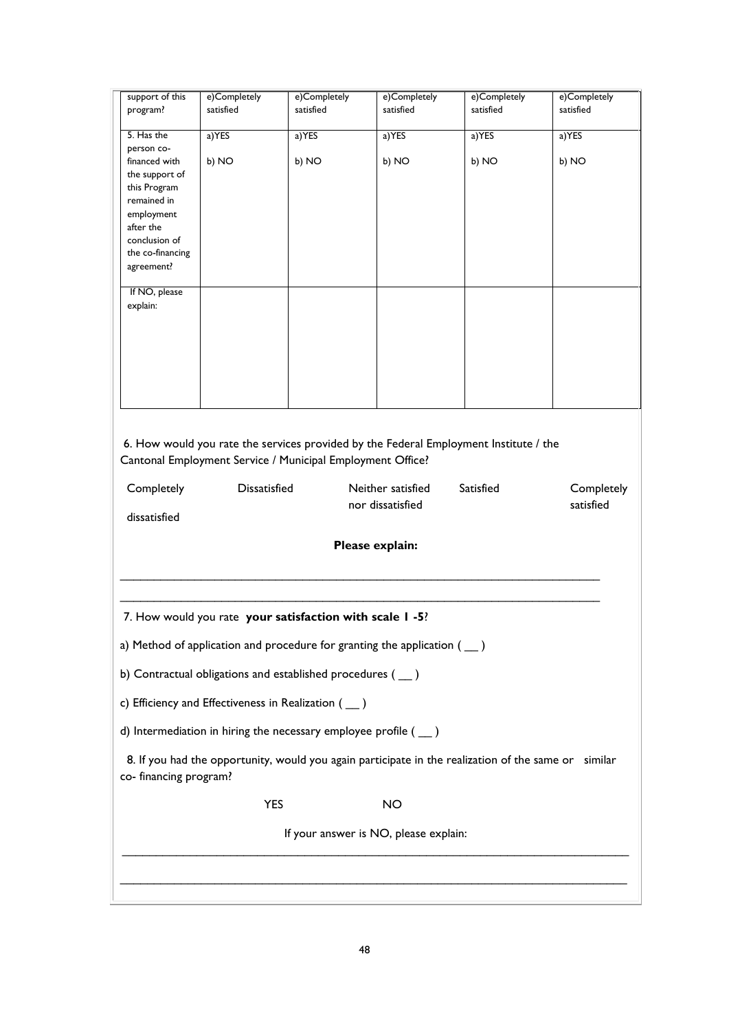| support of this program? | e)Completely satisfied | e)Completely satisfied | e)Completely satisfied | e)Completely satisfied | e)Completely satisfied |
|---|---|---|---|---|---|
| 5. Has the person co-financed with the support of this Program remained in employment after the conclusion of the co-financing agreement? | a)YES<br><br>b) NO | a)YES<br><br>b) NO | a)YES<br><br>b) NO | a)YES<br><br>b) NO | a)YES<br><br>b) NO |
| If NO, please explain: | | | | | |

6. How would you rate the services provided by the Federal Employment Institute / the Cantonal Employment Service / Municipal Employment Office?

Completely dissatisfied     Dissatisfied     Neither satisfied nor dissatisfied     Satisfied     Completely satisfied

**Please explain:**

______________________________________________________________________________

______________________________________________________________________________

7. How would you rate **your satisfaction with scale 1 -5**?

a) Method of application and procedure for granting the application ( __ )

b) Contractual obligations and established procedures ( __ )

c) Efficiency and Effectiveness in Realization ( __ )

d) Intermediation in hiring the necessary employee profile ( __ )

8. If you had the opportunity, would you again participate in the realization of the same or similar co- financing program?

YES     NO

If your answer is NO, please explain:

______________________________________________________________________________

______________________________________________________________________________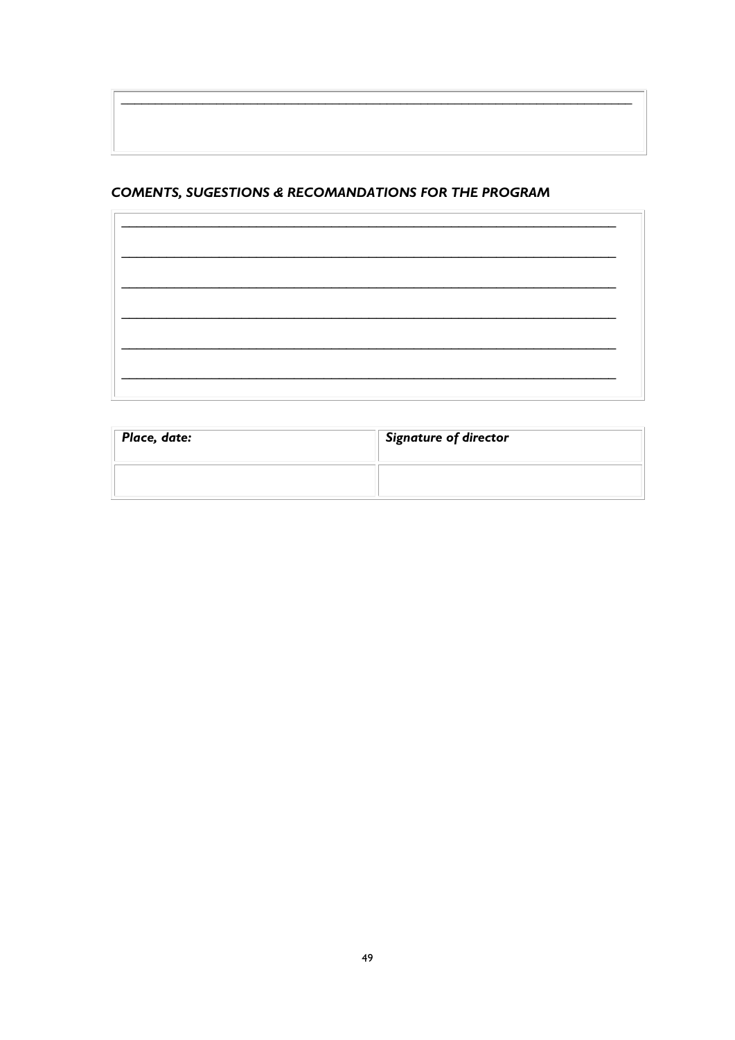| ____________________________________________________________________________ |
|---|

### *COMENTS, SUGESTIONS & RECOMANDATIONS FOR THE PROGRAM*

| ____________________________________________________________________________ ____________________________________________________________________________ ____________________________________________________________________________ ____________________________________________________________________________ ____________________________________________________________________________ ____________________________________________________________________________ |
|---|

| *Place, date:* | *Signature of director* |
|---|---|
| | |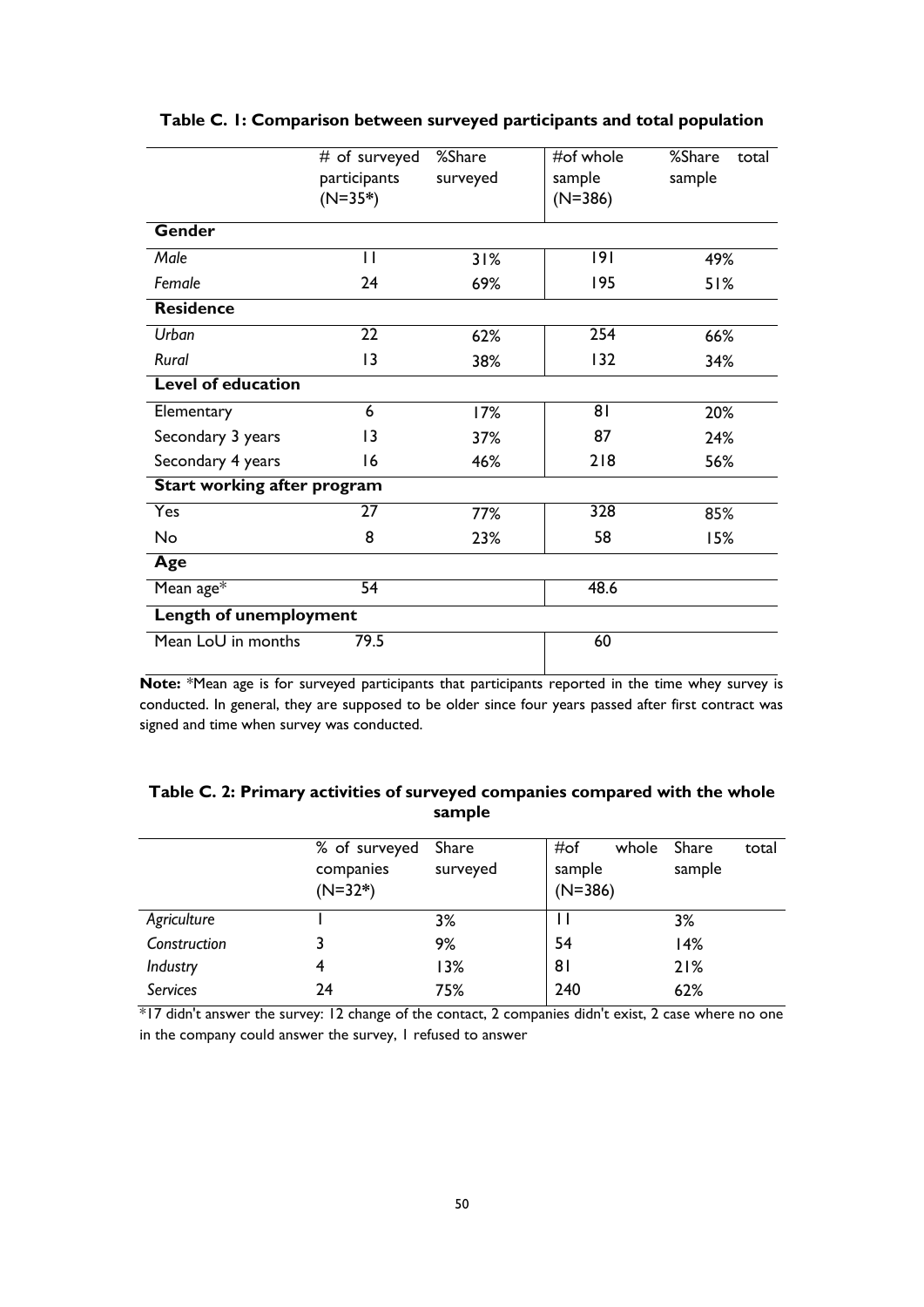**Table C. 1: Comparison between surveyed participants and total population**

| | # of surveyed participants (N=35*) | %Share surveyed | #of whole sample (N=386) | %Share total sample |
|---|---|---|---|---|
| **Gender** | | | | |
| *Male* | 11 | 31% | 191 | 49% |
| *Female* | 24 | 69% | 195 | 51% |
| **Residence** | | | | |
| *Urban* | 22 | 62% | 254 | 66% |
| *Rural* | 13 | 38% | 132 | 34% |
| **Level of education** | | | | |
| Elementary | 6 | 17% | 81 | 20% |
| Secondary 3 years | 13 | 37% | 87 | 24% |
| Secondary 4 years | 16 | 46% | 218 | 56% |
| **Start working after program** | | | | |
| Yes | 27 | 77% | 328 | 85% |
| No | 8 | 23% | 58 | 15% |
| **Age** | | | | |
| Mean age* | 54 | | 48.6 | |
| **Length of unemployment** | | | | |
| Mean LoU in months | 79.5 | | 60 | |

**Note:** *Mean age is for surveyed participants that participants reported in the time whey survey is conducted. In general, they are supposed to be older since four years passed after first contract was signed and time when survey was conducted.

**Table C. 2: Primary activities of surveyed companies compared with the whole sample**

| | % of surveyed companies (N=32*) | Share surveyed | #of whole sample (N=386) | Share total sample |
|---|---|---|---|---|
| *Agriculture* | 1 | 3% | 11 | 3% |
| *Construction* | 3 | 9% | 54 | 14% |
| *Industry* | 4 | 13% | 81 | 21% |
| *Services* | 24 | 75% | 240 | 62% |

*17 didn't answer the survey: 12 change of the contact, 2 companies didn't exist, 2 case where no one in the company could answer the survey, 1 refused to answer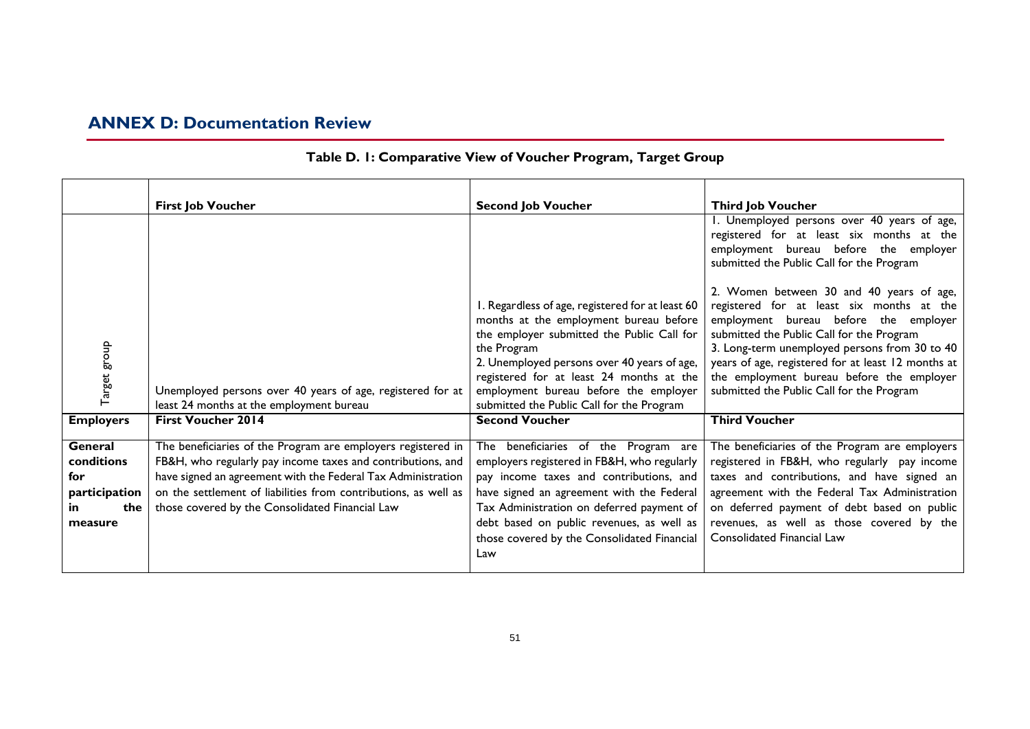## ANNEX D: Documentation Review

**Table D. 1: Comparative View of Voucher Program, Target Group**

| | First Job Voucher | Second Job Voucher | Third Job Voucher |
|---|---|---|---|
| Target group | Unemployed persons over 40 years of age, registered for at least 24 months at the employment bureau | 1. Regardless of age, registered for at least 60 months at the employment bureau before the employer submitted the Public Call for the Program<br>2. Unemployed persons over 40 years of age, registered for at least 24 months at the employment bureau before the employer submitted the Public Call for the Program | 1. Unemployed persons over 40 years of age, registered for at least six months at the employment bureau before the employer submitted the Public Call for the Program<br><br>2. Women between 30 and 40 years of age, registered for at least six months at the employment bureau before the employer submitted the Public Call for the Program<br>3. Long-term unemployed persons from 30 to 40 years of age, registered for at least 12 months at the employment bureau before the employer submitted the Public Call for the Program |
| **Employers** | **First Voucher 2014** | **Second Voucher** | **Third Voucher** |
| **General conditions for participation in the measure** | The beneficiaries of the Program are employers registered in FB&H, who regularly pay income taxes and contributions, and have signed an agreement with the Federal Tax Administration on the settlement of liabilities from contributions, as well as those covered by the Consolidated Financial Law | The beneficiaries of the Program are employers registered in FB&H, who regularly pay income taxes and contributions, and have signed an agreement with the Federal Tax Administration on deferred payment of debt based on public revenues, as well as those covered by the Consolidated Financial Law | The beneficiaries of the Program are employers registered in FB&H, who regularly pay income taxes and contributions, and have signed an agreement with the Federal Tax Administration on deferred payment of debt based on public revenues, as well as those covered by the Consolidated Financial Law |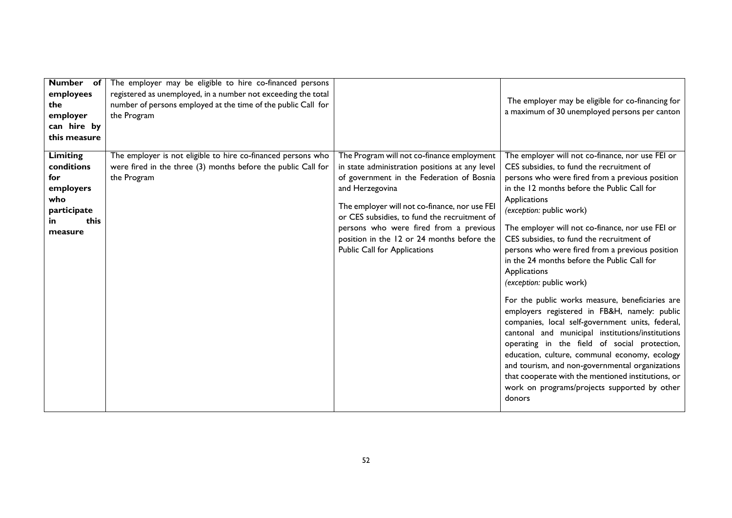| Number of employees the employer can hire by this measure | The employer may be eligible to hire co-financed persons registered as unemployed, in a number not exceeding the total number of persons employed at the time of the public Call for the Program | | The employer may be eligible for co-financing for a maximum of 30 unemployed persons per canton |
|---|---|---|---|
| **Limiting conditions for employers who participate in this measure** | The employer is not eligible to hire co-financed persons who were fired in the three (3) months before the public Call for the Program | The Program will not co-finance employment in state administration positions at any level of government in the Federation of Bosnia and Herzegovina<br><br>The employer will not co-finance, nor use FEI or CES subsidies, to fund the recruitment of persons who were fired from a previous position in the 12 or 24 months before the Public Call for Applications | The employer will not co-finance, nor use FEI or CES subsidies, to fund the recruitment of persons who were fired from a previous position in the 12 months before the Public Call for Applications<br>*(exception:* public work)<br><br>The employer will not co-finance, nor use FEI or CES subsidies, to fund the recruitment of persons who were fired from a previous position in the 24 months before the Public Call for Applications<br>*(exception:* public work)<br><br>For the public works measure, beneficiaries are employers registered in FB&H, namely: public companies, local self-government units, federal, cantonal and municipal institutions/institutions operating in the field of social protection, education, culture, communal economy, ecology and tourism, and non-governmental organizations that cooperate with the mentioned institutions, or work on programs/projects supported by other donors |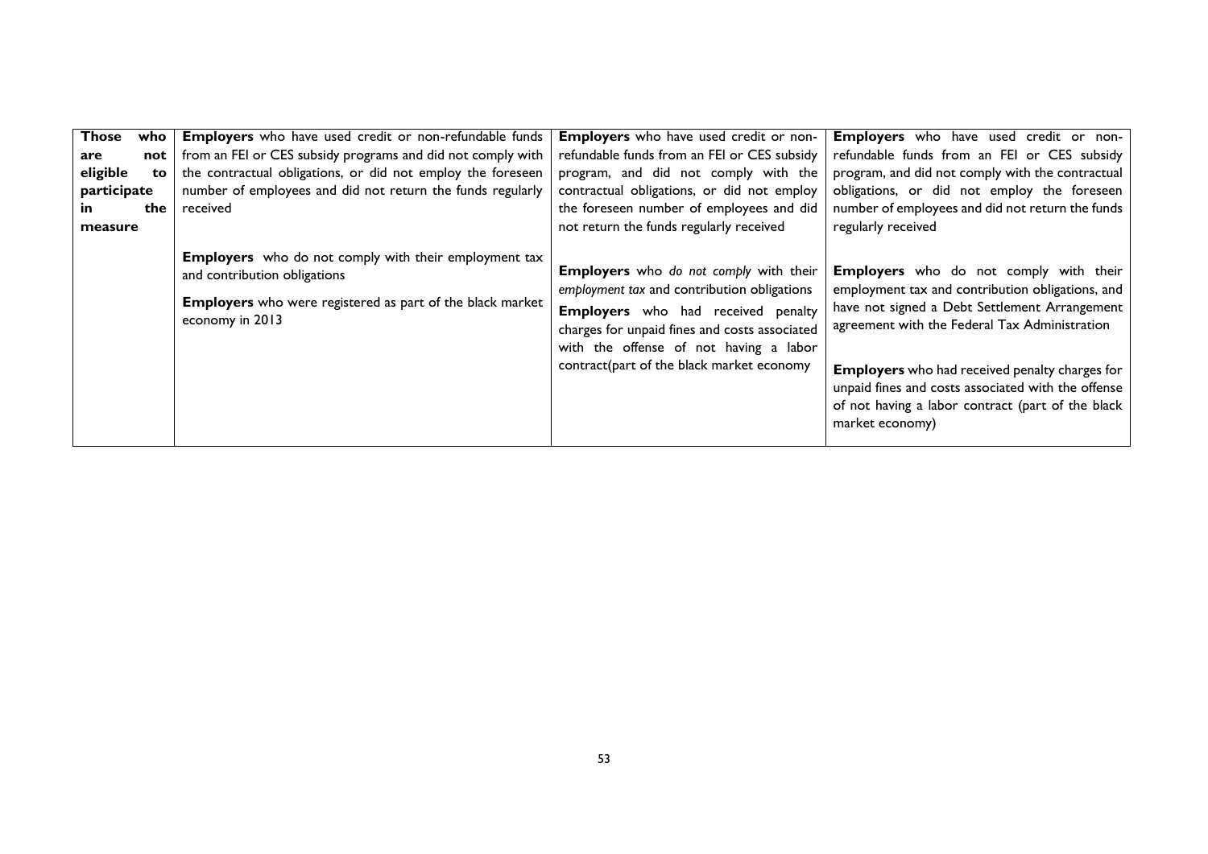| **Those who are not eligible to participate in the measure** | **Employers** who have used credit or non-refundable funds from an FEI or CES subsidy programs and did not comply with the contractual obligations, or did not employ the foreseen number of employees and did not return the funds regularly received<br><br>**Employers** who do not comply with their employment tax and contribution obligations<br><br>**Employers** who were registered as part of the black market economy in 2013 | **Employers** who have used credit or non-refundable funds from an FEI or CES subsidy program, and did not comply with the contractual obligations, or did not employ the foreseen number of employees and did not return the funds regularly received<br><br>**Employers** who *do not comply* with their *employment tax* and contribution obligations<br><br>**Employers** who had received penalty charges for unpaid fines and costs associated with the offense of not having a labor contract(part of the black market economy | **Employers** who have used credit or non-refundable funds from an FEI or CES subsidy program, and did not comply with the contractual obligations, or did not employ the foreseen number of employees and did not return the funds regularly received<br><br>**Employers** who do not comply with their employment tax and contribution obligations, and have not signed a Debt Settlement Arrangement agreement with the Federal Tax Administration<br><br>**Employers** who had received penalty charges for unpaid fines and costs associated with the offense of not having a labor contract (part of the black market economy) |
|---|---|---|---|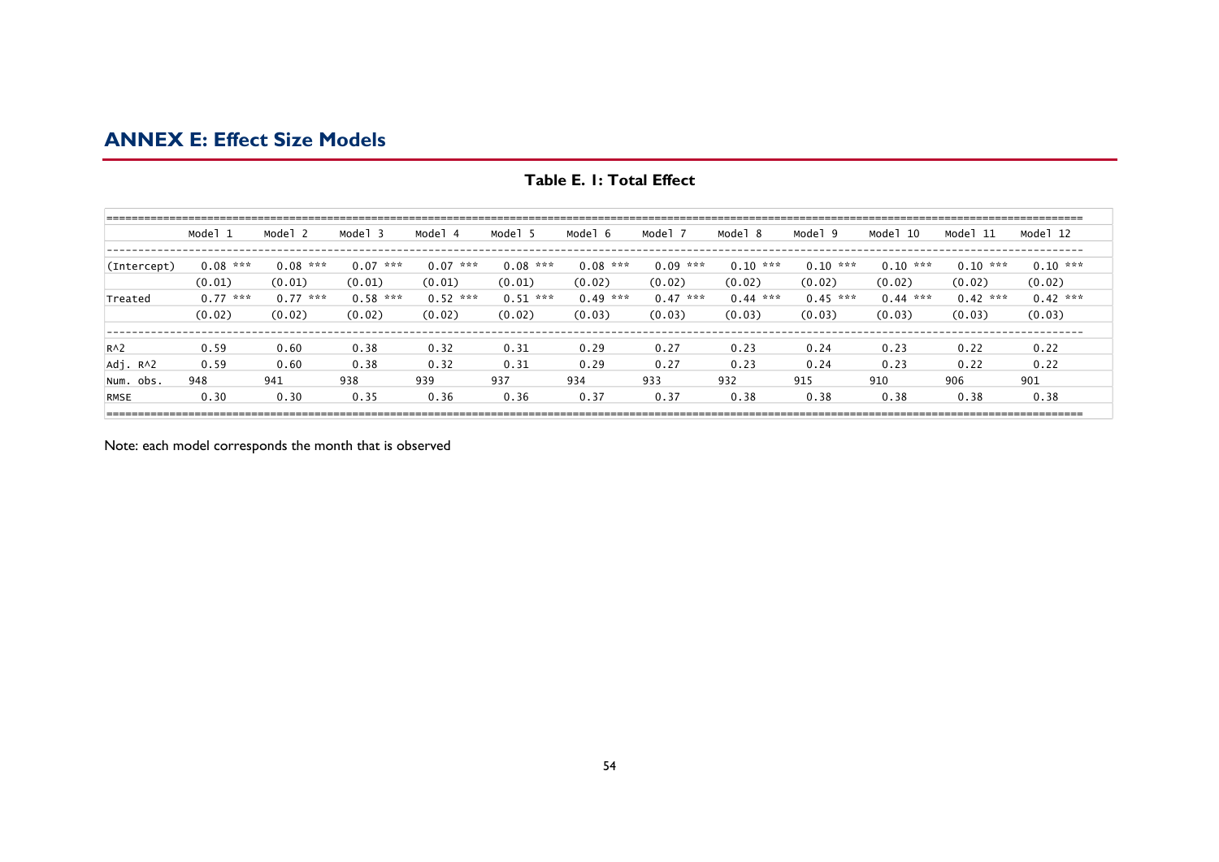## ANNEX E: Effect Size Models

**Table E. 1: Total Effect**

| | Model 1 | Model 2 | Model 3 | Model 4 | Model 5 | Model 6 | Model 7 | Model 8 | Model 9 | Model 10 | Model 11 | Model 12 |
|---|---|---|---|---|---|---|---|---|---|---|---|---|
| (Intercept) | 0.08 *** | 0.08 *** | 0.07 *** | 0.07 *** | 0.08 *** | 0.08 *** | 0.09 *** | 0.10 *** | 0.10 *** | 0.10 *** | 0.10 *** | 0.10 *** |
| | (0.01) | (0.01) | (0.01) | (0.01) | (0.01) | (0.02) | (0.02) | (0.02) | (0.02) | (0.02) | (0.02) | (0.02) |
| Treated | 0.77 *** | 0.77 *** | 0.58 *** | 0.52 *** | 0.51 *** | 0.49 *** | 0.47 *** | 0.44 *** | 0.45 *** | 0.44 *** | 0.42 *** | 0.42 *** |
| | (0.02) | (0.02) | (0.02) | (0.02) | (0.02) | (0.03) | (0.03) | (0.03) | (0.03) | (0.03) | (0.03) | (0.03) |
| R^2 | 0.59 | 0.60 | 0.38 | 0.32 | 0.31 | 0.29 | 0.27 | 0.23 | 0.24 | 0.23 | 0.22 | 0.22 |
| Adj. R^2 | 0.59 | 0.60 | 0.38 | 0.32 | 0.31 | 0.29 | 0.27 | 0.23 | 0.24 | 0.23 | 0.22 | 0.22 |
| Num. obs. | 948 | 941 | 938 | 939 | 937 | 934 | 933 | 932 | 915 | 910 | 906 | 901 |
| RMSE | 0.30 | 0.30 | 0.35 | 0.36 | 0.36 | 0.37 | 0.37 | 0.38 | 0.38 | 0.38 | 0.38 | 0.38 |

Note: each model corresponds the month that is observed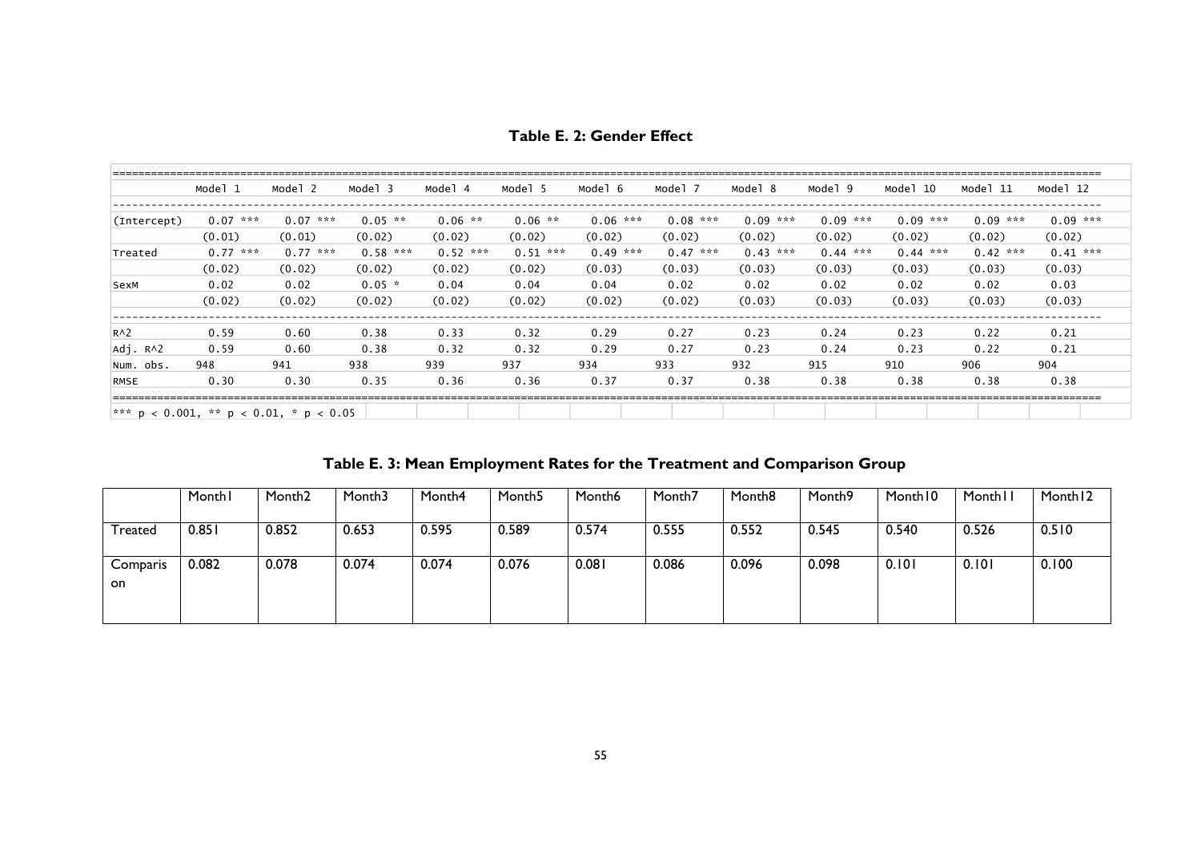### Table E. 2: Gender Effect

| | Model 1 | Model 2 | Model 3 | Model 4 | Model 5 | Model 6 | Model 7 | Model 8 | Model 9 | Model 10 | Model 11 | Model 12 |
|---|---|---|---|---|---|---|---|---|---|---|---|---|
| (Intercept) | 0.07 *** | 0.07 *** | 0.05 ** | 0.06 ** | 0.06 ** | 0.06 *** | 0.08 *** | 0.09 *** | 0.09 *** | 0.09 *** | 0.09 *** | 0.09 *** |
| | (0.01) | (0.01) | (0.02) | (0.02) | (0.02) | (0.02) | (0.02) | (0.02) | (0.02) | (0.02) | (0.02) | (0.02) |
| Treated | 0.77 *** | 0.77 *** | 0.58 *** | 0.52 *** | 0.51 *** | 0.49 *** | 0.47 *** | 0.43 *** | 0.44 *** | 0.44 *** | 0.42 *** | 0.41 *** |
| | (0.02) | (0.02) | (0.02) | (0.02) | (0.02) | (0.03) | (0.03) | (0.03) | (0.03) | (0.03) | (0.03) | (0.03) |
| SexM | 0.02 | 0.02 | 0.05 * | 0.04 | 0.04 | 0.04 | 0.02 | 0.02 | 0.02 | 0.02 | 0.02 | 0.03 |
| | (0.02) | (0.02) | (0.02) | (0.02) | (0.02) | (0.02) | (0.02) | (0.03) | (0.03) | (0.03) | (0.03) | (0.03) |
| R^2 | 0.59 | 0.60 | 0.38 | 0.33 | 0.32 | 0.29 | 0.27 | 0.23 | 0.24 | 0.23 | 0.22 | 0.21 |
| Adj. R^2 | 0.59 | 0.60 | 0.38 | 0.32 | 0.32 | 0.29 | 0.27 | 0.23 | 0.24 | 0.23 | 0.22 | 0.21 |
| Num. obs. | 948 | 941 | 938 | 939 | 937 | 934 | 933 | 932 | 915 | 910 | 906 | 904 |
| RMSE | 0.30 | 0.30 | 0.35 | 0.36 | 0.36 | 0.37 | 0.37 | 0.38 | 0.38 | 0.38 | 0.38 | 0.38 |

*** p < 0.001, ** p < 0.01, * p < 0.05

### Table E. 3: Mean Employment Rates for the Treatment and Comparison Group

| | Month1 | Month2 | Month3 | Month4 | Month5 | Month6 | Month7 | Month8 | Month9 | Month10 | Month11 | Month12 |
|---|---|---|---|---|---|---|---|---|---|---|---|---|
| Treated | 0.851 | 0.852 | 0.653 | 0.595 | 0.589 | 0.574 | 0.555 | 0.552 | 0.545 | 0.540 | 0.526 | 0.510 |
| Comparison | 0.082 | 0.078 | 0.074 | 0.074 | 0.076 | 0.081 | 0.086 | 0.096 | 0.098 | 0.101 | 0.101 | 0.100 |